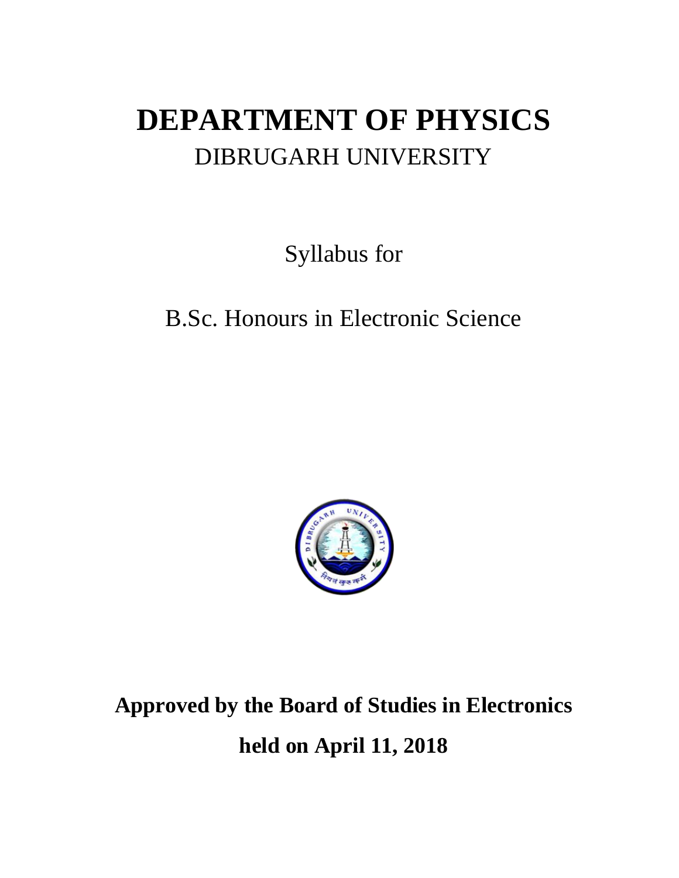# DEPARTMENT OF PHYSICS

DIBRUGARH UNIVERSITY

Syllabus for

B.Sc. Honours in Electronic Science

**Approved by the Board of Studies in Electronics**

**held on April 11, 2018**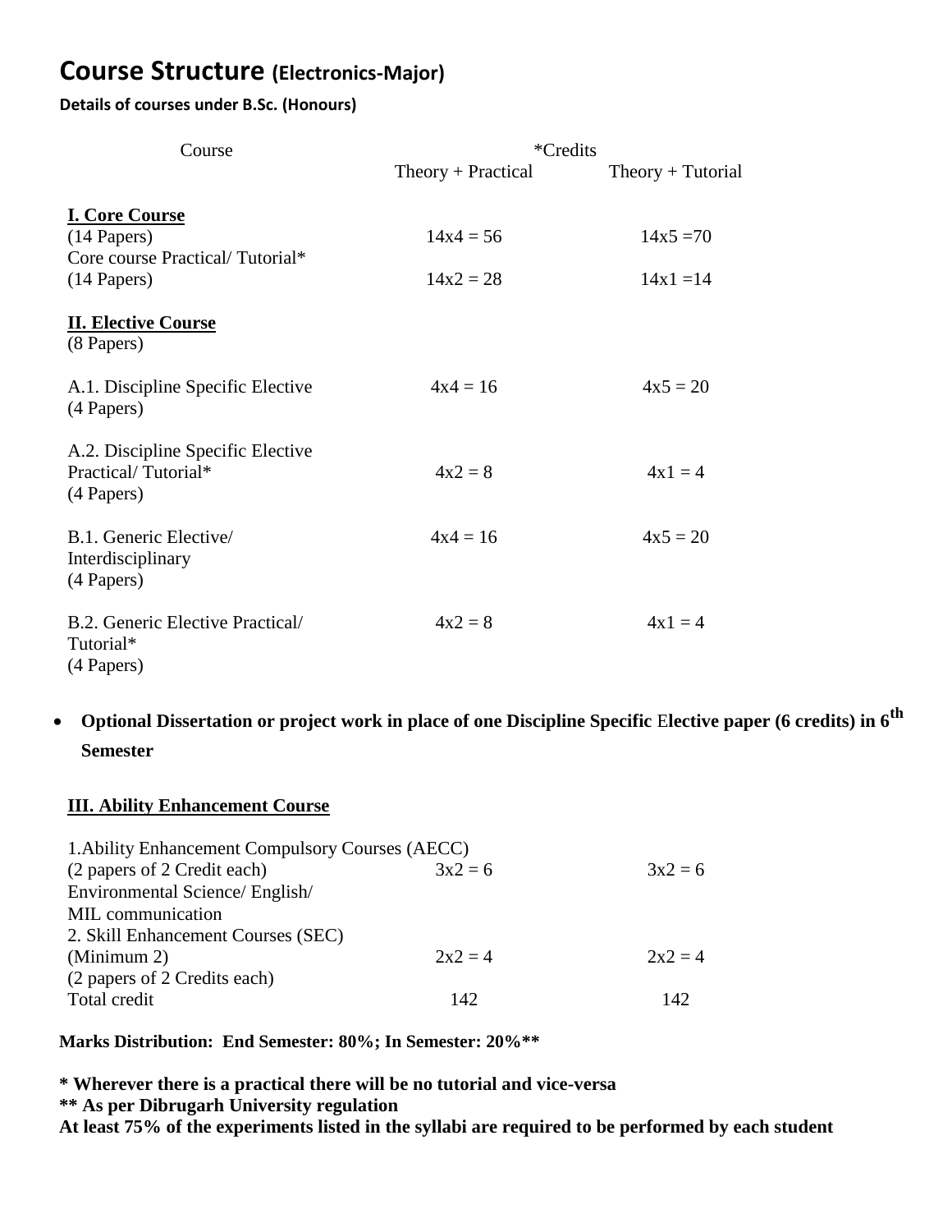# Course Structure (Electronics-Major)

**Details of courses under B.Sc. (Honours)**

| Course | *Credits | |
|---|---|---|
| | Theory + Practical | Theory + Tutorial |
| **I. Core Course** | | |
| (14 Papers) | 14x4 = 56 | 14x5 =70 |
| Core course Practical/ Tutorial* (14 Papers) | 14x2 = 28 | 14x1 =14 |
| **II. Elective Course** (8 Papers) | | |
| A.1. Discipline Specific Elective (4 Papers) | 4x4 = 16 | 4x5 = 20 |
| A.2. Discipline Specific Elective Practical/ Tutorial* (4 Papers) | 4x2 = 8 | 4x1 = 4 |
| B.1. Generic Elective/ Interdisciplinary (4 Papers) | 4x4 = 16 | 4x5 = 20 |
| B.2. Generic Elective Practical/ Tutorial* (4 Papers) | 4x2 = 8 | 4x1 = 4 |

- **Optional Dissertation or project work in place of one Discipline Specific Elective paper (6 credits) in 6th Semester**

| **III. Ability Enhancement Course** | | |
|---|---|---|
| 1.Ability Enhancement Compulsory Courses (AECC) (2 papers of 2 Credit each) Environmental Science/ English/ MIL communication | 3x2 = 6 | 3x2 = 6 |
| 2. Skill Enhancement Courses (SEC) (Minimum 2) (2 papers of 2 Credits each) | 2x2 = 4 | 2x2 = 4 |
| Total credit | 142 | 142 |

**Marks Distribution: End Semester: 80%; In Semester: 20%****

**\* Wherever there is a practical there will be no tutorial and vice-versa**
**\*\* As per Dibrugarh University regulation**
**At least 75% of the experiments listed in the syllabi are required to be performed by each student**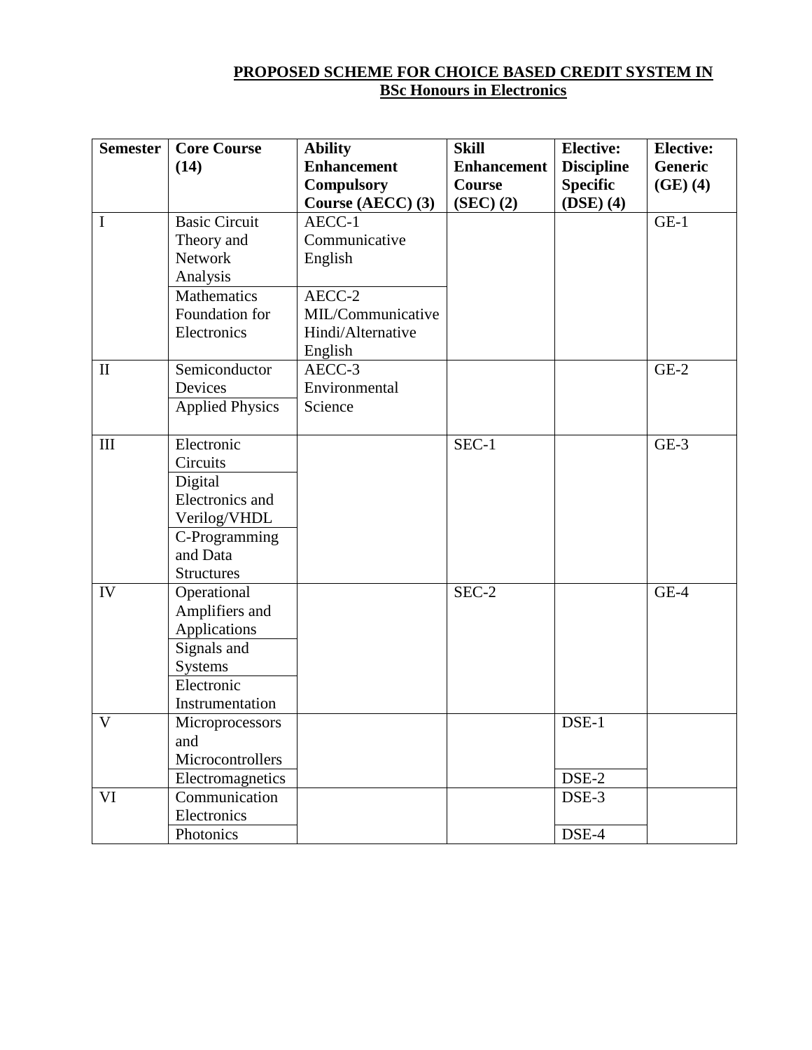**PROPOSED SCHEME FOR CHOICE BASED CREDIT SYSTEM IN BSc Honours in Electronics**

| Semester | Core Course (14) | Ability Enhancement Compulsory Course (AECC) (3) | Skill Enhancement Course (SEC) (2) | Elective: Discipline Specific (DSE) (4) | Elective: Generic (GE) (4) |
|---|---|---|---|---|---|
| I | Basic Circuit Theory and Network Analysis | AECC-1 Communicative English | | | GE-1 |
| | Mathematics Foundation for Electronics | AECC-2 MIL/Communicative Hindi/Alternative English | | | |
| II | Semiconductor Devices | AECC-3 Environmental Science | | | GE-2 |
| | Applied Physics | | | | |
| III | Electronic Circuits | | SEC-1 | | GE-3 |
| | Digital Electronics and Verilog/VHDL | | | | |
| | C-Programming and Data Structures | | | | |
| IV | Operational Amplifiers and Applications | | SEC-2 | | GE-4 |
| | Signals and Systems | | | | |
| | Electronic Instrumentation | | | | |
| V | Microprocessors and Microcontrollers | | | DSE-1 | |
| | Electromagnetics | | | DSE-2 | |
| VI | Communication Electronics | | | DSE-3 | |
| | Photonics | | | DSE-4 | |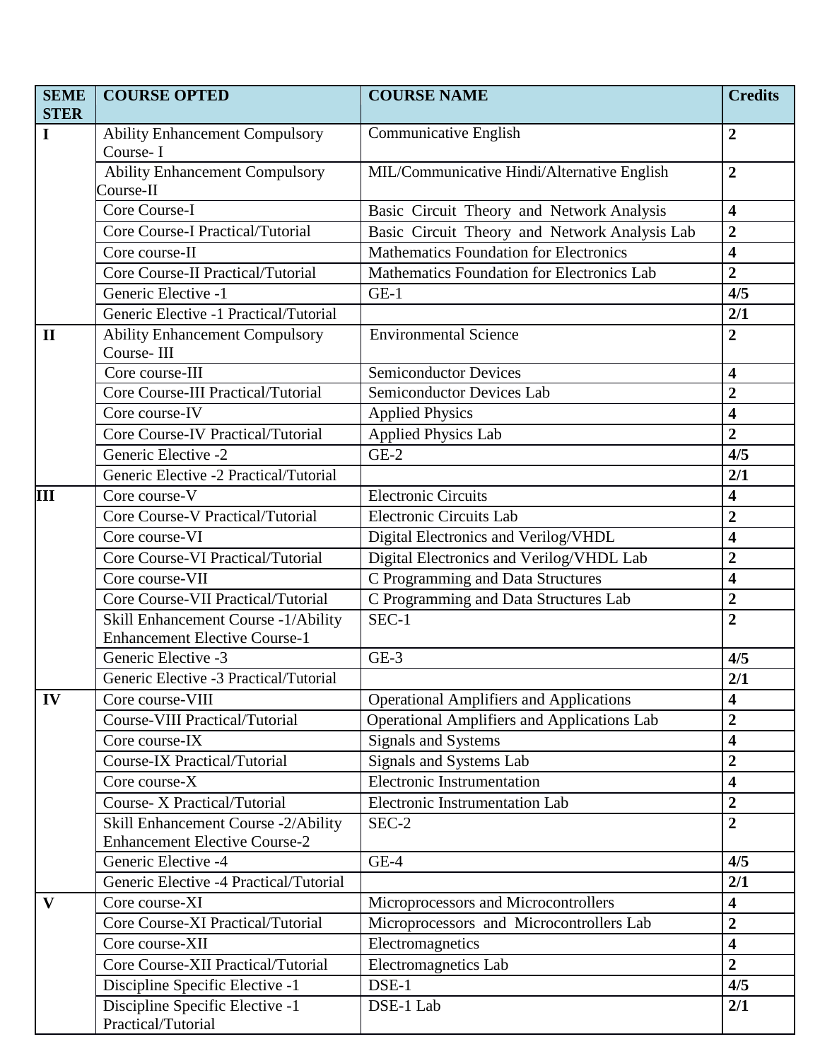| SEMESTER | COURSE OPTED | COURSE NAME | Credits |
|---|---|---|---|
| **I** | Ability Enhancement Compulsory Course- I | Communicative English | **2** |
| | Ability Enhancement Compulsory Course-II | MIL/Communicative Hindi/Alternative English | **2** |
| | Core Course-I | Basic Circuit Theory and Network Analysis | **4** |
| | Core Course-I Practical/Tutorial | Basic Circuit Theory and Network Analysis Lab | **2** |
| | Core course-II | Mathematics Foundation for Electronics | **4** |
| | Core Course-II Practical/Tutorial | Mathematics Foundation for Electronics Lab | **2** |
| | Generic Elective -1 | GE-1 | **4/5** |
| | Generic Elective -1 Practical/Tutorial | | **2/1** |
| **II** | Ability Enhancement Compulsory Course- III | Environmental Science | **2** |
| | Core course-III | Semiconductor Devices | **4** |
| | Core Course-III Practical/Tutorial | Semiconductor Devices Lab | **2** |
| | Core course-IV | Applied Physics | **4** |
| | Core Course-IV Practical/Tutorial | Applied Physics Lab | **2** |
| | Generic Elective -2 | GE-2 | **4/5** |
| | Generic Elective -2 Practical/Tutorial | | **2/1** |
| **III** | Core course-V | Electronic Circuits | **4** |
| | Core Course-V Practical/Tutorial | Electronic Circuits Lab | **2** |
| | Core course-VI | Digital Electronics and Verilog/VHDL | **4** |
| | Core Course-VI Practical/Tutorial | Digital Electronics and Verilog/VHDL Lab | **2** |
| | Core course-VII | C Programming and Data Structures | **4** |
| | Core Course-VII Practical/Tutorial | C Programming and Data Structures Lab | **2** |
| | Skill Enhancement Course -1/Ability Enhancement Elective Course-1 | SEC-1 | **2** |
| | Generic Elective -3 | GE-3 | **4/5** |
| | Generic Elective -3 Practical/Tutorial | | **2/1** |
| **IV** | Core course-VIII | Operational Amplifiers and Applications | **4** |
| | Course-VIII Practical/Tutorial | Operational Amplifiers and Applications Lab | **2** |
| | Core course-IX | Signals and Systems | **4** |
| | Course-IX Practical/Tutorial | Signals and Systems Lab | **2** |
| | Core course-X | Electronic Instrumentation | **4** |
| | Course- X Practical/Tutorial | Electronic Instrumentation Lab | **2** |
| | Skill Enhancement Course -2/Ability Enhancement Elective Course-2 | SEC-2 | **2** |
| | Generic Elective -4 | GE-4 | **4/5** |
| | Generic Elective -4 Practical/Tutorial | | **2/1** |
| **V** | Core course-XI | Microprocessors and Microcontrollers | **4** |
| | Core Course-XI Practical/Tutorial | Microprocessors and Microcontrollers Lab | **2** |
| | Core course-XII | Electromagnetics | **4** |
| | Core Course-XII Practical/Tutorial | Electromagnetics Lab | **2** |
| | Discipline Specific Elective -1 | DSE-1 | **4/5** |
| | Discipline Specific Elective -1 Practical/Tutorial | DSE-1 Lab | **2/1** |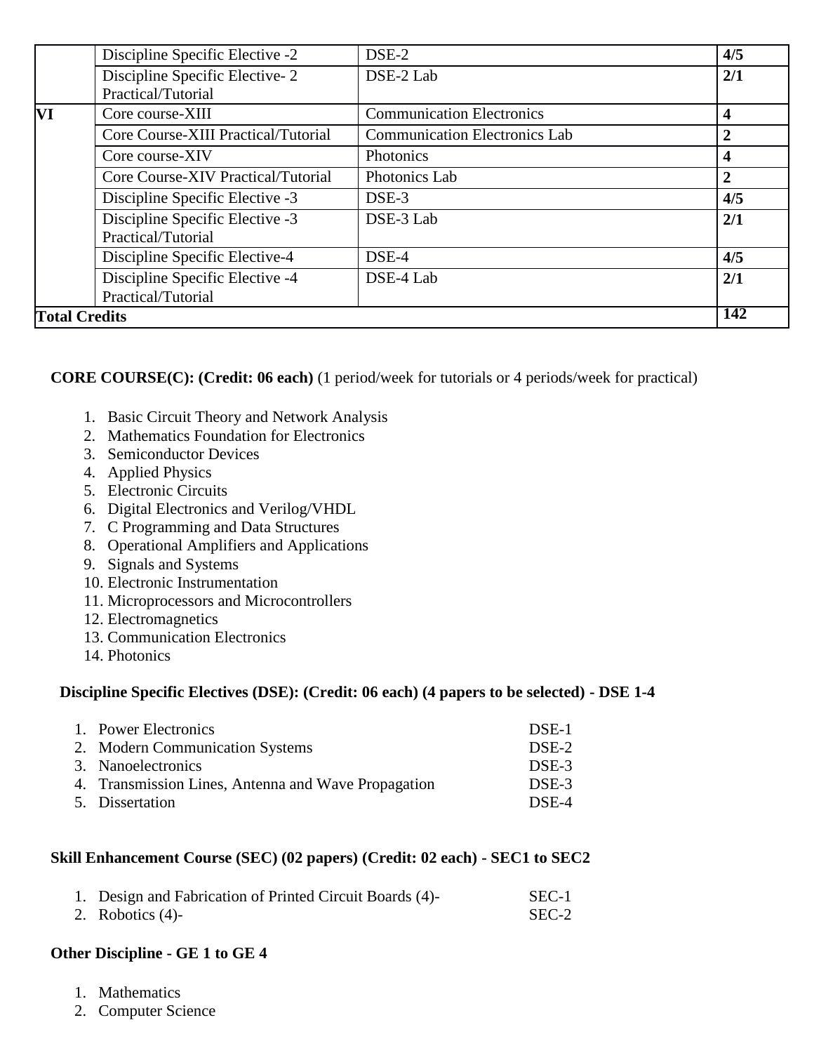| | | | |
|---|---|---|---|
| | Discipline Specific Elective -2 | DSE-2 | **4/5** |
| | Discipline Specific Elective- 2 Practical/Tutorial | DSE-2 Lab | **2/1** |
| **VI** | Core course-XIII | Communication Electronics | **4** |
| | Core Course-XIII Practical/Tutorial | Communication Electronics Lab | **2** |
| | Core course-XIV | Photonics | **4** |
| | Core Course-XIV Practical/Tutorial | Photonics Lab | **2** |
| | Discipline Specific Elective -3 | DSE-3 | **4/5** |
| | Discipline Specific Elective -3 Practical/Tutorial | DSE-3 Lab | **2/1** |
| | Discipline Specific Elective-4 | DSE-4 | **4/5** |
| | Discipline Specific Elective -4 Practical/Tutorial | DSE-4 Lab | **2/1** |
| **Total Credits** | | | **142** |

**CORE COURSE(C): (Credit: 06 each)** (1 period/week for tutorials or 4 periods/week for practical)

1. Basic Circuit Theory and Network Analysis
2. Mathematics Foundation for Electronics
3. Semiconductor Devices
4. Applied Physics
5. Electronic Circuits
6. Digital Electronics and Verilog/VHDL
7. C Programming and Data Structures
8. Operational Amplifiers and Applications
9. Signals and Systems
10. Electronic Instrumentation
11. Microprocessors and Microcontrollers
12. Electromagnetics
13. Communication Electronics
14. Photonics

**Discipline Specific Electives (DSE): (Credit: 06 each) (4 papers to be selected) - DSE 1-4**

1. Power Electronics — DSE-1
2. Modern Communication Systems — DSE-2
3. Nanoelectronics — DSE-3
4. Transmission Lines, Antenna and Wave Propagation — DSE-3
5. Dissertation — DSE-4

**Skill Enhancement Course (SEC) (02 papers) (Credit: 02 each) - SEC1 to SEC2**

1. Design and Fabrication of Printed Circuit Boards (4)- — SEC-1
2. Robotics (4)- — SEC-2

**Other Discipline - GE 1 to GE 4**

1. Mathematics
2. Computer Science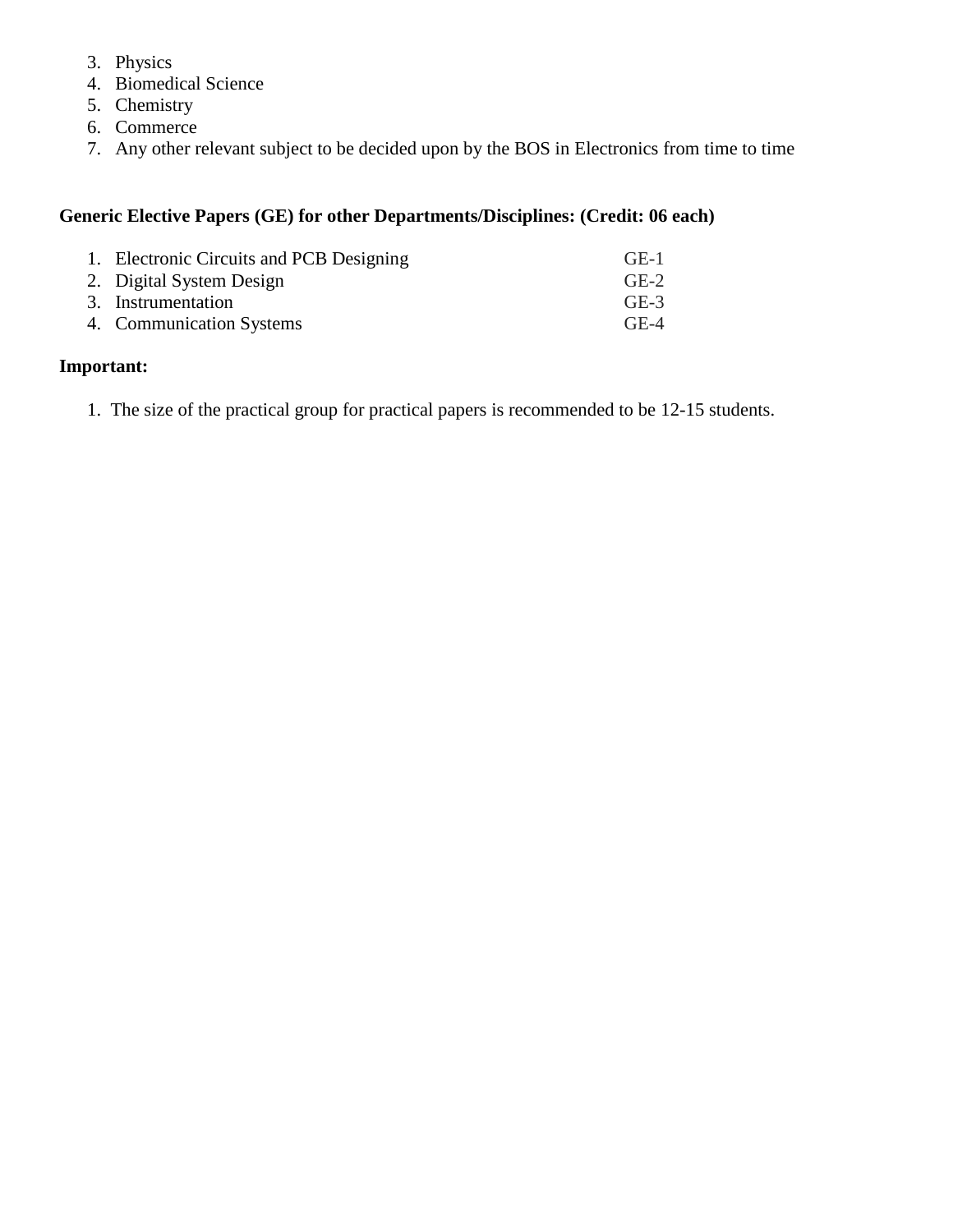3. Physics
4. Biomedical Science
5. Chemistry
6. Commerce
7. Any other relevant subject to be decided upon by the BOS in Electronics from time to time

**Generic Elective Papers (GE) for other Departments/Disciplines: (Credit: 06 each)**

1. Electronic Circuits and PCB Designing GE-1
2. Digital System Design GE-2
3. Instrumentation GE-3
4. Communication Systems GE-4

**Important:**

1. The size of the practical group for practical papers is recommended to be 12-15 students.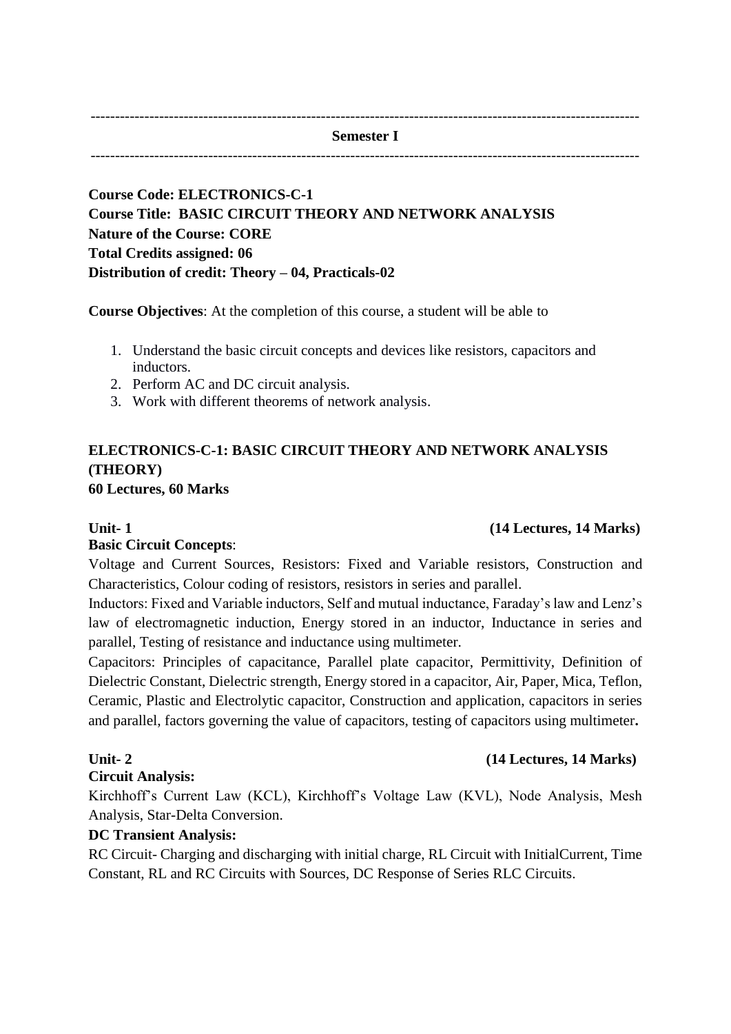---

**Semester I**

---

**Course Code: ELECTRONICS-C-1**
**Course Title: BASIC CIRCUIT THEORY AND NETWORK ANALYSIS**
**Nature of the Course: CORE**
**Total Credits assigned: 06**
**Distribution of credit: Theory – 04, Practicals-02**

**Course Objectives**: At the completion of this course, a student will be able to

1. Understand the basic circuit concepts and devices like resistors, capacitors and inductors.
2. Perform AC and DC circuit analysis.
3. Work with different theorems of network analysis.

## ELECTRONICS-C-1: BASIC CIRCUIT THEORY AND NETWORK ANALYSIS (THEORY)

**60 Lectures, 60 Marks**

**Unit- 1 (14 Lectures, 14 Marks)**

**Basic Circuit Concepts**:

Voltage and Current Sources, Resistors: Fixed and Variable resistors, Construction and Characteristics, Colour coding of resistors, resistors in series and parallel.

Inductors: Fixed and Variable inductors, Self and mutual inductance, Faraday's law and Lenz's law of electromagnetic induction, Energy stored in an inductor, Inductance in series and parallel, Testing of resistance and inductance using multimeter.

Capacitors: Principles of capacitance, Parallel plate capacitor, Permittivity, Definition of Dielectric Constant, Dielectric strength, Energy stored in a capacitor, Air, Paper, Mica, Teflon, Ceramic, Plastic and Electrolytic capacitor, Construction and application, capacitors in series and parallel, factors governing the value of capacitors, testing of capacitors using multimeter**.**

**Unit- 2 (14 Lectures, 14 Marks)**

**Circuit Analysis:**

Kirchhoff's Current Law (KCL), Kirchhoff's Voltage Law (KVL), Node Analysis, Mesh Analysis, Star-Delta Conversion.

**DC Transient Analysis:**

RC Circuit- Charging and discharging with initial charge, RL Circuit with InitialCurrent, Time Constant, RL and RC Circuits with Sources, DC Response of Series RLC Circuits.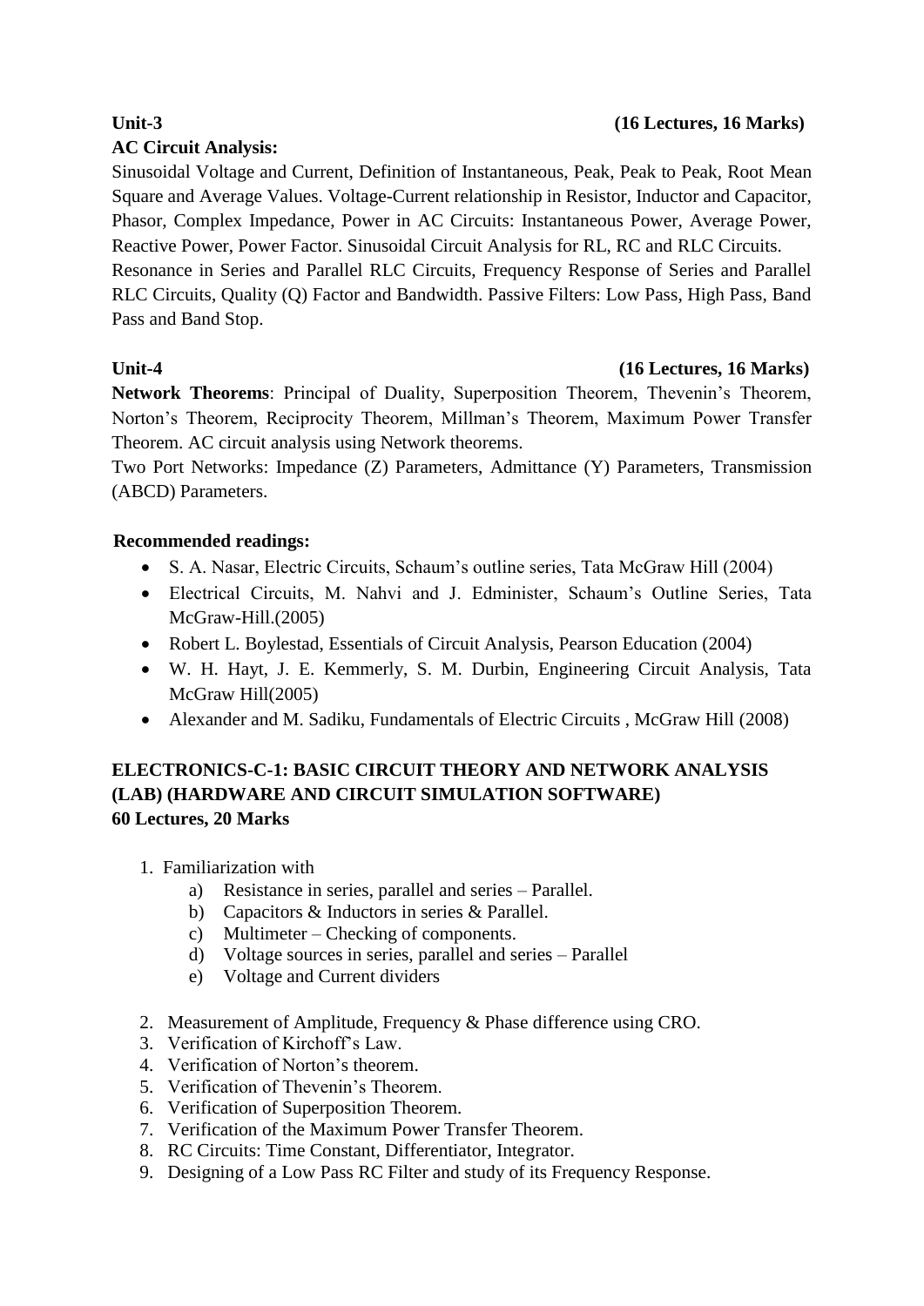**Unit-3** **(16 Lectures, 16 Marks)**

**AC Circuit Analysis:**

Sinusoidal Voltage and Current, Definition of Instantaneous, Peak, Peak to Peak, Root Mean Square and Average Values. Voltage-Current relationship in Resistor, Inductor and Capacitor, Phasor, Complex Impedance, Power in AC Circuits: Instantaneous Power, Average Power, Reactive Power, Power Factor. Sinusoidal Circuit Analysis for RL, RC and RLC Circuits.

Resonance in Series and Parallel RLC Circuits, Frequency Response of Series and Parallel RLC Circuits, Quality (Q) Factor and Bandwidth. Passive Filters: Low Pass, High Pass, Band Pass and Band Stop.

**Unit-4** **(16 Lectures, 16 Marks)**

**Network Theorems**: Principal of Duality, Superposition Theorem, Thevenin's Theorem, Norton's Theorem, Reciprocity Theorem, Millman's Theorem, Maximum Power Transfer Theorem. AC circuit analysis using Network theorems.

Two Port Networks: Impedance (Z) Parameters, Admittance (Y) Parameters, Transmission (ABCD) Parameters.

**Recommended readings:**

- S. A. Nasar, Electric Circuits, Schaum's outline series, Tata McGraw Hill (2004)
- Electrical Circuits, M. Nahvi and J. Edminister, Schaum's Outline Series, Tata McGraw-Hill.(2005)
- Robert L. Boylestad, Essentials of Circuit Analysis, Pearson Education (2004)
- W. H. Hayt, J. E. Kemmerly, S. M. Durbin, Engineering Circuit Analysis, Tata McGraw Hill(2005)
- Alexander and M. Sadiku, Fundamentals of Electric Circuits , McGraw Hill (2008)

**ELECTRONICS-C-1: BASIC CIRCUIT THEORY AND NETWORK ANALYSIS (LAB) (HARDWARE AND CIRCUIT SIMULATION SOFTWARE)**
**60 Lectures, 20 Marks**

1. Familiarization with
   a) Resistance in series, parallel and series – Parallel.
   b) Capacitors & Inductors in series & Parallel.
   c) Multimeter – Checking of components.
   d) Voltage sources in series, parallel and series – Parallel
   e) Voltage and Current dividers
2. Measurement of Amplitude, Frequency & Phase difference using CRO.
3. Verification of Kirchoff's Law.
4. Verification of Norton's theorem.
5. Verification of Thevenin's Theorem.
6. Verification of Superposition Theorem.
7. Verification of the Maximum Power Transfer Theorem.
8. RC Circuits: Time Constant, Differentiator, Integrator.
9. Designing of a Low Pass RC Filter and study of its Frequency Response.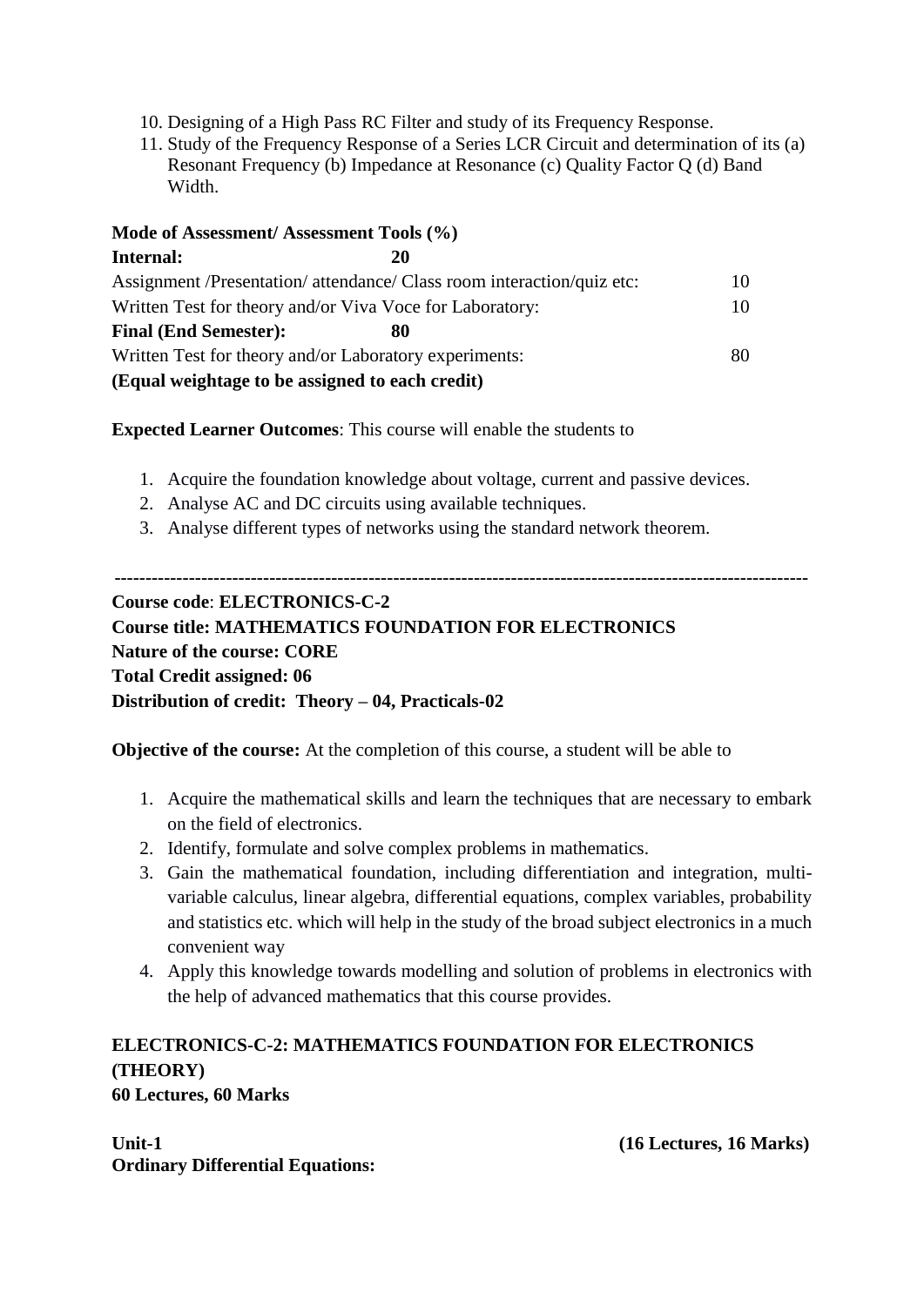10. Designing of a High Pass RC Filter and study of its Frequency Response.
11. Study of the Frequency Response of a Series LCR Circuit and determination of its (a) Resonant Frequency (b) Impedance at Resonance (c) Quality Factor Q (d) Band Width.

**Mode of Assessment/ Assessment Tools (%)**

| | | |
|---|---|---|
| **Internal:** | **20** | |
| Assignment /Presentation/ attendance/ Class room interaction/quiz etc: | | 10 |
| Written Test for theory and/or Viva Voce for Laboratory: | | 10 |
| **Final (End Semester):** | **80** | |
| Written Test for theory and/or Laboratory experiments: | | 80 |

**(Equal weightage to be assigned to each credit)**

**Expected Learner Outcomes**: This course will enable the students to

1. Acquire the foundation knowledge about voltage, current and passive devices.
2. Analyse AC and DC circuits using available techniques.
3. Analyse different types of networks using the standard network theorem.

---

**Course code**: **ELECTRONICS-C-2**
**Course title: MATHEMATICS FOUNDATION FOR ELECTRONICS**
**Nature of the course: CORE**
**Total Credit assigned: 06**
**Distribution of credit: Theory – 04, Practicals-02**

**Objective of the course:** At the completion of this course, a student will be able to

1. Acquire the mathematical skills and learn the techniques that are necessary to embark on the field of electronics.
2. Identify, formulate and solve complex problems in mathematics.
3. Gain the mathematical foundation, including differentiation and integration, multi-variable calculus, linear algebra, differential equations, complex variables, probability and statistics etc. which will help in the study of the broad subject electronics in a much convenient way
4. Apply this knowledge towards modelling and solution of problems in electronics with the help of advanced mathematics that this course provides.

**ELECTRONICS-C-2: MATHEMATICS FOUNDATION FOR ELECTRONICS (THEORY)**
**60 Lectures, 60 Marks**

**Unit-1** **(16 Lectures, 16 Marks)**
**Ordinary Differential Equations:**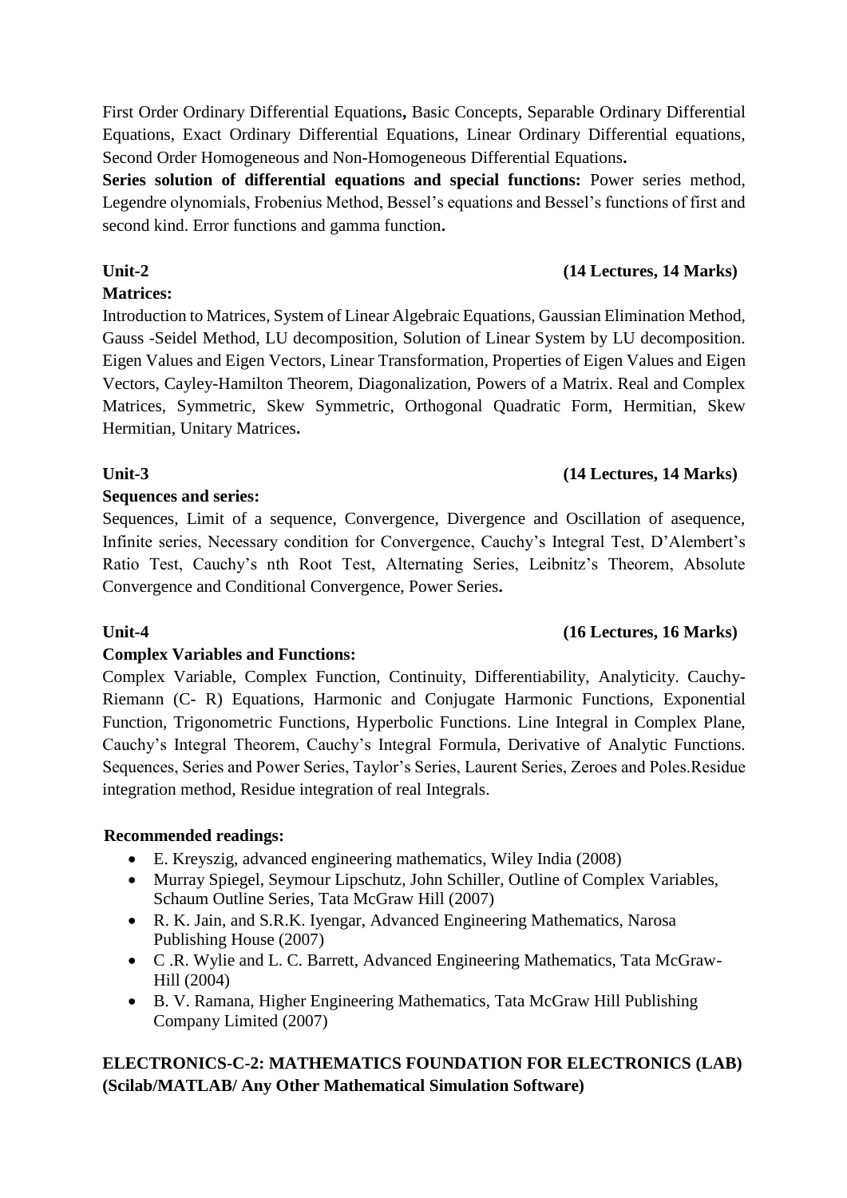First Order Ordinary Differential Equations**,** Basic Concepts, Separable Ordinary Differential Equations, Exact Ordinary Differential Equations, Linear Ordinary Differential equations, Second Order Homogeneous and Non-Homogeneous Differential Equations**.**

**Series solution of differential equations and special functions:** Power series method, Legendre olynomials, Frobenius Method, Bessel's equations and Bessel's functions of first and second kind. Error functions and gamma function**.**

**Unit-2** **(14 Lectures, 14 Marks)**

**Matrices:**

Introduction to Matrices, System of Linear Algebraic Equations, Gaussian Elimination Method, Gauss -Seidel Method, LU decomposition, Solution of Linear System by LU decomposition. Eigen Values and Eigen Vectors, Linear Transformation, Properties of Eigen Values and Eigen Vectors, Cayley-Hamilton Theorem, Diagonalization, Powers of a Matrix. Real and Complex Matrices, Symmetric, Skew Symmetric, Orthogonal Quadratic Form, Hermitian, Skew Hermitian, Unitary Matrices**.**

**Unit-3** **(14 Lectures, 14 Marks)**

**Sequences and series:**

Sequences, Limit of a sequence, Convergence, Divergence and Oscillation of asequence, Infinite series, Necessary condition for Convergence, Cauchy's Integral Test, D'Alembert's Ratio Test, Cauchy's nth Root Test, Alternating Series, Leibnitz's Theorem, Absolute Convergence and Conditional Convergence, Power Series**.**

**Unit-4** **(16 Lectures, 16 Marks)**

**Complex Variables and Functions:**

Complex Variable, Complex Function, Continuity, Differentiability, Analyticity. Cauchy-Riemann (C- R) Equations, Harmonic and Conjugate Harmonic Functions, Exponential Function, Trigonometric Functions, Hyperbolic Functions. Line Integral in Complex Plane, Cauchy's Integral Theorem, Cauchy's Integral Formula, Derivative of Analytic Functions. Sequences, Series and Power Series, Taylor's Series, Laurent Series, Zeroes and Poles.Residue integration method, Residue integration of real Integrals.

**Recommended readings:**

- E. Kreyszig, advanced engineering mathematics, Wiley India (2008)
- Murray Spiegel, Seymour Lipschutz, John Schiller, Outline of Complex Variables, Schaum Outline Series, Tata McGraw Hill (2007)
- R. K. Jain, and S.R.K. Iyengar, Advanced Engineering Mathematics, Narosa Publishing House (2007)
- C .R. Wylie and L. C. Barrett, Advanced Engineering Mathematics, Tata McGraw-Hill (2004)
- B. V. Ramana, Higher Engineering Mathematics, Tata McGraw Hill Publishing Company Limited (2007)

**ELECTRONICS-C-2: MATHEMATICS FOUNDATION FOR ELECTRONICS (LAB) (Scilab/MATLAB/ Any Other Mathematical Simulation Software)**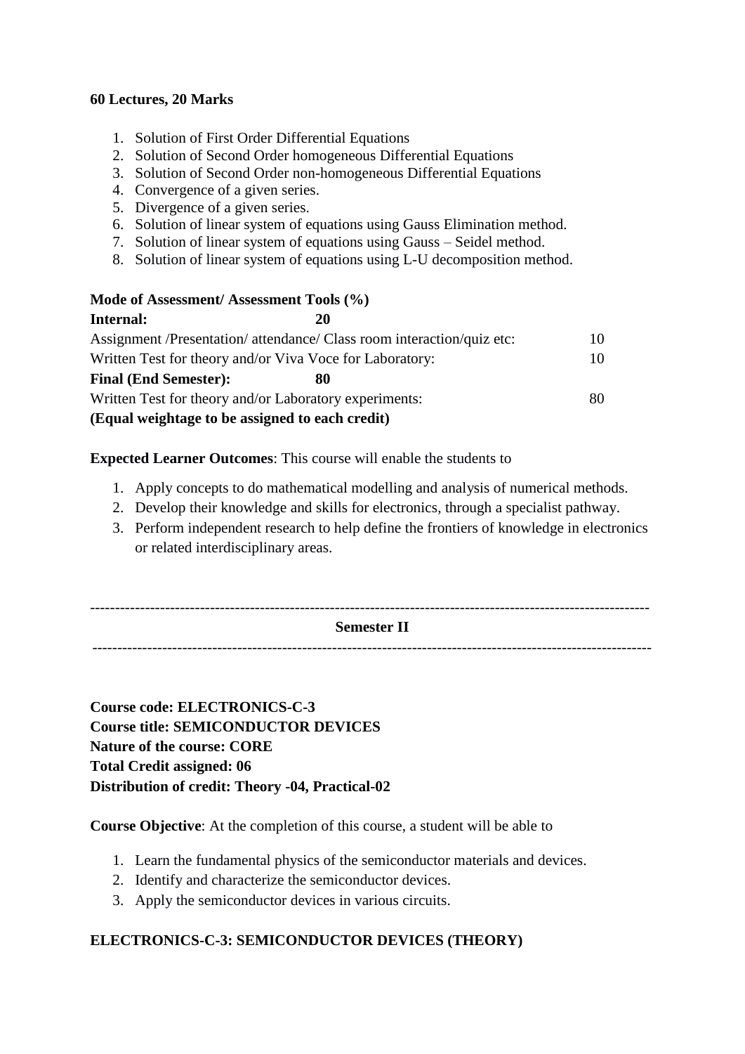**60 Lectures, 20 Marks**

1. Solution of First Order Differential Equations
2. Solution of Second Order homogeneous Differential Equations
3. Solution of Second Order non-homogeneous Differential Equations
4. Convergence of a given series.
5. Divergence of a given series.
6. Solution of linear system of equations using Gauss Elimination method.
7. Solution of linear system of equations using Gauss – Seidel method.
8. Solution of linear system of equations using L-U decomposition method.

**Mode of Assessment/ Assessment Tools (%)**

**Internal: 20**

Assignment /Presentation/ attendance/ Class room interaction/quiz etc: 10

Written Test for theory and/or Viva Voce for Laboratory: 10

**Final (End Semester): 80**

Written Test for theory and/or Laboratory experiments: 80

**(Equal weightage to be assigned to each credit)**

**Expected Learner Outcomes**: This course will enable the students to

1. Apply concepts to do mathematical modelling and analysis of numerical methods.
2. Develop their knowledge and skills for electronics, through a specialist pathway.
3. Perform independent research to help define the frontiers of knowledge in electronics or related interdisciplinary areas.

---

## Semester II

---

**Course code: ELECTRONICS-C-3**
**Course title: SEMICONDUCTOR DEVICES**
**Nature of the course: CORE**
**Total Credit assigned: 06**
**Distribution of credit: Theory -04, Practical-02**

**Course Objective**: At the completion of this course, a student will be able to

1. Learn the fundamental physics of the semiconductor materials and devices.
2. Identify and characterize the semiconductor devices.
3. Apply the semiconductor devices in various circuits.

**ELECTRONICS-C-3: SEMICONDUCTOR DEVICES (THEORY)**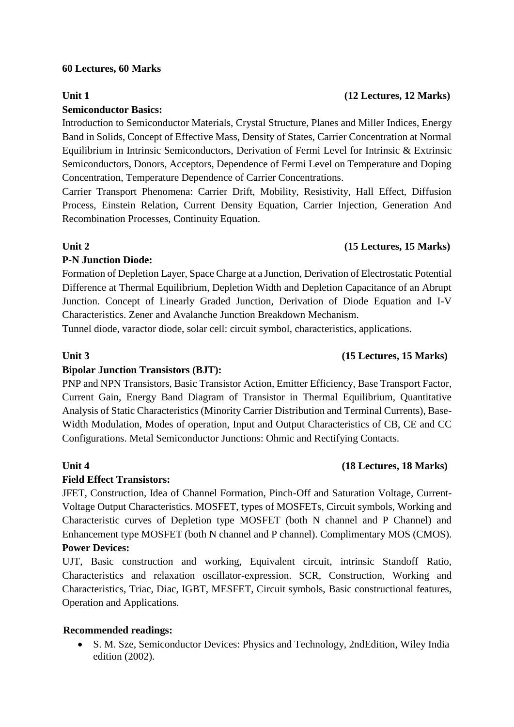**60 Lectures, 60 Marks**

**Unit 1** **(12 Lectures, 12 Marks)**

**Semiconductor Basics:**

Introduction to Semiconductor Materials, Crystal Structure, Planes and Miller Indices, Energy Band in Solids, Concept of Effective Mass, Density of States, Carrier Concentration at Normal Equilibrium in Intrinsic Semiconductors, Derivation of Fermi Level for Intrinsic & Extrinsic Semiconductors, Donors, Acceptors, Dependence of Fermi Level on Temperature and Doping Concentration, Temperature Dependence of Carrier Concentrations.

Carrier Transport Phenomena: Carrier Drift, Mobility, Resistivity, Hall Effect, Diffusion Process, Einstein Relation, Current Density Equation, Carrier Injection, Generation And Recombination Processes, Continuity Equation.

**Unit 2** **(15 Lectures, 15 Marks)**

**P-N Junction Diode:**

Formation of Depletion Layer, Space Charge at a Junction, Derivation of Electrostatic Potential Difference at Thermal Equilibrium, Depletion Width and Depletion Capacitance of an Abrupt Junction. Concept of Linearly Graded Junction, Derivation of Diode Equation and I-V Characteristics. Zener and Avalanche Junction Breakdown Mechanism.

Tunnel diode, varactor diode, solar cell: circuit symbol, characteristics, applications.

**Unit 3** **(15 Lectures, 15 Marks)**

**Bipolar Junction Transistors (BJT):**

PNP and NPN Transistors, Basic Transistor Action, Emitter Efficiency, Base Transport Factor, Current Gain, Energy Band Diagram of Transistor in Thermal Equilibrium, Quantitative Analysis of Static Characteristics (Minority Carrier Distribution and Terminal Currents), Base-Width Modulation, Modes of operation, Input and Output Characteristics of CB, CE and CC Configurations. Metal Semiconductor Junctions: Ohmic and Rectifying Contacts.

**Unit 4** **(18 Lectures, 18 Marks)**

**Field Effect Transistors:**

JFET, Construction, Idea of Channel Formation, Pinch-Off and Saturation Voltage, Current-Voltage Output Characteristics. MOSFET, types of MOSFETs, Circuit symbols, Working and Characteristic curves of Depletion type MOSFET (both N channel and P Channel) and Enhancement type MOSFET (both N channel and P channel). Complimentary MOS (CMOS).

**Power Devices:**

UJT, Basic construction and working, Equivalent circuit, intrinsic Standoff Ratio, Characteristics and relaxation oscillator-expression. SCR, Construction, Working and Characteristics, Triac, Diac, IGBT, MESFET, Circuit symbols, Basic constructional features, Operation and Applications.

**Recommended readings:**

- S. M. Sze, Semiconductor Devices: Physics and Technology, 2ndEdition, Wiley India edition (2002).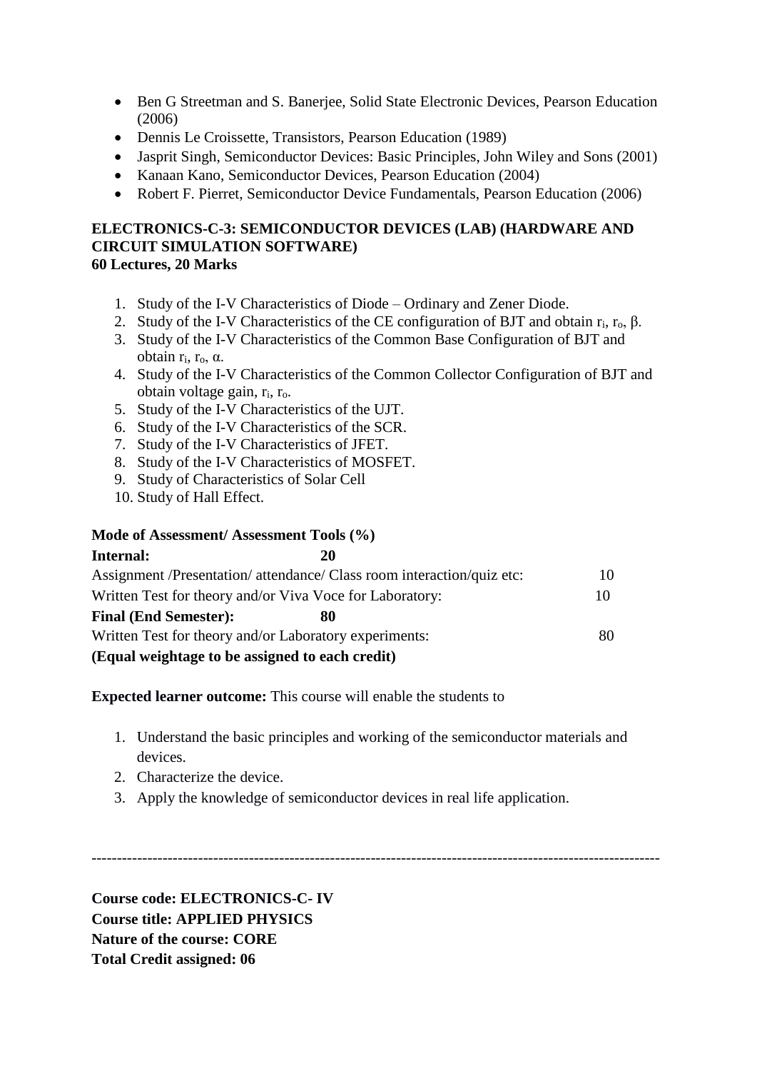- Ben G Streetman and S. Banerjee, Solid State Electronic Devices, Pearson Education (2006)
- Dennis Le Croissette, Transistors, Pearson Education (1989)
- Jasprit Singh, Semiconductor Devices: Basic Principles, John Wiley and Sons (2001)
- Kanaan Kano, Semiconductor Devices, Pearson Education (2004)
- Robert F. Pierret, Semiconductor Device Fundamentals, Pearson Education (2006)

**ELECTRONICS-C-3: SEMICONDUCTOR DEVICES (LAB) (HARDWARE AND CIRCUIT SIMULATION SOFTWARE)**
**60 Lectures, 20 Marks**

1. Study of the I-V Characteristics of Diode – Ordinary and Zener Diode.
2. Study of the I-V Characteristics of the CE configuration of BJT and obtain $r_i$, $r_o$, $\beta$.
3. Study of the I-V Characteristics of the Common Base Configuration of BJT and obtain $r_i$, $r_o$, $\alpha$.
4. Study of the I-V Characteristics of the Common Collector Configuration of BJT and obtain voltage gain, $r_i$, $r_o$.
5. Study of the I-V Characteristics of the UJT.
6. Study of the I-V Characteristics of the SCR.
7. Study of the I-V Characteristics of JFET.
8. Study of the I-V Characteristics of MOSFET.
9. Study of Characteristics of Solar Cell
10. Study of Hall Effect.

**Mode of Assessment/ Assessment Tools (%)**

| | |
|---|---|
| **Internal:** | **20** |
| Assignment /Presentation/ attendance/ Class room interaction/quiz etc: | 10 |
| Written Test for theory and/or Viva Voce for Laboratory: | 10 |
| **Final (End Semester):** | **80** |
| Written Test for theory and/or Laboratory experiments: | 80 |

**(Equal weightage to be assigned to each credit)**

**Expected learner outcome:** This course will enable the students to

1. Understand the basic principles and working of the semiconductor materials and devices.
2. Characterize the device.
3. Apply the knowledge of semiconductor devices in real life application.

---

**Course code: ELECTRONICS-C- IV**
**Course title: APPLIED PHYSICS**
**Nature of the course: CORE**
**Total Credit assigned: 06**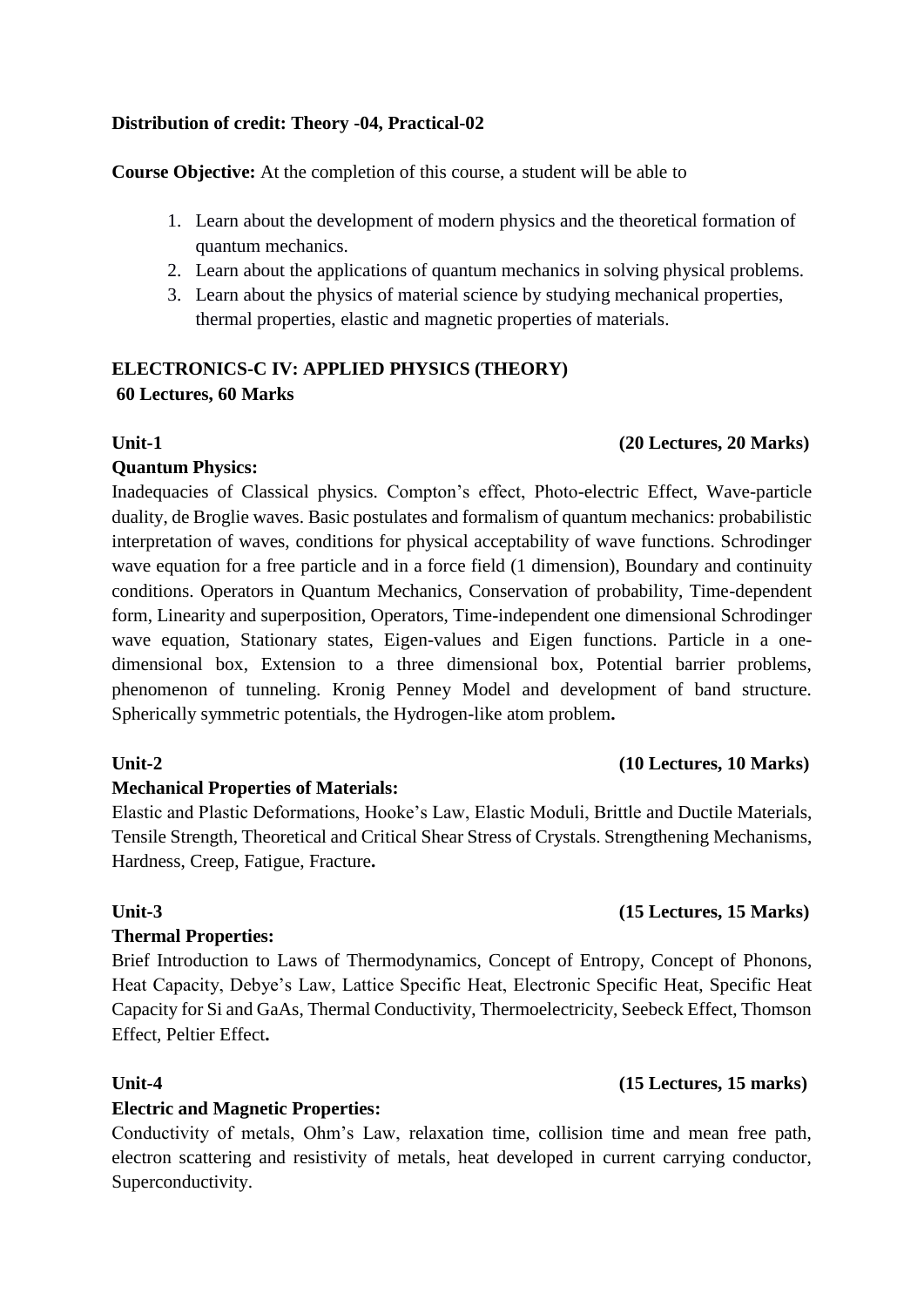**Distribution of credit: Theory -04, Practical-02**

**Course Objective:** At the completion of this course, a student will be able to

1. Learn about the development of modern physics and the theoretical formation of quantum mechanics.
2. Learn about the applications of quantum mechanics in solving physical problems.
3. Learn about the physics of material science by studying mechanical properties, thermal properties, elastic and magnetic properties of materials.

**ELECTRONICS-C IV: APPLIED PHYSICS (THEORY)**
**60 Lectures, 60 Marks**

**Unit-1 (20 Lectures, 20 Marks)**

**Quantum Physics:**

Inadequacies of Classical physics. Compton's effect, Photo-electric Effect, Wave-particle duality, de Broglie waves. Basic postulates and formalism of quantum mechanics: probabilistic interpretation of waves, conditions for physical acceptability of wave functions. Schrodinger wave equation for a free particle and in a force field (1 dimension), Boundary and continuity conditions. Operators in Quantum Mechanics, Conservation of probability, Time-dependent form, Linearity and superposition, Operators, Time-independent one dimensional Schrodinger wave equation, Stationary states, Eigen-values and Eigen functions. Particle in a one-dimensional box, Extension to a three dimensional box, Potential barrier problems, phenomenon of tunneling. Kronig Penney Model and development of band structure. Spherically symmetric potentials, the Hydrogen-like atom problem**.**

**Unit-2 (10 Lectures, 10 Marks)**

**Mechanical Properties of Materials:**

Elastic and Plastic Deformations, Hooke's Law, Elastic Moduli, Brittle and Ductile Materials, Tensile Strength, Theoretical and Critical Shear Stress of Crystals. Strengthening Mechanisms, Hardness, Creep, Fatigue, Fracture**.**

**Unit-3 (15 Lectures, 15 Marks)**

**Thermal Properties:**

Brief Introduction to Laws of Thermodynamics, Concept of Entropy, Concept of Phonons, Heat Capacity, Debye's Law, Lattice Specific Heat, Electronic Specific Heat, Specific Heat Capacity for Si and GaAs, Thermal Conductivity, Thermoelectricity, Seebeck Effect, Thomson Effect, Peltier Effect**.**

**Unit-4 (15 Lectures, 15 marks)**

**Electric and Magnetic Properties:**

Conductivity of metals, Ohm's Law, relaxation time, collision time and mean free path, electron scattering and resistivity of metals, heat developed in current carrying conductor, Superconductivity.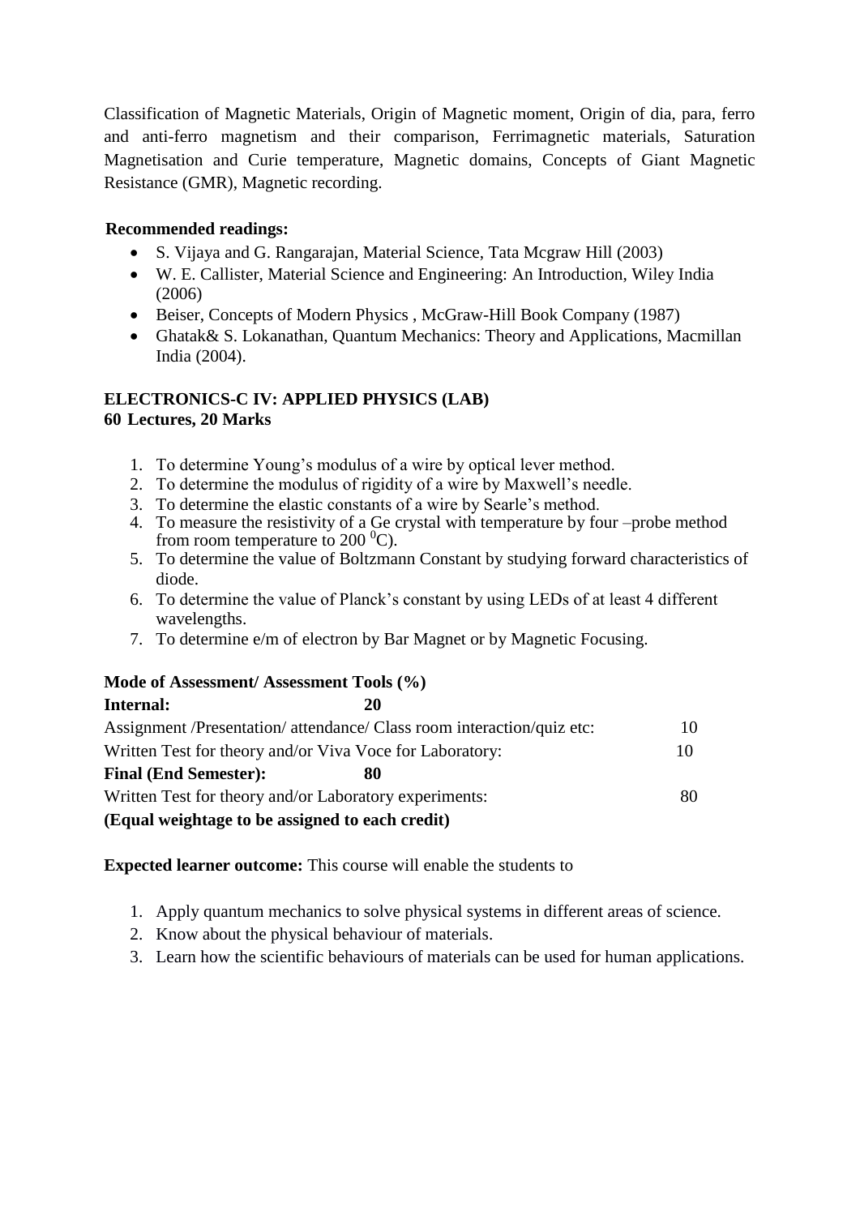Classification of Magnetic Materials, Origin of Magnetic moment, Origin of dia, para, ferro and anti-ferro magnetism and their comparison, Ferrimagnetic materials, Saturation Magnetisation and Curie temperature, Magnetic domains, Concepts of Giant Magnetic Resistance (GMR), Magnetic recording.

**Recommended readings:**

- S. Vijaya and G. Rangarajan, Material Science, Tata Mcgraw Hill (2003)
- W. E. Callister, Material Science and Engineering: An Introduction, Wiley India (2006)
- Beiser, Concepts of Modern Physics , McGraw-Hill Book Company (1987)
- Ghatak& S. Lokanathan, Quantum Mechanics: Theory and Applications, Macmillan India (2004).

**ELECTRONICS-C IV: APPLIED PHYSICS (LAB)**
**60 Lectures, 20 Marks**

1. To determine Young's modulus of a wire by optical lever method.
2. To determine the modulus of rigidity of a wire by Maxwell's needle.
3. To determine the elastic constants of a wire by Searle's method.
4. To measure the resistivity of a Ge crystal with temperature by four –probe method from room temperature to 200 $^0$C).
5. To determine the value of Boltzmann Constant by studying forward characteristics of diode.
6. To determine the value of Planck's constant by using LEDs of at least 4 different wavelengths.
7. To determine e/m of electron by Bar Magnet or by Magnetic Focusing.

**Mode of Assessment/ Assessment Tools (%)**

| | |
|---|---|
| **Internal: 20** | |
| Assignment /Presentation/ attendance/ Class room interaction/quiz etc: | 10 |
| Written Test for theory and/or Viva Voce for Laboratory: | 10 |
| **Final (End Semester): 80** | |
| Written Test for theory and/or Laboratory experiments: | 80 |

**(Equal weightage to be assigned to each credit)**

**Expected learner outcome:** This course will enable the students to

1. Apply quantum mechanics to solve physical systems in different areas of science.
2. Know about the physical behaviour of materials.
3. Learn how the scientific behaviours of materials can be used for human applications.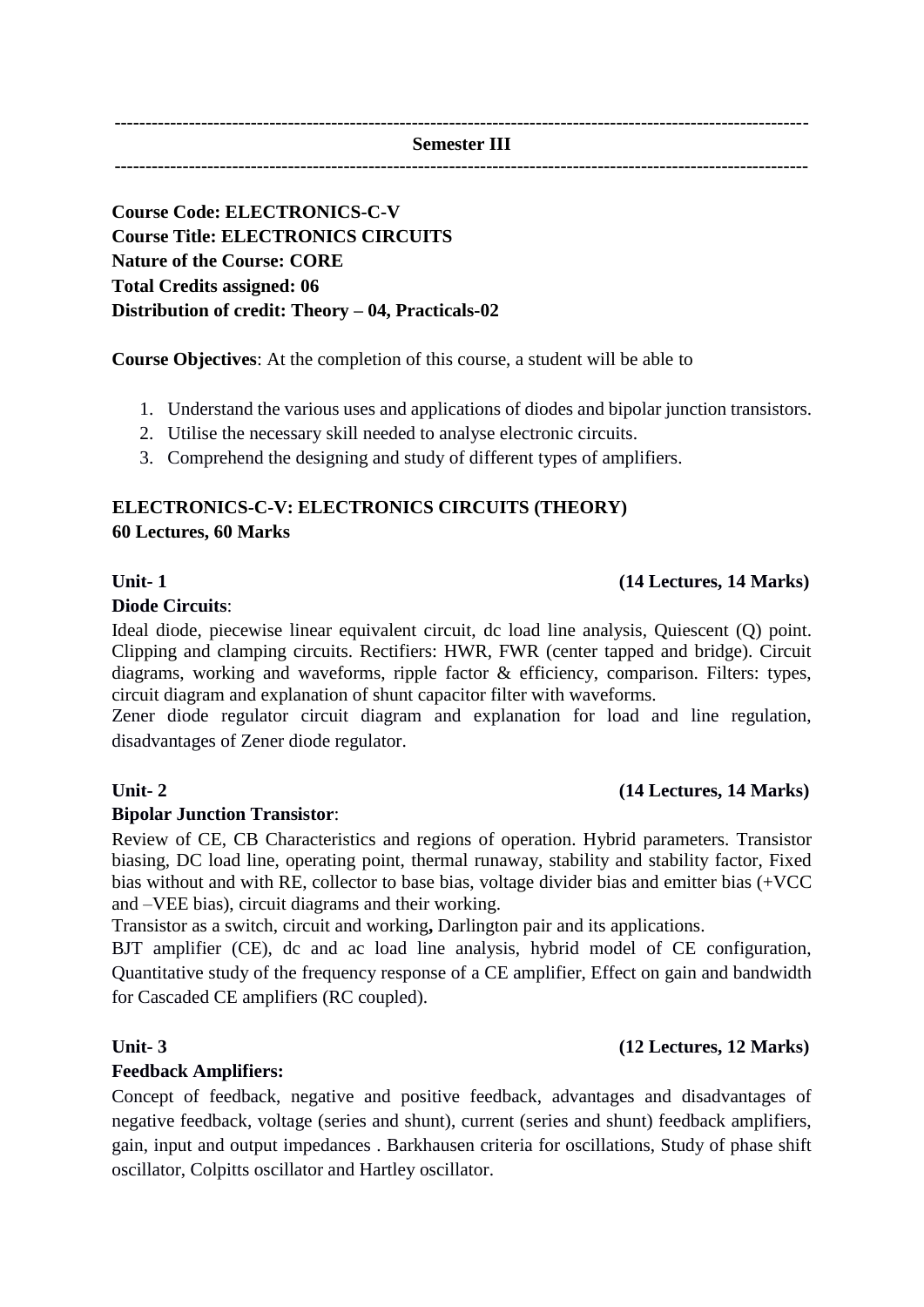---

**Semester III**

---

**Course Code: ELECTRONICS-C-V**
**Course Title: ELECTRONICS CIRCUITS**
**Nature of the Course: CORE**
**Total Credits assigned: 06**
**Distribution of credit: Theory – 04, Practicals-02**

**Course Objectives**: At the completion of this course, a student will be able to

1. Understand the various uses and applications of diodes and bipolar junction transistors.
2. Utilise the necessary skill needed to analyse electronic circuits.
3. Comprehend the designing and study of different types of amplifiers.

**ELECTRONICS-C-V: ELECTRONICS CIRCUITS (THEORY)**
**60 Lectures, 60 Marks**

**Unit- 1** **(14 Lectures, 14 Marks)**

**Diode Circuits**:

Ideal diode, piecewise linear equivalent circuit, dc load line analysis, Quiescent (Q) point. Clipping and clamping circuits. Rectifiers: HWR, FWR (center tapped and bridge). Circuit diagrams, working and waveforms, ripple factor & efficiency, comparison. Filters: types, circuit diagram and explanation of shunt capacitor filter with waveforms.

Zener diode regulator circuit diagram and explanation for load and line regulation, disadvantages of Zener diode regulator.

**Unit- 2** **(14 Lectures, 14 Marks)**

**Bipolar Junction Transistor**:

Review of CE, CB Characteristics and regions of operation. Hybrid parameters. Transistor biasing, DC load line, operating point, thermal runaway, stability and stability factor, Fixed bias without and with RE, collector to base bias, voltage divider bias and emitter bias (+VCC and –VEE bias), circuit diagrams and their working.

Transistor as a switch, circuit and working**,** Darlington pair and its applications.

BJT amplifier (CE), dc and ac load line analysis, hybrid model of CE configuration, Quantitative study of the frequency response of a CE amplifier, Effect on gain and bandwidth for Cascaded CE amplifiers (RC coupled).

**Unit- 3** **(12 Lectures, 12 Marks)**

**Feedback Amplifiers:**

Concept of feedback, negative and positive feedback, advantages and disadvantages of negative feedback, voltage (series and shunt), current (series and shunt) feedback amplifiers, gain, input and output impedances . Barkhausen criteria for oscillations, Study of phase shift oscillator, Colpitts oscillator and Hartley oscillator.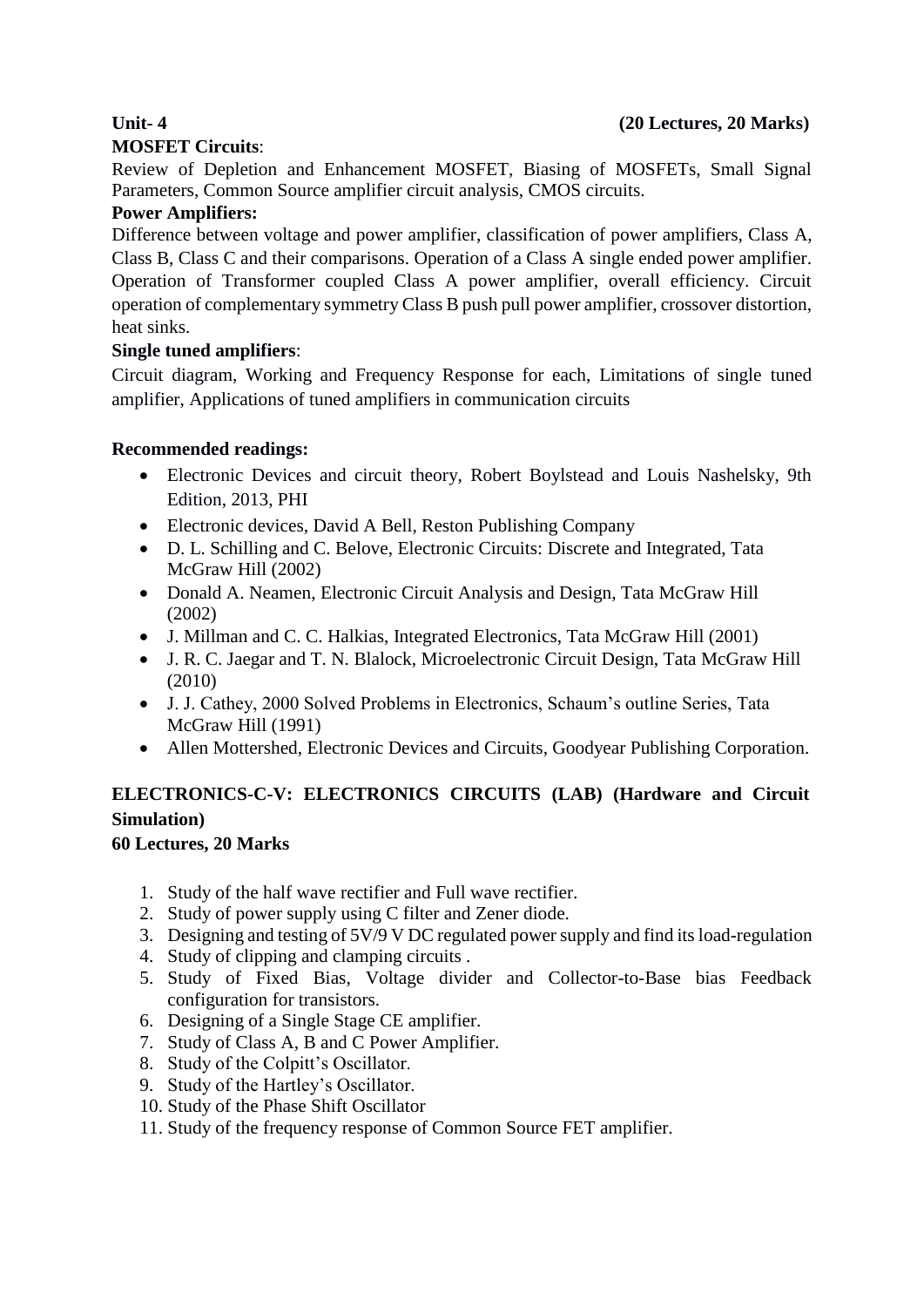**Unit- 4 (20 Lectures, 20 Marks)**

**MOSFET Circuits**:

Review of Depletion and Enhancement MOSFET, Biasing of MOSFETs, Small Signal Parameters, Common Source amplifier circuit analysis, CMOS circuits.

**Power Amplifiers:**

Difference between voltage and power amplifier, classification of power amplifiers, Class A, Class B, Class C and their comparisons. Operation of a Class A single ended power amplifier. Operation of Transformer coupled Class A power amplifier, overall efficiency. Circuit operation of complementary symmetry Class B push pull power amplifier, crossover distortion, heat sinks.

**Single tuned amplifiers**:

Circuit diagram, Working and Frequency Response for each, Limitations of single tuned amplifier, Applications of tuned amplifiers in communication circuits

**Recommended readings:**

- Electronic Devices and circuit theory, Robert Boylstead and Louis Nashelsky, 9th Edition, 2013, PHI
- Electronic devices, David A Bell, Reston Publishing Company
- D. L. Schilling and C. Belove, Electronic Circuits: Discrete and Integrated, Tata McGraw Hill (2002)
- Donald A. Neamen, Electronic Circuit Analysis and Design, Tata McGraw Hill (2002)
- J. Millman and C. C. Halkias, Integrated Electronics, Tata McGraw Hill (2001)
- J. R. C. Jaegar and T. N. Blalock, Microelectronic Circuit Design, Tata McGraw Hill (2010)
- J. J. Cathey, 2000 Solved Problems in Electronics, Schaum's outline Series, Tata McGraw Hill (1991)
- Allen Mottershed, Electronic Devices and Circuits, Goodyear Publishing Corporation.

## ELECTRONICS-C-V: ELECTRONICS CIRCUITS (LAB) (Hardware and Circuit Simulation)

**60 Lectures, 20 Marks**

1. Study of the half wave rectifier and Full wave rectifier.
2. Study of power supply using C filter and Zener diode.
3. Designing and testing of 5V/9 V DC regulated power supply and find its load-regulation
4. Study of clipping and clamping circuits .
5. Study of Fixed Bias, Voltage divider and Collector-to-Base bias Feedback configuration for transistors.
6. Designing of a Single Stage CE amplifier.
7. Study of Class A, B and C Power Amplifier.
8. Study of the Colpitt's Oscillator.
9. Study of the Hartley's Oscillator.
10. Study of the Phase Shift Oscillator
11. Study of the frequency response of Common Source FET amplifier.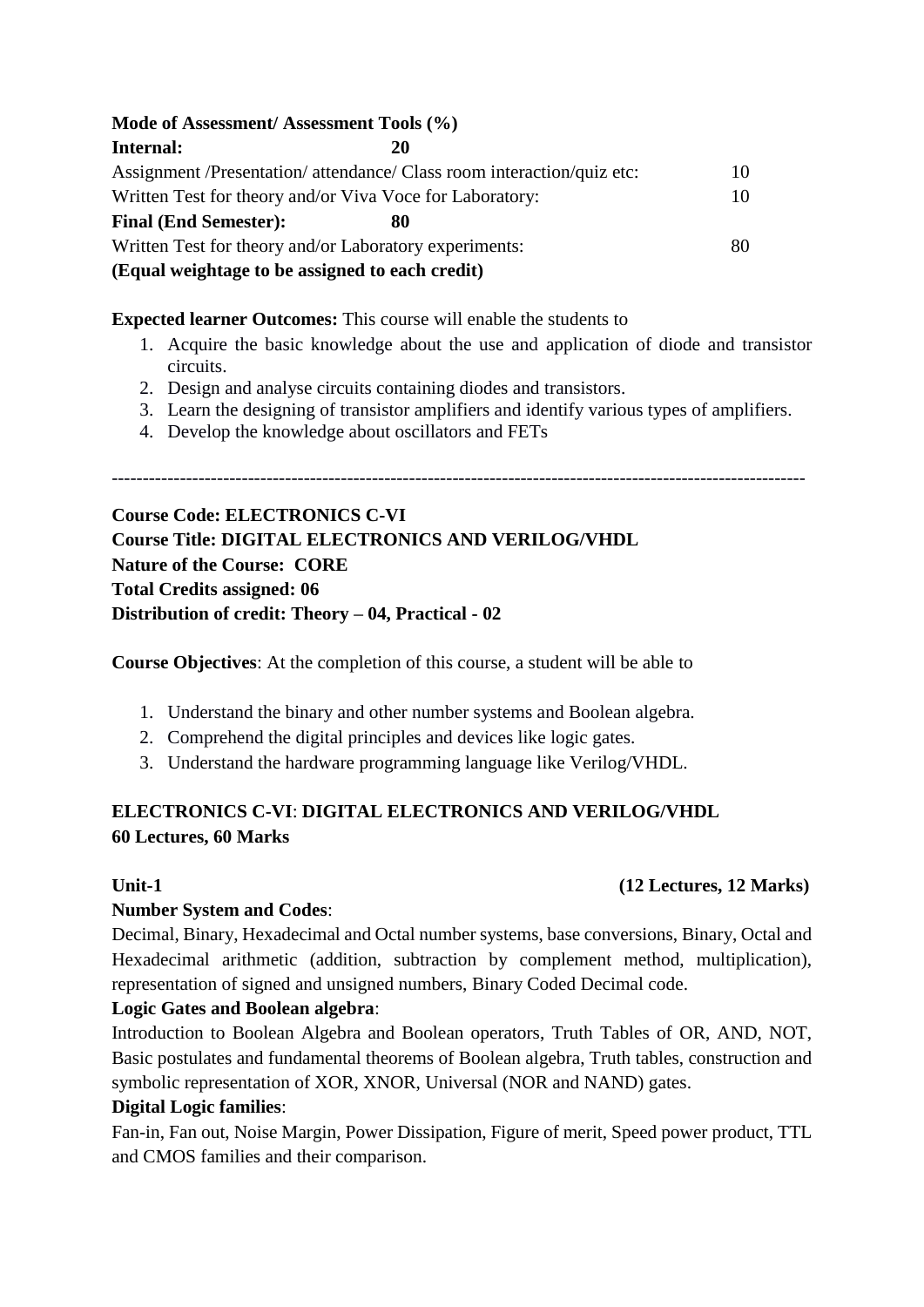**Mode of Assessment/ Assessment Tools (%)**

| | |
|---|---|
| **Internal: 20** | |
| Assignment /Presentation/ attendance/ Class room interaction/quiz etc: | 10 |
| Written Test for theory and/or Viva Voce for Laboratory: | 10 |
| **Final (End Semester): 80** | |
| Written Test for theory and/or Laboratory experiments: | 80 |

**(Equal weightage to be assigned to each credit)**

**Expected learner Outcomes:** This course will enable the students to

1. Acquire the basic knowledge about the use and application of diode and transistor circuits.
2. Design and analyse circuits containing diodes and transistors.
3. Learn the designing of transistor amplifiers and identify various types of amplifiers.
4. Develop the knowledge about oscillators and FETs

---

**Course Code: ELECTRONICS C-VI**
**Course Title: DIGITAL ELECTRONICS AND VERILOG/VHDL**
**Nature of the Course: CORE**
**Total Credits assigned: 06**
**Distribution of credit: Theory – 04, Practical - 02**

**Course Objectives**: At the completion of this course, a student will be able to

1. Understand the binary and other number systems and Boolean algebra.
2. Comprehend the digital principles and devices like logic gates.
3. Understand the hardware programming language like Verilog/VHDL.

**ELECTRONICS C-VI**: **DIGITAL ELECTRONICS AND VERILOG/VHDL**
**60 Lectures, 60 Marks**

**Unit-1** **(12 Lectures, 12 Marks)**

**Number System and Codes**:
Decimal, Binary, Hexadecimal and Octal number systems, base conversions, Binary, Octal and Hexadecimal arithmetic (addition, subtraction by complement method, multiplication), representation of signed and unsigned numbers, Binary Coded Decimal code.

**Logic Gates and Boolean algebra**:
Introduction to Boolean Algebra and Boolean operators, Truth Tables of OR, AND, NOT, Basic postulates and fundamental theorems of Boolean algebra, Truth tables, construction and symbolic representation of XOR, XNOR, Universal (NOR and NAND) gates.

**Digital Logic families**:
Fan-in, Fan out, Noise Margin, Power Dissipation, Figure of merit, Speed power product, TTL and CMOS families and their comparison.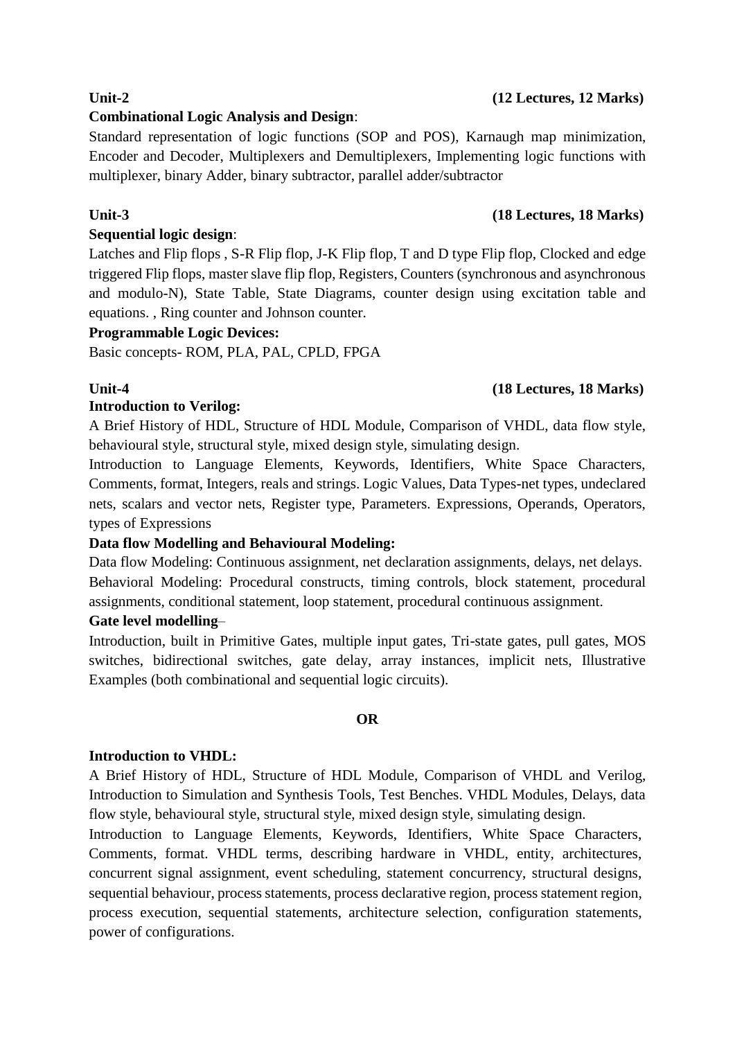**Unit-2** **(12 Lectures, 12 Marks)**

**Combinational Logic Analysis and Design**:

Standard representation of logic functions (SOP and POS), Karnaugh map minimization, Encoder and Decoder, Multiplexers and Demultiplexers, Implementing logic functions with multiplexer, binary Adder, binary subtractor, parallel adder/subtractor

**Unit-3** **(18 Lectures, 18 Marks)**

**Sequential logic design**:

Latches and Flip flops , S-R Flip flop, J-K Flip flop, T and D type Flip flop, Clocked and edge triggered Flip flops, master slave flip flop, Registers, Counters (synchronous and asynchronous and modulo-N), State Table, State Diagrams, counter design using excitation table and equations. , Ring counter and Johnson counter.

**Programmable Logic Devices:**

Basic concepts- ROM, PLA, PAL, CPLD, FPGA

**Unit-4** **(18 Lectures, 18 Marks)**

**Introduction to Verilog:**

A Brief History of HDL, Structure of HDL Module, Comparison of VHDL, data flow style, behavioural style, structural style, mixed design style, simulating design.

Introduction to Language Elements, Keywords, Identifiers, White Space Characters, Comments, format, Integers, reals and strings. Logic Values, Data Types-net types, undeclared nets, scalars and vector nets, Register type, Parameters. Expressions, Operands, Operators, types of Expressions

**Data flow Modelling and Behavioural Modeling:**

Data flow Modeling: Continuous assignment, net declaration assignments, delays, net delays.

Behavioral Modeling: Procedural constructs, timing controls, block statement, procedural assignments, conditional statement, loop statement, procedural continuous assignment.

**Gate level modelling**–

Introduction, built in Primitive Gates, multiple input gates, Tri-state gates, pull gates, MOS switches, bidirectional switches, gate delay, array instances, implicit nets, Illustrative Examples (both combinational and sequential logic circuits).

**OR**

**Introduction to VHDL:**

A Brief History of HDL, Structure of HDL Module, Comparison of VHDL and Verilog, Introduction to Simulation and Synthesis Tools, Test Benches. VHDL Modules, Delays, data flow style, behavioural style, structural style, mixed design style, simulating design.

Introduction to Language Elements, Keywords, Identifiers, White Space Characters, Comments, format. VHDL terms, describing hardware in VHDL, entity, architectures, concurrent signal assignment, event scheduling, statement concurrency, structural designs, sequential behaviour, process statements, process declarative region, process statement region, process execution, sequential statements, architecture selection, configuration statements, power of configurations.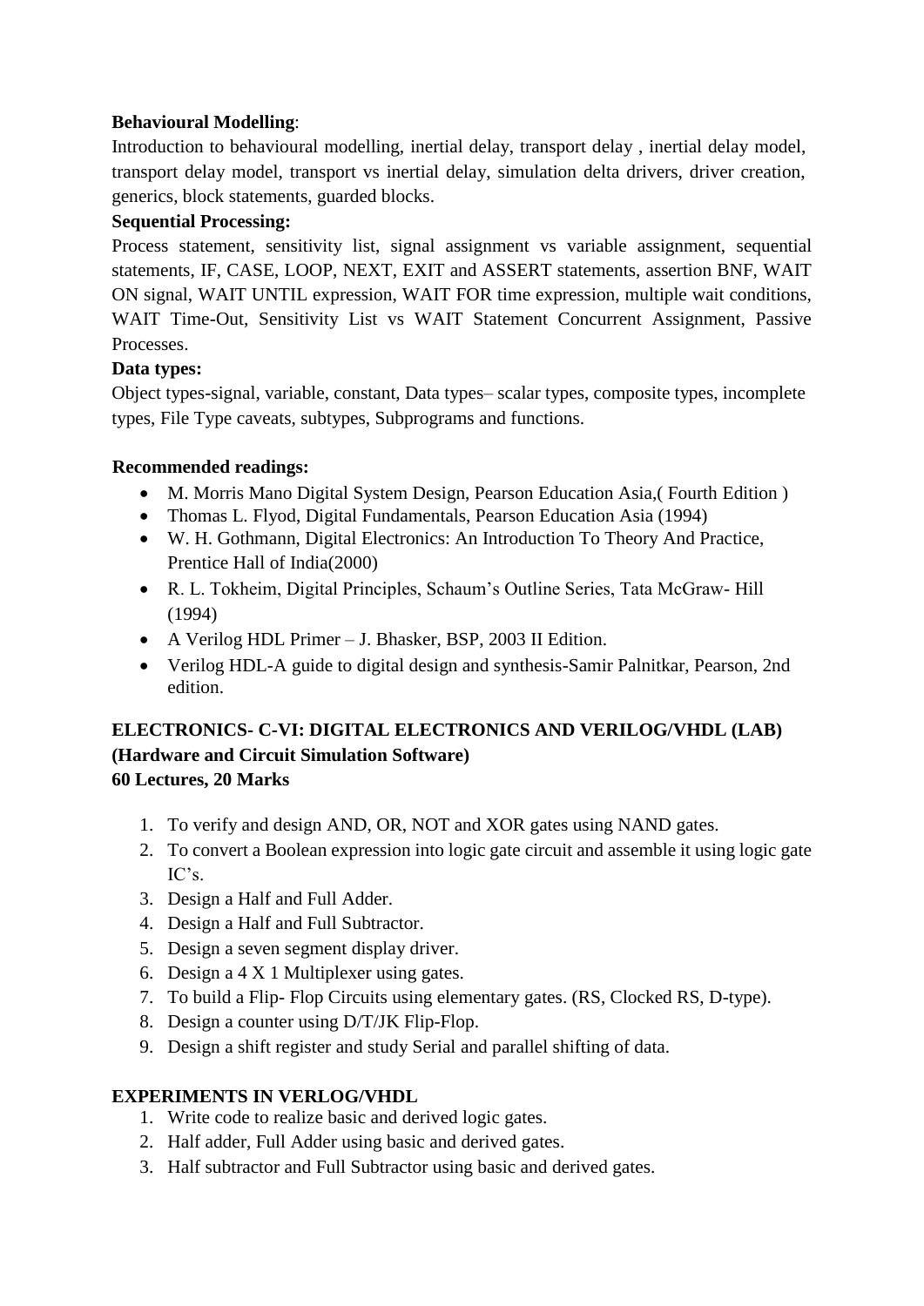**Behavioural Modelling**:
Introduction to behavioural modelling, inertial delay, transport delay , inertial delay model, transport delay model, transport vs inertial delay, simulation delta drivers, driver creation, generics, block statements, guarded blocks.

**Sequential Processing:**
Process statement, sensitivity list, signal assignment vs variable assignment, sequential statements, IF, CASE, LOOP, NEXT, EXIT and ASSERT statements, assertion BNF, WAIT ON signal, WAIT UNTIL expression, WAIT FOR time expression, multiple wait conditions, WAIT Time-Out, Sensitivity List vs WAIT Statement Concurrent Assignment, Passive Processes.

**Data types:**
Object types-signal, variable, constant, Data types– scalar types, composite types, incomplete types, File Type caveats, subtypes, Subprograms and functions.

**Recommended readings:**

- M. Morris Mano Digital System Design, Pearson Education Asia,( Fourth Edition )
- Thomas L. Flyod, Digital Fundamentals, Pearson Education Asia (1994)
- W. H. Gothmann, Digital Electronics: An Introduction To Theory And Practice, Prentice Hall of India(2000)
- R. L. Tokheim, Digital Principles, Schaum's Outline Series, Tata McGraw- Hill (1994)
- A Verilog HDL Primer – J. Bhasker, BSP, 2003 II Edition.
- Verilog HDL-A guide to digital design and synthesis-Samir Palnitkar, Pearson, 2nd edition.

**ELECTRONICS- C-VI: DIGITAL ELECTRONICS AND VERILOG/VHDL (LAB) (Hardware and Circuit Simulation Software)**
**60 Lectures, 20 Marks**

1. To verify and design AND, OR, NOT and XOR gates using NAND gates.
2. To convert a Boolean expression into logic gate circuit and assemble it using logic gate IC's.
3. Design a Half and Full Adder.
4. Design a Half and Full Subtractor.
5. Design a seven segment display driver.
6. Design a 4 X 1 Multiplexer using gates.
7. To build a Flip- Flop Circuits using elementary gates. (RS, Clocked RS, D-type).
8. Design a counter using D/T/JK Flip-Flop.
9. Design a shift register and study Serial and parallel shifting of data.

**EXPERIMENTS IN VERLOG/VHDL**

1. Write code to realize basic and derived logic gates.
2. Half adder, Full Adder using basic and derived gates.
3. Half subtractor and Full Subtractor using basic and derived gates.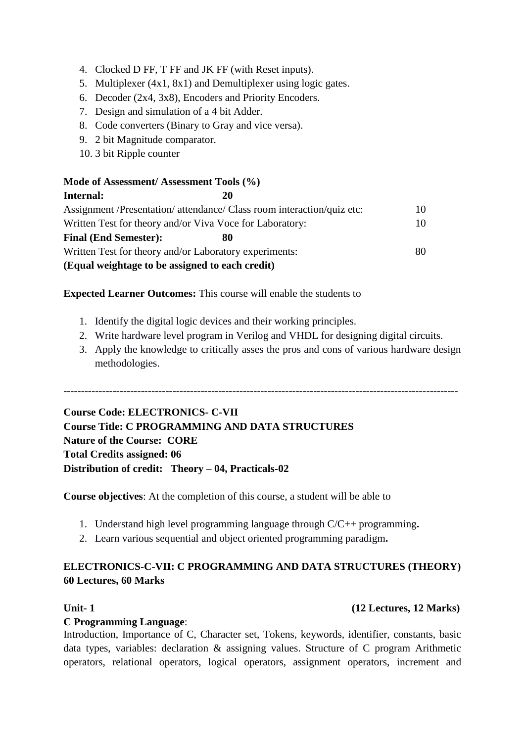4. Clocked D FF, T FF and JK FF (with Reset inputs).
5. Multiplexer (4x1, 8x1) and Demultiplexer using logic gates.
6. Decoder (2x4, 3x8), Encoders and Priority Encoders.
7. Design and simulation of a 4 bit Adder.
8. Code converters (Binary to Gray and vice versa).
9. 2 bit Magnitude comparator.
10. 3 bit Ripple counter

**Mode of Assessment/ Assessment Tools (%)**

| | |
|---|---|
| **Internal: 20** | |
| Assignment /Presentation/ attendance/ Class room interaction/quiz etc: | 10 |
| Written Test for theory and/or Viva Voce for Laboratory: | 10 |
| **Final (End Semester): 80** | |
| Written Test for theory and/or Laboratory experiments: | 80 |

**(Equal weightage to be assigned to each credit)**

**Expected Learner Outcomes:** This course will enable the students to

1. Identify the digital logic devices and their working principles.
2. Write hardware level program in Verilog and VHDL for designing digital circuits.
3. Apply the knowledge to critically asses the pros and cons of various hardware design methodologies.

---

**Course Code: ELECTRONICS- C-VII**
**Course Title: C PROGRAMMING AND DATA STRUCTURES**
**Nature of the Course: CORE**
**Total Credits assigned: 06**
**Distribution of credit: Theory – 04, Practicals-02**

**Course objectives**: At the completion of this course, a student will be able to

1. Understand high level programming language through C/C++ programming**.**
2. Learn various sequential and object oriented programming paradigm**.**

**ELECTRONICS-C-VII: C PROGRAMMING AND DATA STRUCTURES (THEORY)**
**60 Lectures, 60 Marks**

**Unit- 1 (12 Lectures, 12 Marks)**

**C Programming Language**:
Introduction, Importance of C, Character set, Tokens, keywords, identifier, constants, basic data types, variables: declaration & assigning values. Structure of C program Arithmetic operators, relational operators, logical operators, assignment operators, increment and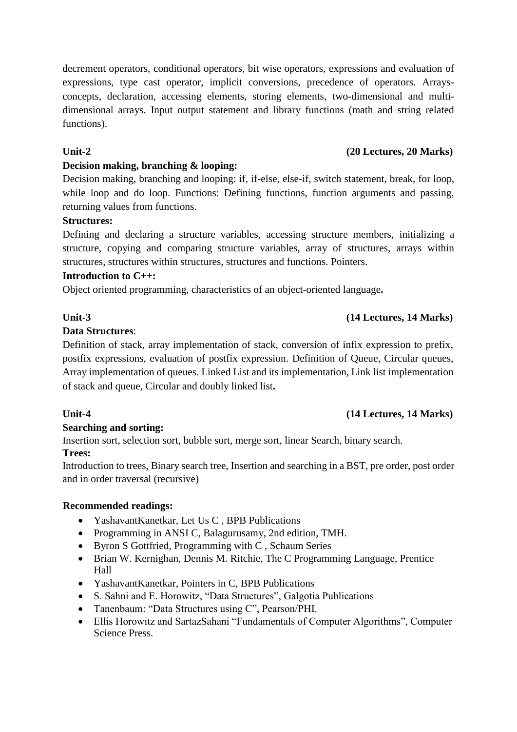decrement operators, conditional operators, bit wise operators, expressions and evaluation of expressions, type cast operator, implicit conversions, precedence of operators. Arrays- concepts, declaration, accessing elements, storing elements, two-dimensional and multi-dimensional arrays. Input output statement and library functions (math and string related functions).

**Unit-2** **(20 Lectures, 20 Marks)**

**Decision making, branching & looping:**

Decision making, branching and looping: if, if-else, else-if, switch statement, break, for loop, while loop and do loop. Functions: Defining functions, function arguments and passing, returning values from functions.

**Structures:**

Defining and declaring a structure variables, accessing structure members, initializing a structure, copying and comparing structure variables, array of structures, arrays within structures, structures within structures, structures and functions. Pointers.

**Introduction to C++:**

Object oriented programming, characteristics of an object-oriented language**.**

**Unit-3** **(14 Lectures, 14 Marks)**

**Data Structures**:

Definition of stack, array implementation of stack, conversion of infix expression to prefix, postfix expressions, evaluation of postfix expression. Definition of Queue, Circular queues, Array implementation of queues. Linked List and its implementation, Link list implementation of stack and queue, Circular and doubly linked list**.**

**Unit-4** **(14 Lectures, 14 Marks)**

**Searching and sorting:**

Insertion sort, selection sort, bubble sort, merge sort, linear Search, binary search.

**Trees:**

Introduction to trees, Binary search tree, Insertion and searching in a BST, pre order, post order and in order traversal (recursive)

**Recommended readings:**

- YashavantKanetkar, Let Us C , BPB Publications
- Programming in ANSI C, Balagurusamy, 2nd edition, TMH.
- Byron S Gottfried, Programming with C , Schaum Series
- Brian W. Kernighan, Dennis M. Ritchie, The C Programming Language, Prentice Hall
- YashavantKanetkar, Pointers in C, BPB Publications
- S. Sahni and E. Horowitz, "Data Structures", Galgotia Publications
- Tanenbaum: "Data Structures using C", Pearson/PHI.
- Ellis Horowitz and SartazSahani "Fundamentals of Computer Algorithms", Computer Science Press.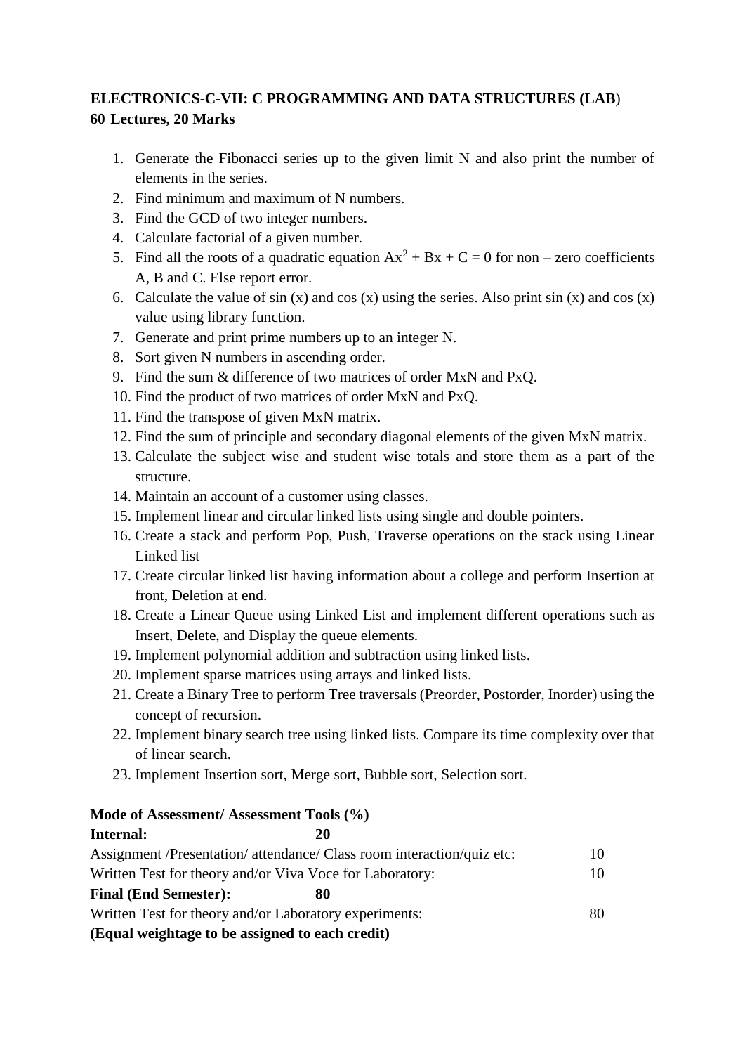**ELECTRONICS-C-VII: C PROGRAMMING AND DATA STRUCTURES (LAB)**
**60 Lectures, 20 Marks**

1. Generate the Fibonacci series up to the given limit N and also print the number of elements in the series.
2. Find minimum and maximum of N numbers.
3. Find the GCD of two integer numbers.
4. Calculate factorial of a given number.
5. Find all the roots of a quadratic equation $Ax^2 + Bx + C = 0$ for non – zero coefficients A, B and C. Else report error.
6. Calculate the value of sin (x) and cos (x) using the series. Also print sin (x) and cos (x) value using library function.
7. Generate and print prime numbers up to an integer N.
8. Sort given N numbers in ascending order.
9. Find the sum & difference of two matrices of order MxN and PxQ.
10. Find the product of two matrices of order MxN and PxQ.
11. Find the transpose of given MxN matrix.
12. Find the sum of principle and secondary diagonal elements of the given MxN matrix.
13. Calculate the subject wise and student wise totals and store them as a part of the structure.
14. Maintain an account of a customer using classes.
15. Implement linear and circular linked lists using single and double pointers.
16. Create a stack and perform Pop, Push, Traverse operations on the stack using Linear Linked list
17. Create circular linked list having information about a college and perform Insertion at front, Deletion at end.
18. Create a Linear Queue using Linked List and implement different operations such as Insert, Delete, and Display the queue elements.
19. Implement polynomial addition and subtraction using linked lists.
20. Implement sparse matrices using arrays and linked lists.
21. Create a Binary Tree to perform Tree traversals (Preorder, Postorder, Inorder) using the concept of recursion.
22. Implement binary search tree using linked lists. Compare its time complexity over that of linear search.
23. Implement Insertion sort, Merge sort, Bubble sort, Selection sort.

**Mode of Assessment/ Assessment Tools (%)**

| | |
|---|---|
| **Internal: 20** | |
| Assignment /Presentation/ attendance/ Class room interaction/quiz etc: | 10 |
| Written Test for theory and/or Viva Voce for Laboratory: | 10 |
| **Final (End Semester): 80** | |
| Written Test for theory and/or Laboratory experiments: | 80 |

**(Equal weightage to be assigned to each credit)**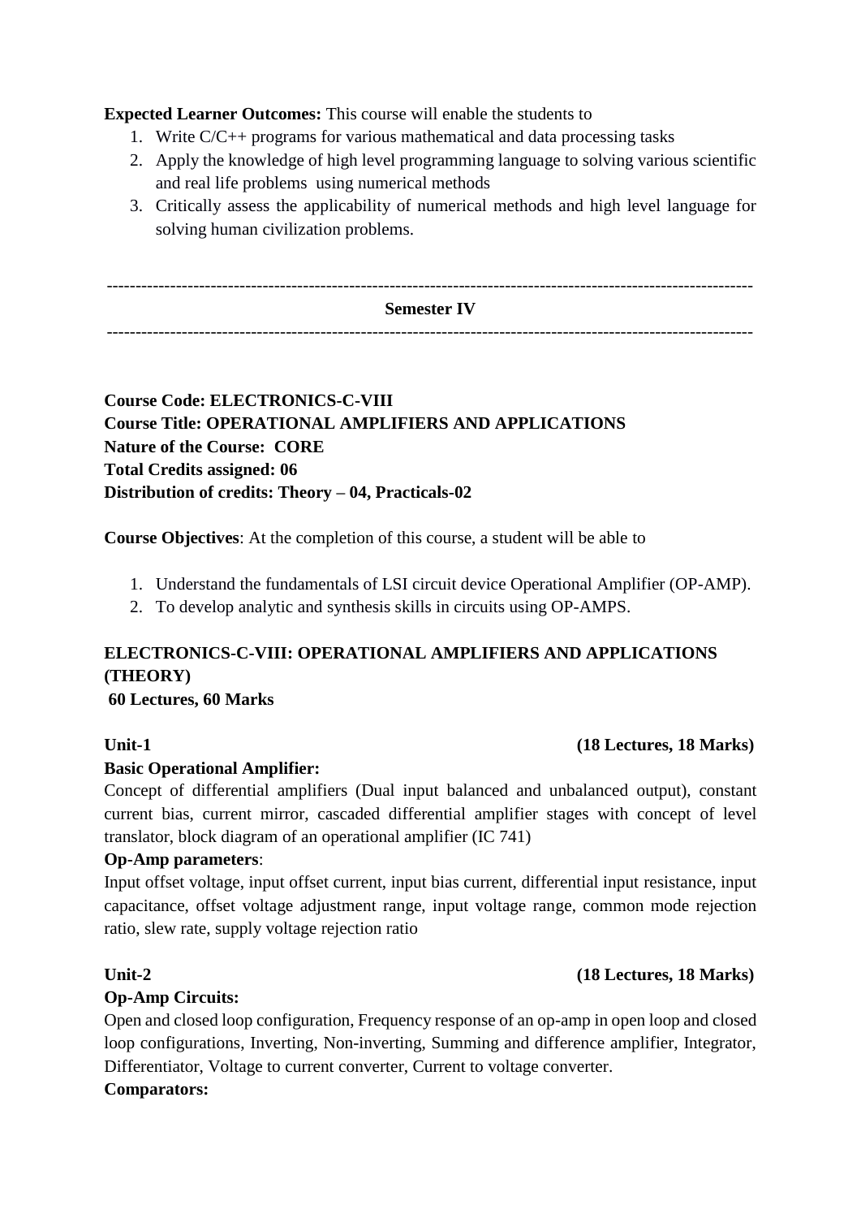**Expected Learner Outcomes:** This course will enable the students to

1. Write C/C++ programs for various mathematical and data processing tasks
2. Apply the knowledge of high level programming language to solving various scientific and real life problems using numerical methods
3. Critically assess the applicability of numerical methods and high level language for solving human civilization problems.

---

**Semester IV**

---

**Course Code: ELECTRONICS-C-VIII**
**Course Title: OPERATIONAL AMPLIFIERS AND APPLICATIONS**
**Nature of the Course: CORE**
**Total Credits assigned: 06**
**Distribution of credits: Theory – 04, Practicals-02**

**Course Objectives**: At the completion of this course, a student will be able to

1. Understand the fundamentals of LSI circuit device Operational Amplifier (OP-AMP).
2. To develop analytic and synthesis skills in circuits using OP-AMPS.

**ELECTRONICS-C-VIII: OPERATIONAL AMPLIFIERS AND APPLICATIONS (THEORY)**
**60 Lectures, 60 Marks**

**Unit-1 (18 Lectures, 18 Marks)**

**Basic Operational Amplifier:**
Concept of differential amplifiers (Dual input balanced and unbalanced output), constant current bias, current mirror, cascaded differential amplifier stages with concept of level translator, block diagram of an operational amplifier (IC 741)

**Op-Amp parameters**:
Input offset voltage, input offset current, input bias current, differential input resistance, input capacitance, offset voltage adjustment range, input voltage range, common mode rejection ratio, slew rate, supply voltage rejection ratio

**Unit-2 (18 Lectures, 18 Marks)**

**Op-Amp Circuits:**
Open and closed loop configuration, Frequency response of an op-amp in open loop and closed loop configurations, Inverting, Non-inverting, Summing and difference amplifier, Integrator, Differentiator, Voltage to current converter, Current to voltage converter.

**Comparators:**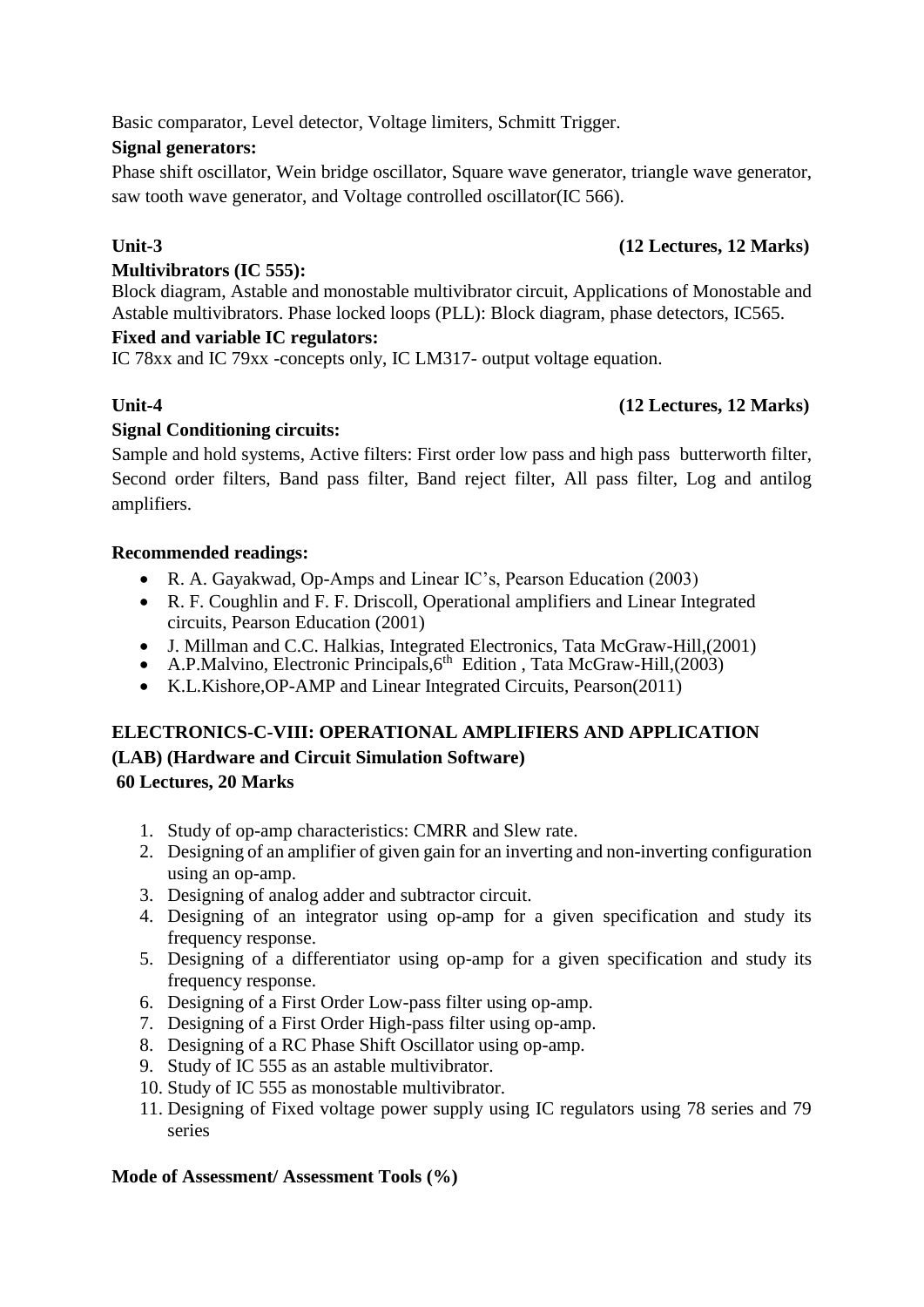Basic comparator, Level detector, Voltage limiters, Schmitt Trigger.

**Signal generators:**

Phase shift oscillator, Wein bridge oscillator, Square wave generator, triangle wave generator, saw tooth wave generator, and Voltage controlled oscillator(IC 566).

**Unit-3 (12 Lectures, 12 Marks)**

**Multivibrators (IC 555):**

Block diagram, Astable and monostable multivibrator circuit, Applications of Monostable and Astable multivibrators. Phase locked loops (PLL): Block diagram, phase detectors, IC565.

**Fixed and variable IC regulators:**

IC 78xx and IC 79xx -concepts only, IC LM317- output voltage equation.

**Unit-4 (12 Lectures, 12 Marks)**

**Signal Conditioning circuits:**

Sample and hold systems, Active filters: First order low pass and high pass butterworth filter, Second order filters, Band pass filter, Band reject filter, All pass filter, Log and antilog amplifiers.

**Recommended readings:**

- R. A. Gayakwad, Op-Amps and Linear IC's, Pearson Education (2003)
- R. F. Coughlin and F. F. Driscoll, Operational amplifiers and Linear Integrated circuits, Pearson Education (2001)
- J. Millman and C.C. Halkias, Integrated Electronics, Tata McGraw-Hill,(2001)
- A.P.Malvino, Electronic Principals,6th Edition , Tata McGraw-Hill,(2003)
- K.L.Kishore,OP-AMP and Linear Integrated Circuits, Pearson(2011)

**ELECTRONICS-C-VIII: OPERATIONAL AMPLIFIERS AND APPLICATION (LAB) (Hardware and Circuit Simulation Software)**

**60 Lectures, 20 Marks**

1. Study of op-amp characteristics: CMRR and Slew rate.
2. Designing of an amplifier of given gain for an inverting and non-inverting configuration using an op-amp.
3. Designing of analog adder and subtractor circuit.
4. Designing of an integrator using op-amp for a given specification and study its frequency response.
5. Designing of a differentiator using op-amp for a given specification and study its frequency response.
6. Designing of a First Order Low-pass filter using op-amp.
7. Designing of a First Order High-pass filter using op-amp.
8. Designing of a RC Phase Shift Oscillator using op-amp.
9. Study of IC 555 as an astable multivibrator.
10. Study of IC 555 as monostable multivibrator.
11. Designing of Fixed voltage power supply using IC regulators using 78 series and 79 series

**Mode of Assessment/ Assessment Tools (%)**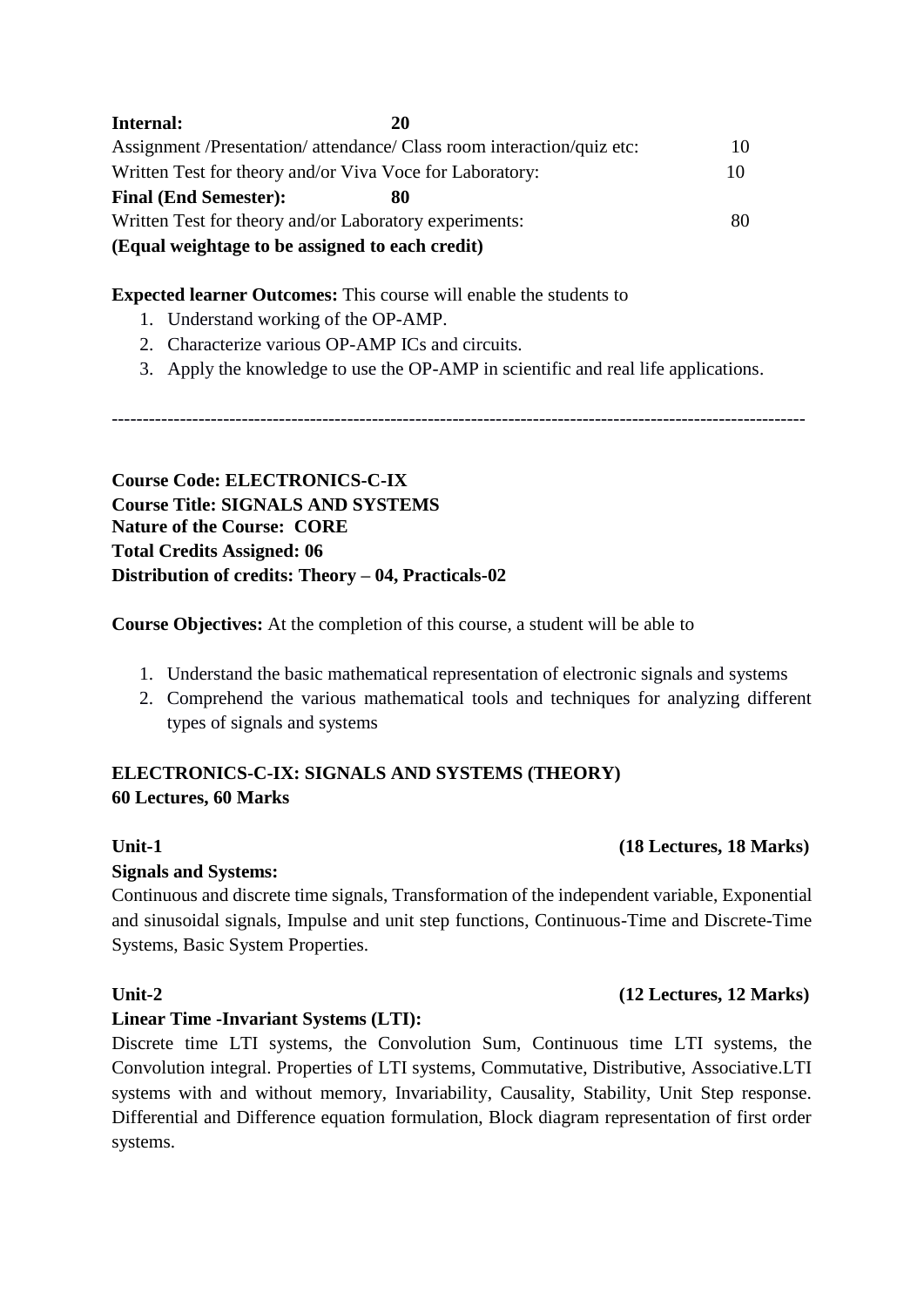**Internal: 20**

Assignment /Presentation/ attendance/ Class room interaction/quiz etc: 10

Written Test for theory and/or Viva Voce for Laboratory: 10

**Final (End Semester): 80**

Written Test for theory and/or Laboratory experiments: 80

**(Equal weightage to be assigned to each credit)**

**Expected learner Outcomes:** This course will enable the students to

1. Understand working of the OP-AMP.
2. Characterize various OP-AMP ICs and circuits.
3. Apply the knowledge to use the OP-AMP in scientific and real life applications.

---

**Course Code: ELECTRONICS-C-IX**
**Course Title: SIGNALS AND SYSTEMS**
**Nature of the Course: CORE**
**Total Credits Assigned: 06**
**Distribution of credits: Theory – 04, Practicals-02**

**Course Objectives:** At the completion of this course, a student will be able to

1. Understand the basic mathematical representation of electronic signals and systems
2. Comprehend the various mathematical tools and techniques for analyzing different types of signals and systems

**ELECTRONICS-C-IX: SIGNALS AND SYSTEMS (THEORY)**
**60 Lectures, 60 Marks**

**Unit-1 (18 Lectures, 18 Marks)**

**Signals and Systems:**

Continuous and discrete time signals, Transformation of the independent variable, Exponential and sinusoidal signals, Impulse and unit step functions, Continuous-Time and Discrete-Time Systems, Basic System Properties.

**Unit-2 (12 Lectures, 12 Marks)**

**Linear Time -Invariant Systems (LTI):**

Discrete time LTI systems, the Convolution Sum, Continuous time LTI systems, the Convolution integral. Properties of LTI systems, Commutative, Distributive, Associative.LTI systems with and without memory, Invariability, Causality, Stability, Unit Step response. Differential and Difference equation formulation, Block diagram representation of first order systems.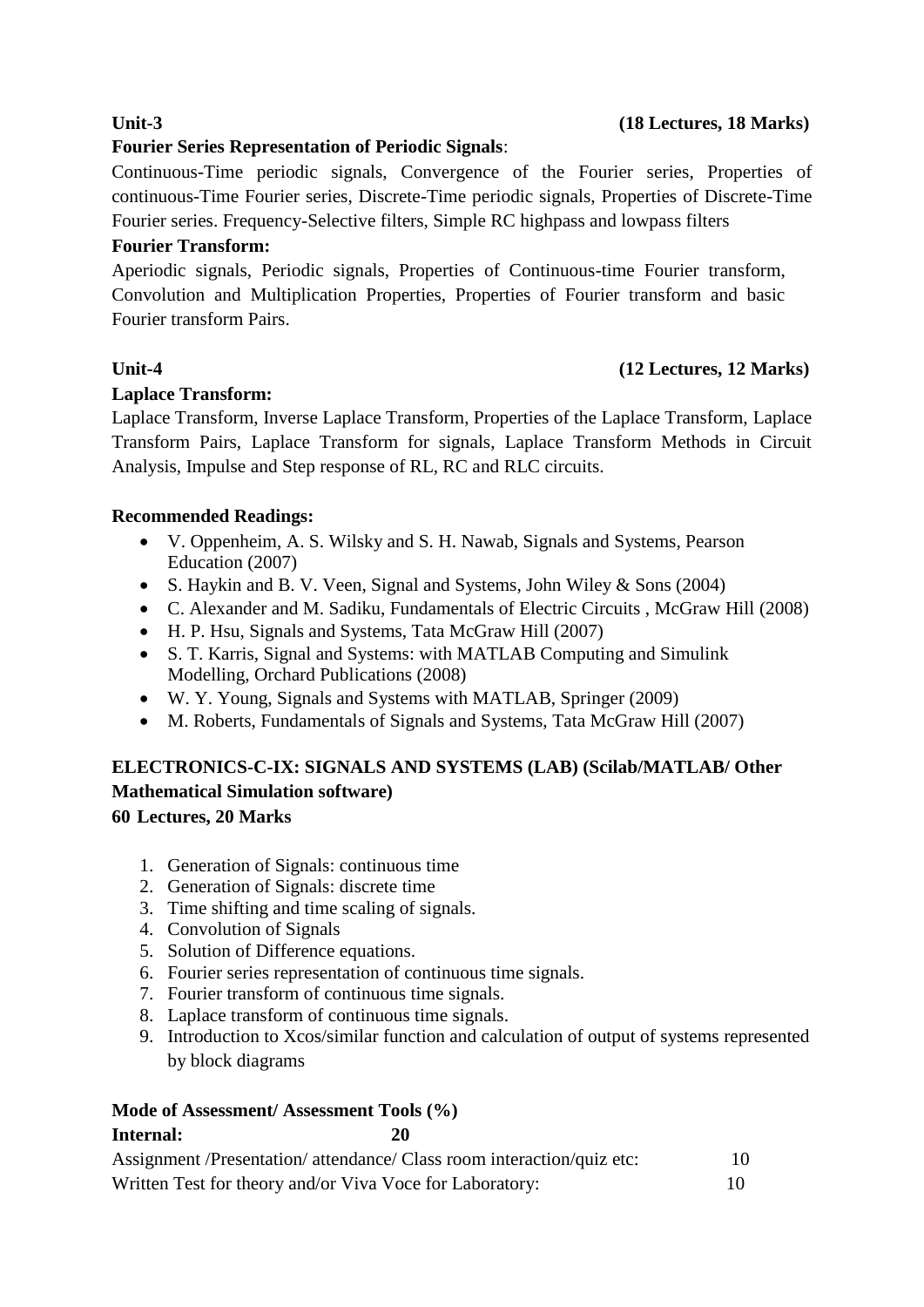**Unit-3** **(18 Lectures, 18 Marks)**

**Fourier Series Representation of Periodic Signals**:

Continuous-Time periodic signals, Convergence of the Fourier series, Properties of continuous-Time Fourier series, Discrete-Time periodic signals, Properties of Discrete-Time Fourier series. Frequency-Selective filters, Simple RC highpass and lowpass filters

**Fourier Transform:**

Aperiodic signals, Periodic signals, Properties of Continuous-time Fourier transform, Convolution and Multiplication Properties, Properties of Fourier transform and basic Fourier transform Pairs.

**Unit-4** **(12 Lectures, 12 Marks)**

**Laplace Transform:**

Laplace Transform, Inverse Laplace Transform, Properties of the Laplace Transform, Laplace Transform Pairs, Laplace Transform for signals, Laplace Transform Methods in Circuit Analysis, Impulse and Step response of RL, RC and RLC circuits.

**Recommended Readings:**

- V. Oppenheim, A. S. Wilsky and S. H. Nawab, Signals and Systems, Pearson Education (2007)
- S. Haykin and B. V. Veen, Signal and Systems, John Wiley & Sons (2004)
- C. Alexander and M. Sadiku, Fundamentals of Electric Circuits , McGraw Hill (2008)
- H. P. Hsu, Signals and Systems, Tata McGraw Hill (2007)
- S. T. Karris, Signal and Systems: with MATLAB Computing and Simulink Modelling, Orchard Publications (2008)
- W. Y. Young, Signals and Systems with MATLAB, Springer (2009)
- M. Roberts, Fundamentals of Signals and Systems, Tata McGraw Hill (2007)

## ELECTRONICS-C-IX: SIGNALS AND SYSTEMS (LAB) (Scilab/MATLAB/ Other Mathematical Simulation software)

**60 Lectures, 20 Marks**

1. Generation of Signals: continuous time
2. Generation of Signals: discrete time
3. Time shifting and time scaling of signals.
4. Convolution of Signals
5. Solution of Difference equations.
6. Fourier series representation of continuous time signals.
7. Fourier transform of continuous time signals.
8. Laplace transform of continuous time signals.
9. Introduction to Xcos/similar function and calculation of output of systems represented by block diagrams

**Mode of Assessment/ Assessment Tools (%)**

**Internal:** **20**

| | |
|---|---|
| Assignment /Presentation/ attendance/ Class room interaction/quiz etc: | 10 |
| Written Test for theory and/or Viva Voce for Laboratory: | 10 |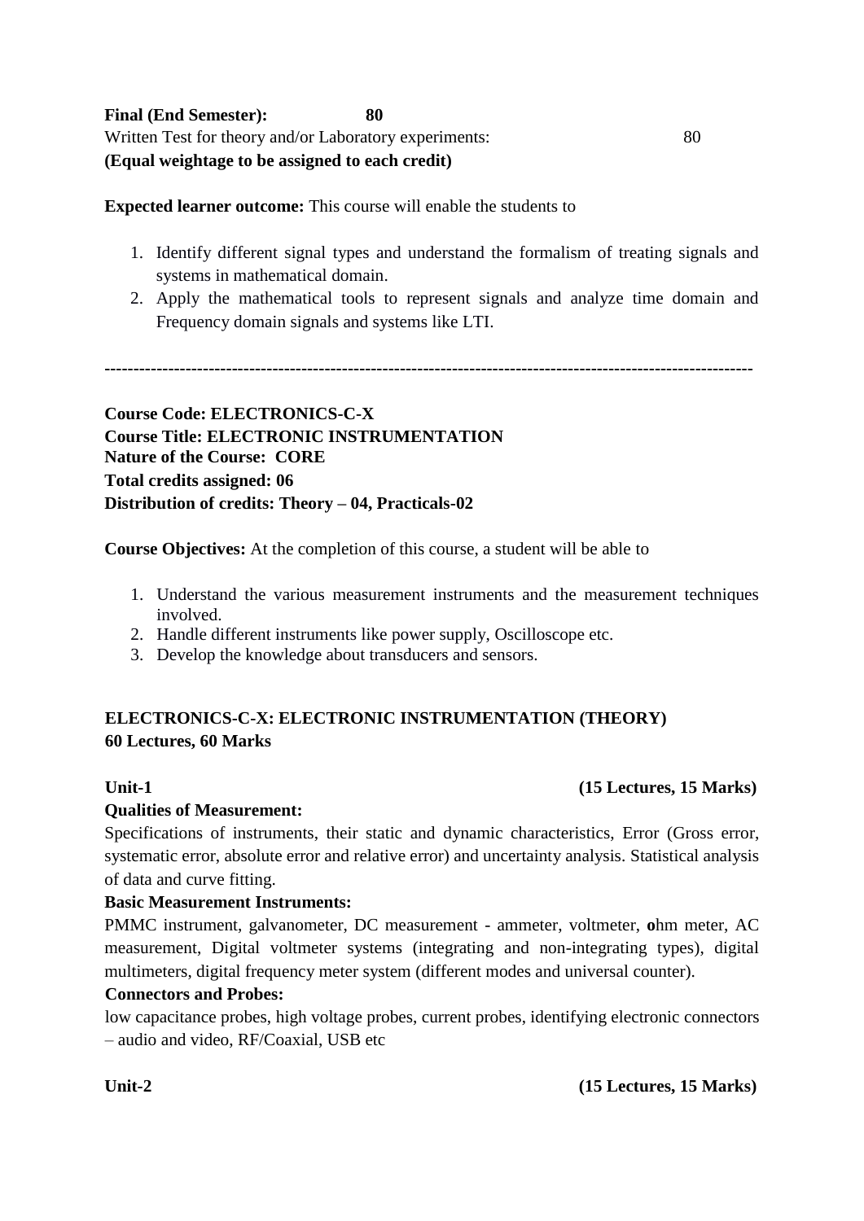**Final (End Semester): 80**

Written Test for theory and/or Laboratory experiments: 80

**(Equal weightage to be assigned to each credit)**

**Expected learner outcome:** This course will enable the students to

1. Identify different signal types and understand the formalism of treating signals and systems in mathematical domain.
2. Apply the mathematical tools to represent signals and analyze time domain and Frequency domain signals and systems like LTI.

---

**Course Code: ELECTRONICS-C-X**
**Course Title: ELECTRONIC INSTRUMENTATION**
**Nature of the Course: CORE**
**Total credits assigned: 06**
**Distribution of credits: Theory – 04, Practicals-02**

**Course Objectives:** At the completion of this course, a student will be able to

1. Understand the various measurement instruments and the measurement techniques involved.
2. Handle different instruments like power supply, Oscilloscope etc.
3. Develop the knowledge about transducers and sensors.

**ELECTRONICS-C-X: ELECTRONIC INSTRUMENTATION (THEORY)**
**60 Lectures, 60 Marks**

**Unit-1 (15 Lectures, 15 Marks)**

**Qualities of Measurement:**

Specifications of instruments, their static and dynamic characteristics, Error (Gross error, systematic error, absolute error and relative error) and uncertainty analysis. Statistical analysis of data and curve fitting.

**Basic Measurement Instruments:**

PMMC instrument, galvanometer, DC measurement - ammeter, voltmeter, **o**hm meter, AC measurement, Digital voltmeter systems (integrating and non-integrating types), digital multimeters, digital frequency meter system (different modes and universal counter).

**Connectors and Probes:**

low capacitance probes, high voltage probes, current probes, identifying electronic connectors – audio and video, RF/Coaxial, USB etc

**Unit-2 (15 Lectures, 15 Marks)**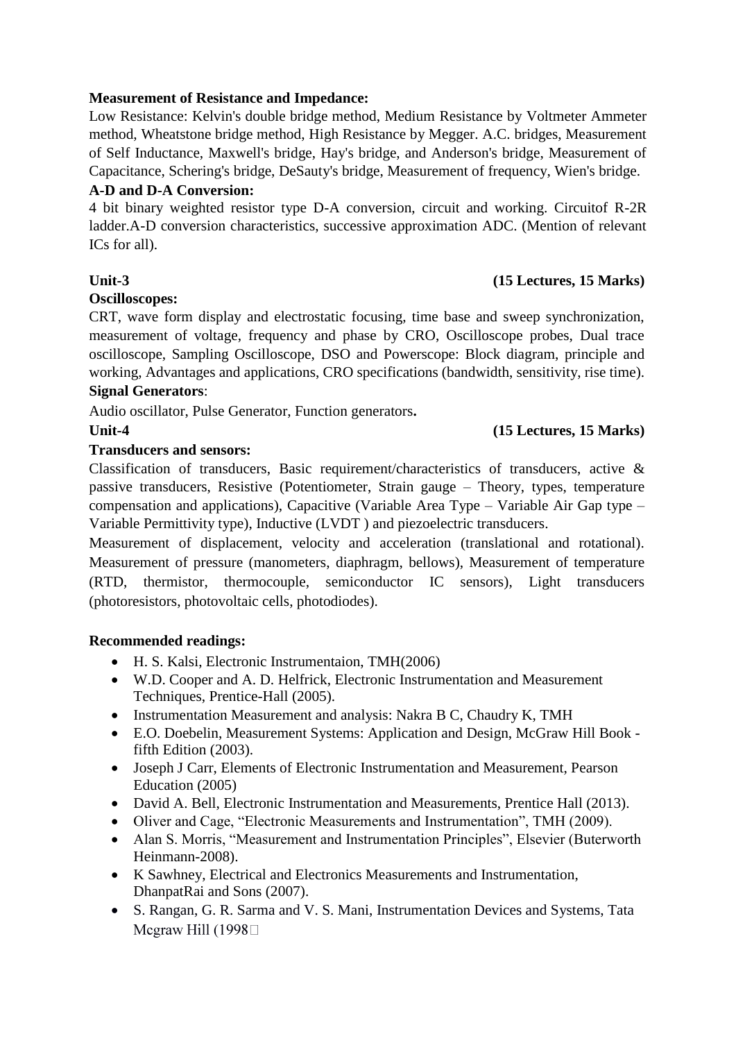**Measurement of Resistance and Impedance:**

Low Resistance: Kelvin's double bridge method, Medium Resistance by Voltmeter Ammeter method, Wheatstone bridge method, High Resistance by Megger. A.C. bridges, Measurement of Self Inductance, Maxwell's bridge, Hay's bridge, and Anderson's bridge, Measurement of Capacitance, Schering's bridge, DeSauty's bridge, Measurement of frequency, Wien's bridge.

**A-D and D-A Conversion:**

4 bit binary weighted resistor type D-A conversion, circuit and working. Circuitof R-2R ladder.A-D conversion characteristics, successive approximation ADC. (Mention of relevant ICs for all).

**Unit-3** **(15 Lectures, 15 Marks)**

**Oscilloscopes:**

CRT, wave form display and electrostatic focusing, time base and sweep synchronization, measurement of voltage, frequency and phase by CRO, Oscilloscope probes, Dual trace oscilloscope, Sampling Oscilloscope, DSO and Powerscope: Block diagram, principle and working, Advantages and applications, CRO specifications (bandwidth, sensitivity, rise time).

**Signal Generators**:

Audio oscillator, Pulse Generator, Function generators**.**

**Unit-4** **(15 Lectures, 15 Marks)**

**Transducers and sensors:**

Classification of transducers, Basic requirement/characteristics of transducers, active & passive transducers, Resistive (Potentiometer, Strain gauge – Theory, types, temperature compensation and applications), Capacitive (Variable Area Type – Variable Air Gap type – Variable Permittivity type), Inductive (LVDT ) and piezoelectric transducers.

Measurement of displacement, velocity and acceleration (translational and rotational). Measurement of pressure (manometers, diaphragm, bellows), Measurement of temperature (RTD, thermistor, thermocouple, semiconductor IC sensors), Light transducers (photoresistors, photovoltaic cells, photodiodes).

**Recommended readings:**

- H. S. Kalsi, Electronic Instrumentaion, TMH(2006)
- W.D. Cooper and A. D. Helfrick, Electronic Instrumentation and Measurement Techniques, Prentice-Hall (2005).
- Instrumentation Measurement and analysis: Nakra B C, Chaudry K, TMH
- E.O. Doebelin, Measurement Systems: Application and Design, McGraw Hill Book - fifth Edition (2003).
- Joseph J Carr, Elements of Electronic Instrumentation and Measurement, Pearson Education (2005)
- David A. Bell, Electronic Instrumentation and Measurements, Prentice Hall (2013).
- Oliver and Cage, "Electronic Measurements and Instrumentation", TMH (2009).
- Alan S. Morris, "Measurement and Instrumentation Principles", Elsevier (Buterworth Heinmann-2008).
- K Sawhney, Electrical and Electronics Measurements and Instrumentation, DhanpatRai and Sons (2007).
- S. Rangan, G. R. Sarma and V. S. Mani, Instrumentation Devices and Systems, Tata Mcgraw Hill (1998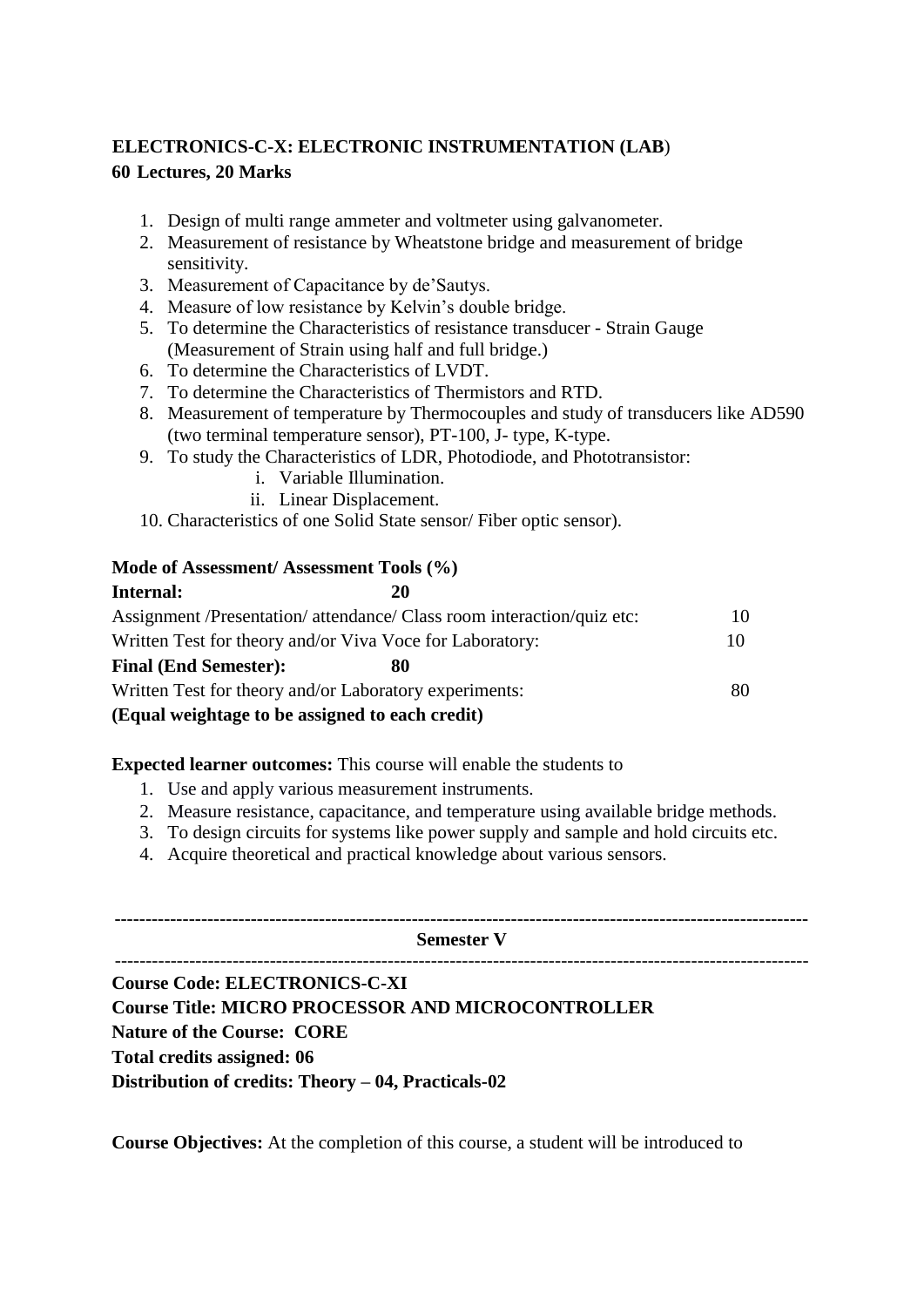**ELECTRONICS-C-X: ELECTRONIC INSTRUMENTATION (LAB)**
**60 Lectures, 20 Marks**

1. Design of multi range ammeter and voltmeter using galvanometer.
2. Measurement of resistance by Wheatstone bridge and measurement of bridge sensitivity.
3. Measurement of Capacitance by de'Sautys.
4. Measure of low resistance by Kelvin's double bridge.
5. To determine the Characteristics of resistance transducer - Strain Gauge (Measurement of Strain using half and full bridge.)
6. To determine the Characteristics of LVDT.
7. To determine the Characteristics of Thermistors and RTD.
8. Measurement of temperature by Thermocouples and study of transducers like AD590 (two terminal temperature sensor), PT-100, J- type, K-type.
9. To study the Characteristics of LDR, Photodiode, and Phototransistor:
   i. Variable Illumination.
   ii. Linear Displacement.
10. Characteristics of one Solid State sensor/ Fiber optic sensor).

**Mode of Assessment/ Assessment Tools (%)**

**Internal:** **20**

Assignment /Presentation/ attendance/ Class room interaction/quiz etc: 10

Written Test for theory and/or Viva Voce for Laboratory: 10

**Final (End Semester):** **80**

Written Test for theory and/or Laboratory experiments: 80

**(Equal weightage to be assigned to each credit)**

**Expected learner outcomes:** This course will enable the students to

1. Use and apply various measurement instruments.
2. Measure resistance, capacitance, and temperature using available bridge methods.
3. To design circuits for systems like power supply and sample and hold circuits etc.
4. Acquire theoretical and practical knowledge about various sensors.

---

**Semester V**

---

**Course Code: ELECTRONICS-C-XI**
**Course Title: MICRO PROCESSOR AND MICROCONTROLLER**
**Nature of the Course: CORE**
**Total credits assigned: 06**
**Distribution of credits: Theory – 04, Practicals-02**

**Course Objectives:** At the completion of this course, a student will be introduced to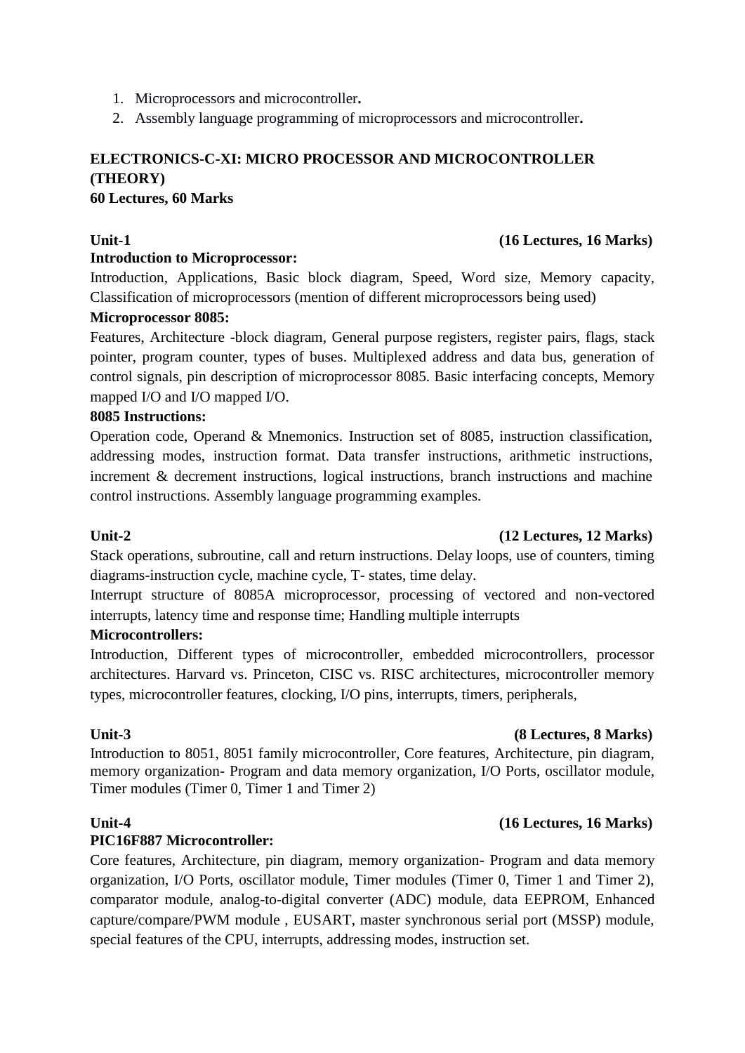1. Microprocessors and microcontroller**.**
2. Assembly language programming of microprocessors and microcontroller**.**

**ELECTRONICS-C-XI: MICRO PROCESSOR AND MICROCONTROLLER (THEORY)**
**60 Lectures, 60 Marks**

**Unit-1 (16 Lectures, 16 Marks)**

**Introduction to Microprocessor:**

Introduction, Applications, Basic block diagram, Speed, Word size, Memory capacity, Classification of microprocessors (mention of different microprocessors being used)

**Microprocessor 8085:**

Features, Architecture -block diagram, General purpose registers, register pairs, flags, stack pointer, program counter, types of buses. Multiplexed address and data bus, generation of control signals, pin description of microprocessor 8085. Basic interfacing concepts, Memory mapped I/O and I/O mapped I/O.

**8085 Instructions:**

Operation code, Operand & Mnemonics. Instruction set of 8085, instruction classification, addressing modes, instruction format. Data transfer instructions, arithmetic instructions, increment & decrement instructions, logical instructions, branch instructions and machine control instructions. Assembly language programming examples.

**Unit-2 (12 Lectures, 12 Marks)**

Stack operations, subroutine, call and return instructions. Delay loops, use of counters, timing diagrams-instruction cycle, machine cycle, T- states, time delay.

Interrupt structure of 8085A microprocessor, processing of vectored and non-vectored interrupts, latency time and response time; Handling multiple interrupts

**Microcontrollers:**

Introduction, Different types of microcontroller, embedded microcontrollers, processor architectures. Harvard vs. Princeton, CISC vs. RISC architectures, microcontroller memory types, microcontroller features, clocking, I/O pins, interrupts, timers, peripherals,

**Unit-3 (8 Lectures, 8 Marks)**

Introduction to 8051, 8051 family microcontroller, Core features, Architecture, pin diagram, memory organization- Program and data memory organization, I/O Ports, oscillator module, Timer modules (Timer 0, Timer 1 and Timer 2)

**Unit-4 (16 Lectures, 16 Marks)**

**PIC16F887 Microcontroller:**

Core features, Architecture, pin diagram, memory organization- Program and data memory organization, I/O Ports, oscillator module, Timer modules (Timer 0, Timer 1 and Timer 2), comparator module, analog-to-digital converter (ADC) module, data EEPROM, Enhanced capture/compare/PWM module , EUSART, master synchronous serial port (MSSP) module, special features of the CPU, interrupts, addressing modes, instruction set.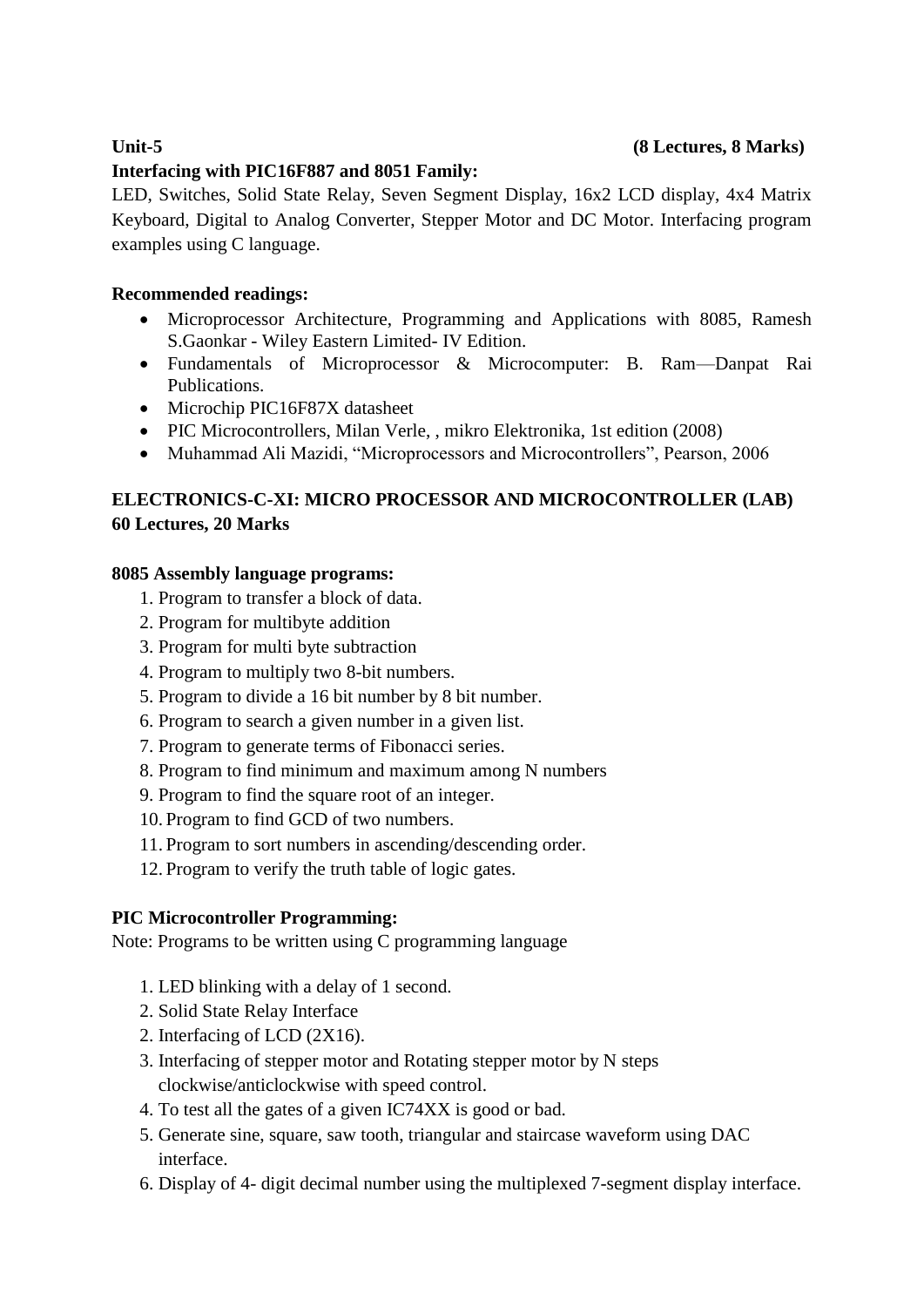**Unit-5** **(8 Lectures, 8 Marks)**

**Interfacing with PIC16F887 and 8051 Family:**

LED, Switches, Solid State Relay, Seven Segment Display, 16x2 LCD display, 4x4 Matrix Keyboard, Digital to Analog Converter, Stepper Motor and DC Motor. Interfacing program examples using C language.

**Recommended readings:**

- Microprocessor Architecture, Programming and Applications with 8085, Ramesh S.Gaonkar - Wiley Eastern Limited- IV Edition.
- Fundamentals of Microprocessor & Microcomputer: B. Ram—Danpat Rai Publications.
- Microchip PIC16F87X datasheet
- PIC Microcontrollers, Milan Verle, , mikro Elektronika, 1st edition (2008)
- Muhammad Ali Mazidi, "Microprocessors and Microcontrollers", Pearson, 2006

## ELECTRONICS-C-XI: MICRO PROCESSOR AND MICROCONTROLLER (LAB)

**60 Lectures, 20 Marks**

**8085 Assembly language programs:**

1. Program to transfer a block of data.
2. Program for multibyte addition
3. Program for multi byte subtraction
4. Program to multiply two 8-bit numbers.
5. Program to divide a 16 bit number by 8 bit number.
6. Program to search a given number in a given list.
7. Program to generate terms of Fibonacci series.
8. Program to find minimum and maximum among N numbers
9. Program to find the square root of an integer.
10. Program to find GCD of two numbers.
11. Program to sort numbers in ascending/descending order.
12. Program to verify the truth table of logic gates.

**PIC Microcontroller Programming:**

Note: Programs to be written using C programming language

1. LED blinking with a delay of 1 second.
2. Solid State Relay Interface
2. Interfacing of LCD (2X16).
3. Interfacing of stepper motor and Rotating stepper motor by N steps clockwise/anticlockwise with speed control.
4. To test all the gates of a given IC74XX is good or bad.
5. Generate sine, square, saw tooth, triangular and staircase waveform using DAC interface.
6. Display of 4- digit decimal number using the multiplexed 7-segment display interface.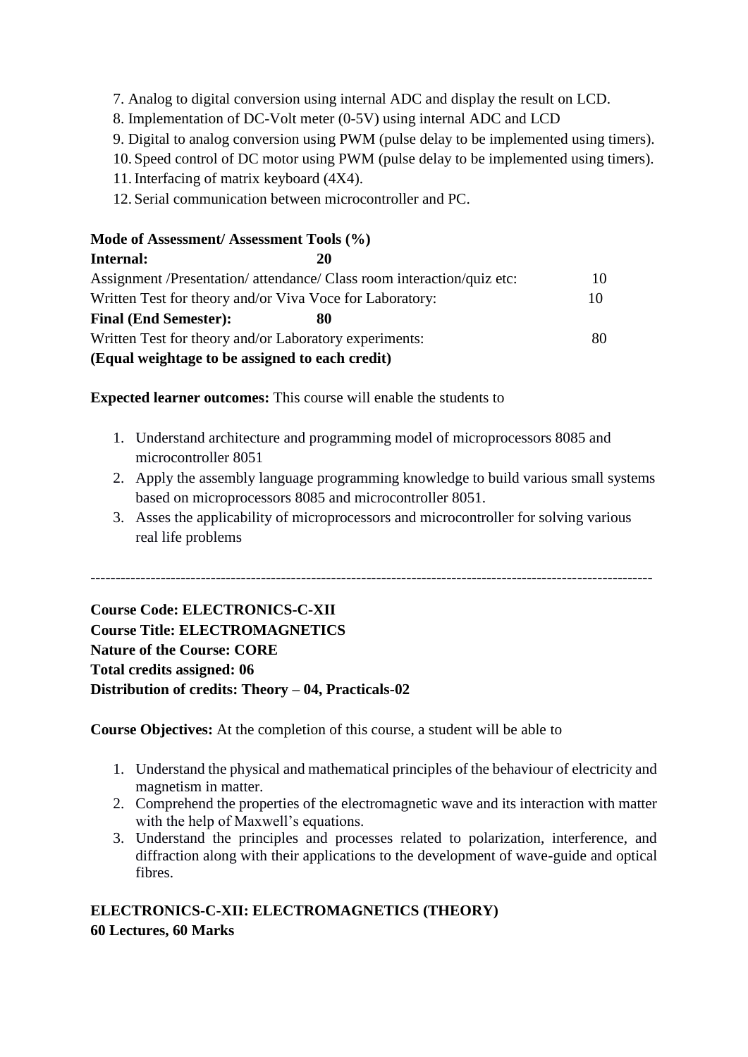7. Analog to digital conversion using internal ADC and display the result on LCD.
8. Implementation of DC-Volt meter (0-5V) using internal ADC and LCD
9. Digital to analog conversion using PWM (pulse delay to be implemented using timers).
10. Speed control of DC motor using PWM (pulse delay to be implemented using timers).
11. Interfacing of matrix keyboard (4X4).
12. Serial communication between microcontroller and PC.

**Mode of Assessment/ Assessment Tools (%)**

**Internal: 20**

Assignment /Presentation/ attendance/ Class room interaction/quiz etc: 10

Written Test for theory and/or Viva Voce for Laboratory: 10

**Final (End Semester): 80**

Written Test for theory and/or Laboratory experiments: 80

**(Equal weightage to be assigned to each credit)**

**Expected learner outcomes:** This course will enable the students to

1. Understand architecture and programming model of microprocessors 8085 and microcontroller 8051
2. Apply the assembly language programming knowledge to build various small systems based on microprocessors 8085 and microcontroller 8051.
3. Asses the applicability of microprocessors and microcontroller for solving various real life problems

---

**Course Code: ELECTRONICS-C-XII**
**Course Title: ELECTROMAGNETICS**
**Nature of the Course: CORE**
**Total credits assigned: 06**
**Distribution of credits: Theory – 04, Practicals-02**

**Course Objectives:** At the completion of this course, a student will be able to

1. Understand the physical and mathematical principles of the behaviour of electricity and magnetism in matter.
2. Comprehend the properties of the electromagnetic wave and its interaction with matter with the help of Maxwell's equations.
3. Understand the principles and processes related to polarization, interference, and diffraction along with their applications to the development of wave-guide and optical fibres.

**ELECTRONICS-C-XII: ELECTROMAGNETICS (THEORY)**
**60 Lectures, 60 Marks**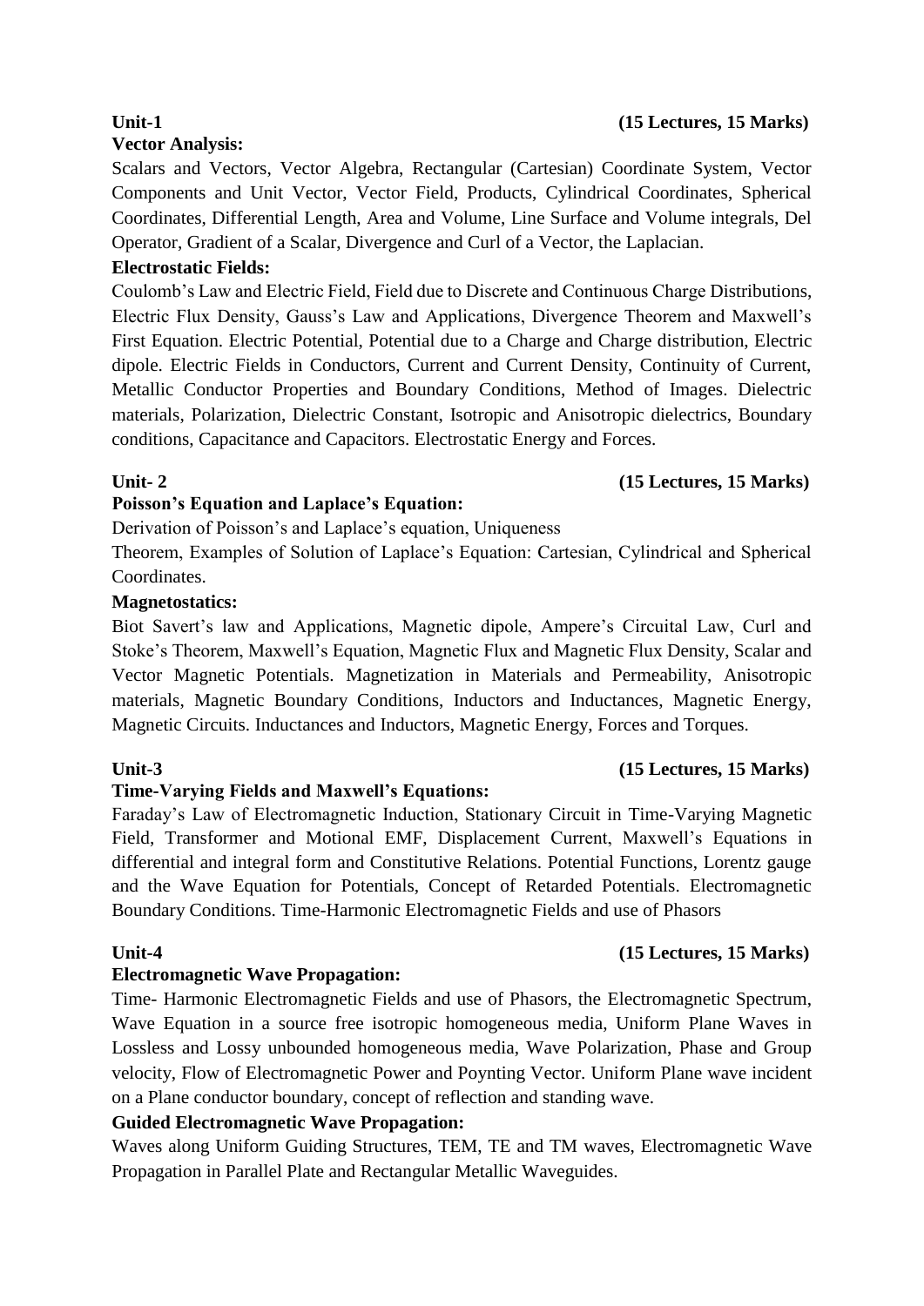**Unit-1 (15 Lectures, 15 Marks)**

**Vector Analysis:**

Scalars and Vectors, Vector Algebra, Rectangular (Cartesian) Coordinate System, Vector Components and Unit Vector, Vector Field, Products, Cylindrical Coordinates, Spherical Coordinates, Differential Length, Area and Volume, Line Surface and Volume integrals, Del Operator, Gradient of a Scalar, Divergence and Curl of a Vector, the Laplacian.

**Electrostatic Fields:**

Coulomb's Law and Electric Field, Field due to Discrete and Continuous Charge Distributions, Electric Flux Density, Gauss's Law and Applications, Divergence Theorem and Maxwell's First Equation. Electric Potential, Potential due to a Charge and Charge distribution, Electric dipole. Electric Fields in Conductors, Current and Current Density, Continuity of Current, Metallic Conductor Properties and Boundary Conditions, Method of Images. Dielectric materials, Polarization, Dielectric Constant, Isotropic and Anisotropic dielectrics, Boundary conditions, Capacitance and Capacitors. Electrostatic Energy and Forces.

**Unit- 2 (15 Lectures, 15 Marks)**

**Poisson's Equation and Laplace's Equation:**

Derivation of Poisson's and Laplace's equation, Uniqueness Theorem, Examples of Solution of Laplace's Equation: Cartesian, Cylindrical and Spherical Coordinates.

**Magnetostatics:**

Biot Savert's law and Applications, Magnetic dipole, Ampere's Circuital Law, Curl and Stoke's Theorem, Maxwell's Equation, Magnetic Flux and Magnetic Flux Density, Scalar and Vector Magnetic Potentials. Magnetization in Materials and Permeability, Anisotropic materials, Magnetic Boundary Conditions, Inductors and Inductances, Magnetic Energy, Magnetic Circuits. Inductances and Inductors, Magnetic Energy, Forces and Torques.

**Unit-3 (15 Lectures, 15 Marks)**

**Time-Varying Fields and Maxwell's Equations:**

Faraday's Law of Electromagnetic Induction, Stationary Circuit in Time-Varying Magnetic Field, Transformer and Motional EMF, Displacement Current, Maxwell's Equations in differential and integral form and Constitutive Relations. Potential Functions, Lorentz gauge and the Wave Equation for Potentials, Concept of Retarded Potentials. Electromagnetic Boundary Conditions. Time-Harmonic Electromagnetic Fields and use of Phasors

**Unit-4 (15 Lectures, 15 Marks)**

**Electromagnetic Wave Propagation:**

Time- Harmonic Electromagnetic Fields and use of Phasors, the Electromagnetic Spectrum, Wave Equation in a source free isotropic homogeneous media, Uniform Plane Waves in Lossless and Lossy unbounded homogeneous media, Wave Polarization, Phase and Group velocity, Flow of Electromagnetic Power and Poynting Vector. Uniform Plane wave incident on a Plane conductor boundary, concept of reflection and standing wave.

**Guided Electromagnetic Wave Propagation:**

Waves along Uniform Guiding Structures, TEM, TE and TM waves, Electromagnetic Wave Propagation in Parallel Plate and Rectangular Metallic Waveguides.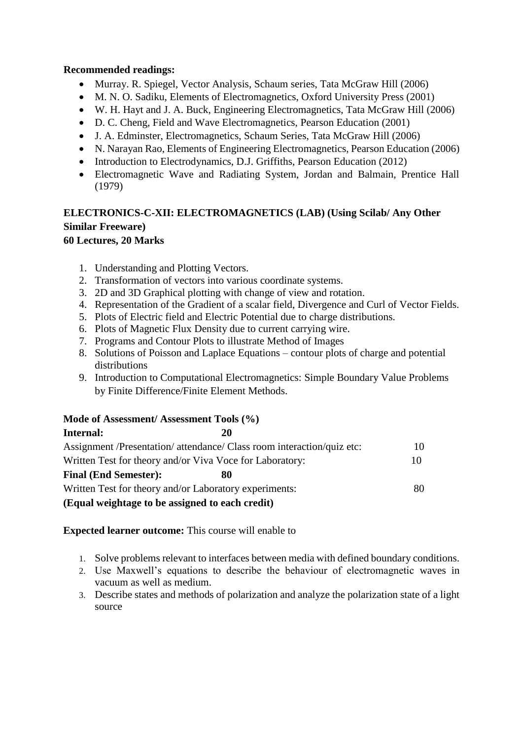**Recommended readings:**

- Murray. R. Spiegel, Vector Analysis, Schaum series, Tata McGraw Hill (2006)
- M. N. O. Sadiku, Elements of Electromagnetics, Oxford University Press (2001)
- W. H. Hayt and J. A. Buck, Engineering Electromagnetics, Tata McGraw Hill (2006)
- D. C. Cheng, Field and Wave Electromagnetics, Pearson Education (2001)
- J. A. Edminster, Electromagnetics, Schaum Series, Tata McGraw Hill (2006)
- N. Narayan Rao, Elements of Engineering Electromagnetics, Pearson Education (2006)
- Introduction to Electrodynamics, D.J. Griffiths, Pearson Education (2012)
- Electromagnetic Wave and Radiating System, Jordan and Balmain, Prentice Hall (1979)

**ELECTRONICS-C-XII: ELECTROMAGNETICS (LAB) (Using Scilab/ Any Other Similar Freeware)**
**60 Lectures, 20 Marks**

1. Understanding and Plotting Vectors.
2. Transformation of vectors into various coordinate systems.
3. 2D and 3D Graphical plotting with change of view and rotation.
4. Representation of the Gradient of a scalar field, Divergence and Curl of Vector Fields.
5. Plots of Electric field and Electric Potential due to charge distributions.
6. Plots of Magnetic Flux Density due to current carrying wire.
7. Programs and Contour Plots to illustrate Method of Images
8. Solutions of Poisson and Laplace Equations – contour plots of charge and potential distributions
9. Introduction to Computational Electromagnetics: Simple Boundary Value Problems by Finite Difference/Finite Element Methods.

**Mode of Assessment/ Assessment Tools (%)**

**Internal:** **20**

Assignment /Presentation/ attendance/ Class room interaction/quiz etc: 10

Written Test for theory and/or Viva Voce for Laboratory: 10

**Final (End Semester):** **80**

Written Test for theory and/or Laboratory experiments: 80

**(Equal weightage to be assigned to each credit)**

**Expected learner outcome:** This course will enable to

1. Solve problems relevant to interfaces between media with defined boundary conditions.
2. Use Maxwell's equations to describe the behaviour of electromagnetic waves in vacuum as well as medium.
3. Describe states and methods of polarization and analyze the polarization state of a light source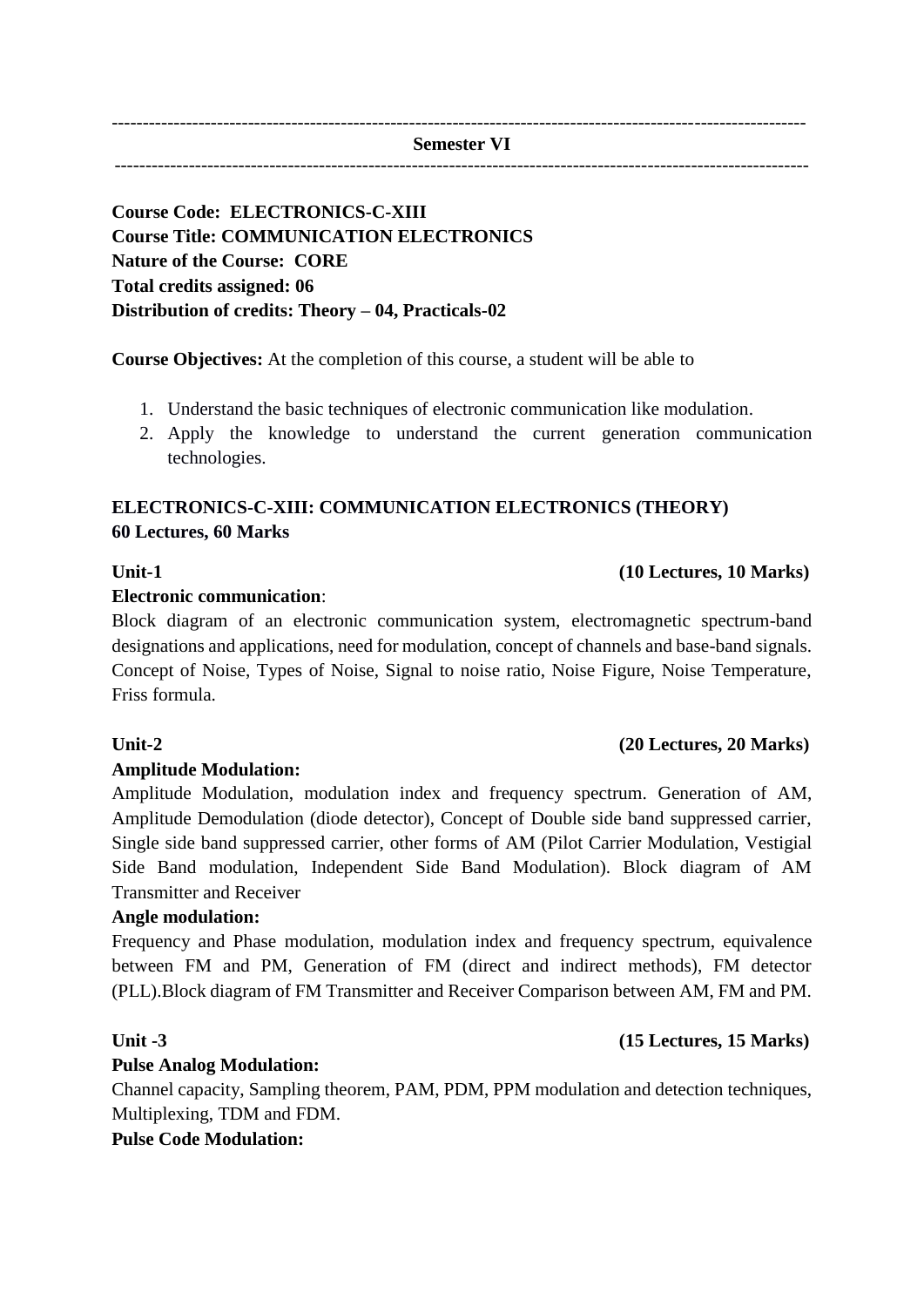---

**Semester VI**

---

**Course Code: ELECTRONICS-C-XIII**
**Course Title: COMMUNICATION ELECTRONICS**
**Nature of the Course: CORE**
**Total credits assigned: 06**
**Distribution of credits: Theory – 04, Practicals-02**

**Course Objectives:** At the completion of this course, a student will be able to

1. Understand the basic techniques of electronic communication like modulation.
2. Apply the knowledge to understand the current generation communication technologies.

**ELECTRONICS-C-XIII: COMMUNICATION ELECTRONICS (THEORY)**
**60 Lectures, 60 Marks**

**Unit-1 (10 Lectures, 10 Marks)**

**Electronic communication**:
Block diagram of an electronic communication system, electromagnetic spectrum-band designations and applications, need for modulation, concept of channels and base-band signals. Concept of Noise, Types of Noise, Signal to noise ratio, Noise Figure, Noise Temperature, Friss formula.

**Unit-2 (20 Lectures, 20 Marks)**

**Amplitude Modulation:**
Amplitude Modulation, modulation index and frequency spectrum. Generation of AM, Amplitude Demodulation (diode detector), Concept of Double side band suppressed carrier, Single side band suppressed carrier, other forms of AM (Pilot Carrier Modulation, Vestigial Side Band modulation, Independent Side Band Modulation). Block diagram of AM Transmitter and Receiver

**Angle modulation:**
Frequency and Phase modulation, modulation index and frequency spectrum, equivalence between FM and PM, Generation of FM (direct and indirect methods), FM detector (PLL).Block diagram of FM Transmitter and Receiver Comparison between AM, FM and PM.

**Unit -3 (15 Lectures, 15 Marks)**

**Pulse Analog Modulation:**
Channel capacity, Sampling theorem, PAM, PDM, PPM modulation and detection techniques, Multiplexing, TDM and FDM.

**Pulse Code Modulation:**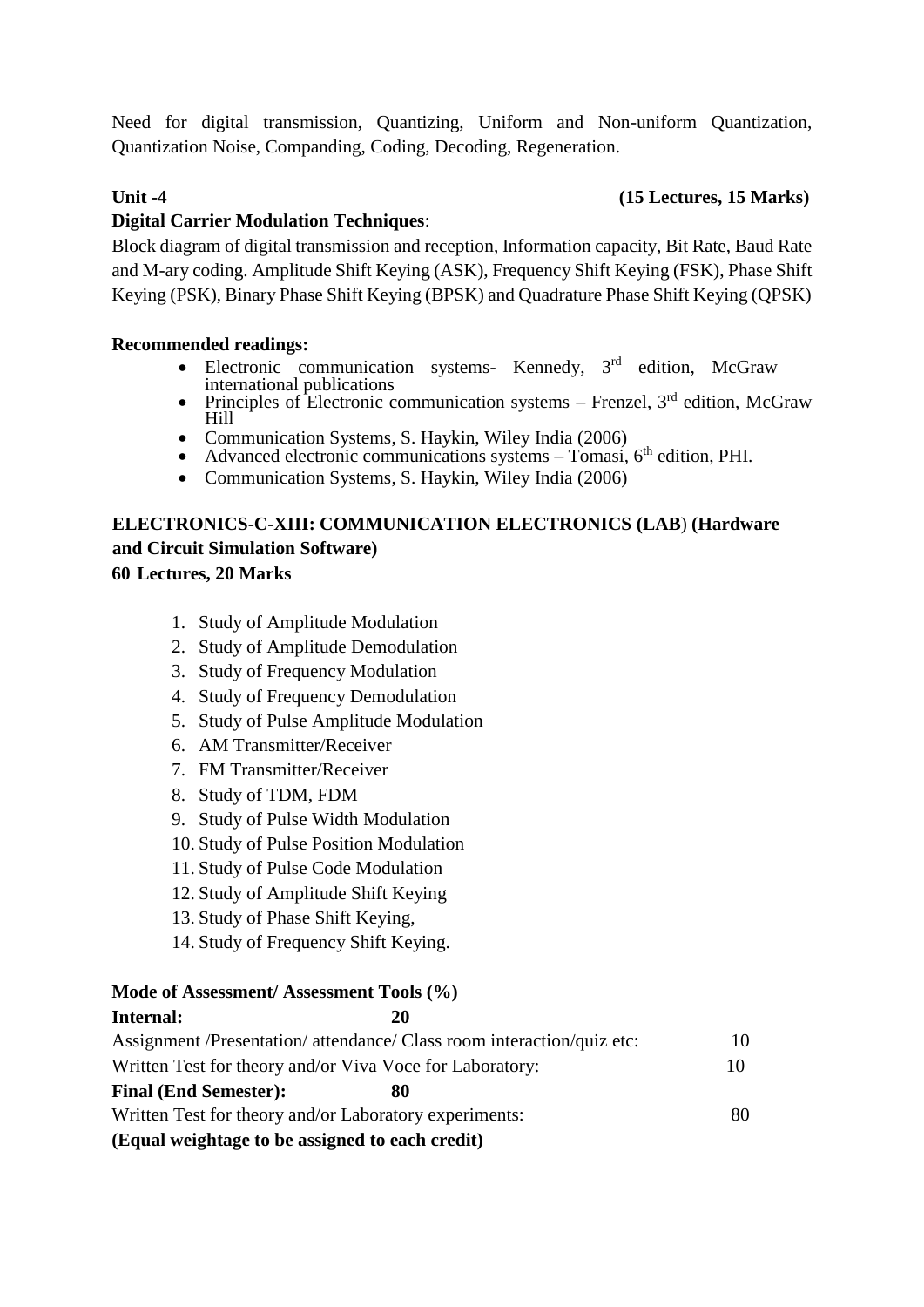Need for digital transmission, Quantizing, Uniform and Non-uniform Quantization, Quantization Noise, Companding, Coding, Decoding, Regeneration.

**Unit -4** **(15 Lectures, 15 Marks)**

**Digital Carrier Modulation Techniques**:

Block diagram of digital transmission and reception, Information capacity, Bit Rate, Baud Rate and M-ary coding. Amplitude Shift Keying (ASK), Frequency Shift Keying (FSK), Phase Shift Keying (PSK), Binary Phase Shift Keying (BPSK) and Quadrature Phase Shift Keying (QPSK)

**Recommended readings:**

- Electronic communication systems- Kennedy, 3rd edition, McGraw international publications
- Principles of Electronic communication systems – Frenzel, 3rd edition, McGraw Hill
- Communication Systems, S. Haykin, Wiley India (2006)
- Advanced electronic communications systems – Tomasi, 6th edition, PHI.
- Communication Systems, S. Haykin, Wiley India (2006)

## ELECTRONICS-C-XIII: COMMUNICATION ELECTRONICS (LAB) (Hardware and Circuit Simulation Software)

**60 Lectures, 20 Marks**

1. Study of Amplitude Modulation
2. Study of Amplitude Demodulation
3. Study of Frequency Modulation
4. Study of Frequency Demodulation
5. Study of Pulse Amplitude Modulation
6. AM Transmitter/Receiver
7. FM Transmitter/Receiver
8. Study of TDM, FDM
9. Study of Pulse Width Modulation
10. Study of Pulse Position Modulation
11. Study of Pulse Code Modulation
12. Study of Amplitude Shift Keying
13. Study of Phase Shift Keying,
14. Study of Frequency Shift Keying.

**Mode of Assessment/ Assessment Tools (%)**

**Internal:** **20**

Assignment /Presentation/ attendance/ Class room interaction/quiz etc: 10

Written Test for theory and/or Viva Voce for Laboratory: 10

**Final (End Semester):** **80**

Written Test for theory and/or Laboratory experiments: 80

**(Equal weightage to be assigned to each credit)**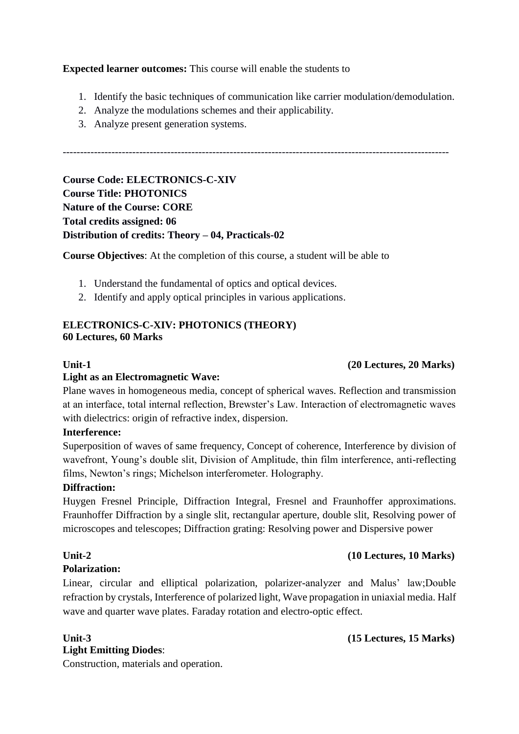**Expected learner outcomes:** This course will enable the students to

1. Identify the basic techniques of communication like carrier modulation/demodulation.
2. Analyze the modulations schemes and their applicability.
3. Analyze present generation systems.

---

**Course Code: ELECTRONICS-C-XIV**
**Course Title: PHOTONICS**
**Nature of the Course: CORE**
**Total credits assigned: 06**
**Distribution of credits: Theory – 04, Practicals-02**

**Course Objectives**: At the completion of this course, a student will be able to

1. Understand the fundamental of optics and optical devices.
2. Identify and apply optical principles in various applications.

**ELECTRONICS-C-XIV: PHOTONICS (THEORY)**
**60 Lectures, 60 Marks**

**Unit-1 (20 Lectures, 20 Marks)**

**Light as an Electromagnetic Wave:**

Plane waves in homogeneous media, concept of spherical waves. Reflection and transmission at an interface, total internal reflection, Brewster's Law. Interaction of electromagnetic waves with dielectrics: origin of refractive index, dispersion.

**Interference:**

Superposition of waves of same frequency, Concept of coherence, Interference by division of wavefront, Young's double slit, Division of Amplitude, thin film interference, anti-reflecting films, Newton's rings; Michelson interferometer. Holography.

**Diffraction:**

Huygen Fresnel Principle, Diffraction Integral, Fresnel and Fraunhoffer approximations. Fraunhoffer Diffraction by a single slit, rectangular aperture, double slit, Resolving power of microscopes and telescopes; Diffraction grating: Resolving power and Dispersive power

**Unit-2 (10 Lectures, 10 Marks)**

**Polarization:**

Linear, circular and elliptical polarization, polarizer-analyzer and Malus' law;Double refraction by crystals, Interference of polarized light, Wave propagation in uniaxial media. Half wave and quarter wave plates. Faraday rotation and electro-optic effect.

**Unit-3 (15 Lectures, 15 Marks)**

**Light Emitting Diodes**:

Construction, materials and operation.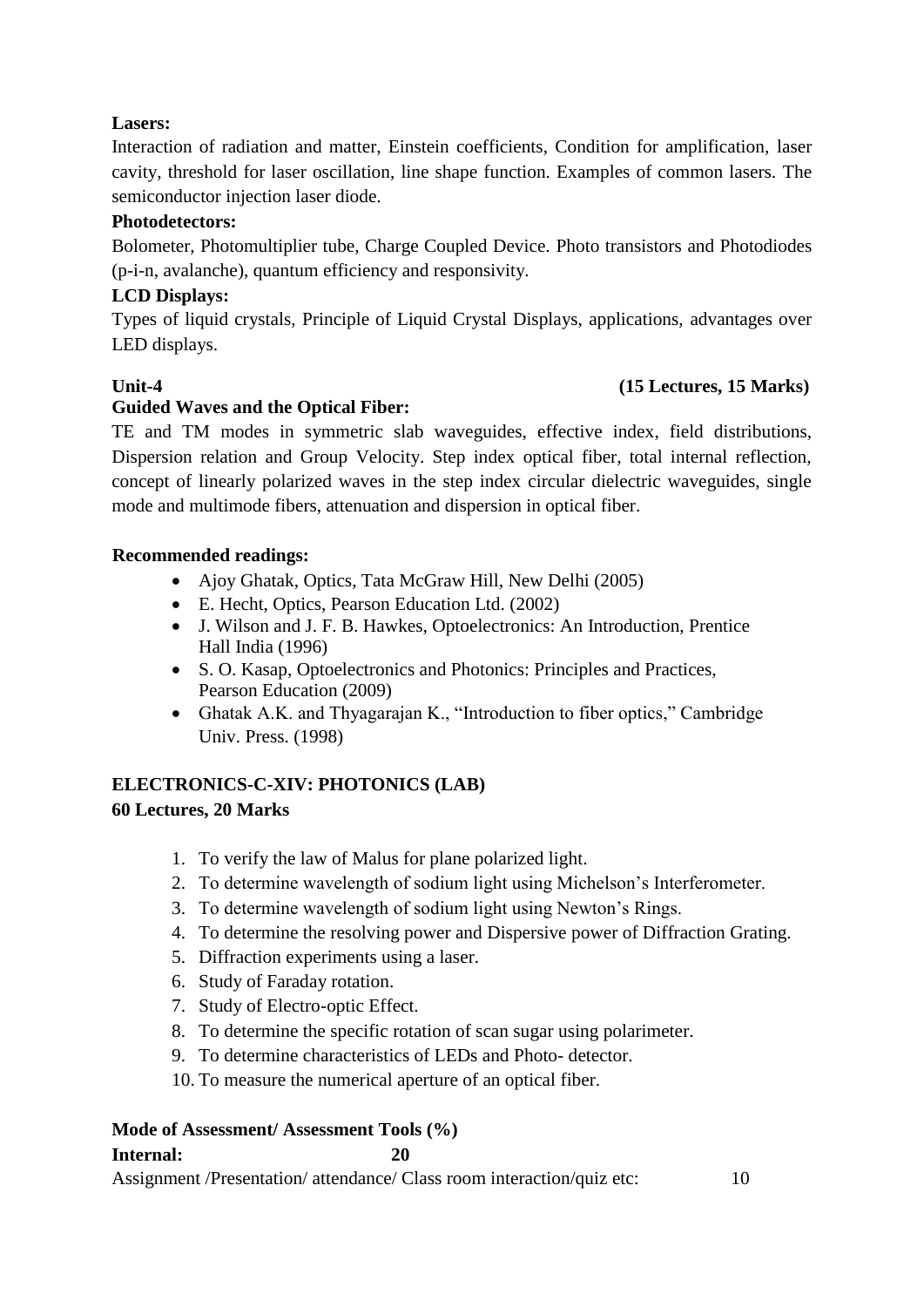**Lasers:**
Interaction of radiation and matter, Einstein coefficients, Condition for amplification, laser cavity, threshold for laser oscillation, line shape function. Examples of common lasers. The semiconductor injection laser diode.

**Photodetectors:**
Bolometer, Photomultiplier tube, Charge Coupled Device. Photo transistors and Photodiodes (p-i-n, avalanche), quantum efficiency and responsivity.

**LCD Displays:**
Types of liquid crystals, Principle of Liquid Crystal Displays, applications, advantages over LED displays.

**Unit-4** **(15 Lectures, 15 Marks)**

**Guided Waves and the Optical Fiber:**
TE and TM modes in symmetric slab waveguides, effective index, field distributions, Dispersion relation and Group Velocity. Step index optical fiber, total internal reflection, concept of linearly polarized waves in the step index circular dielectric waveguides, single mode and multimode fibers, attenuation and dispersion in optical fiber.

**Recommended readings:**

- Ajoy Ghatak, Optics, Tata McGraw Hill, New Delhi (2005)
- E. Hecht, Optics, Pearson Education Ltd. (2002)
- J. Wilson and J. F. B. Hawkes, Optoelectronics: An Introduction, Prentice Hall India (1996)
- S. O. Kasap, Optoelectronics and Photonics: Principles and Practices, Pearson Education (2009)
- Ghatak A.K. and Thyagarajan K., "Introduction to fiber optics," Cambridge Univ. Press. (1998)

## ELECTRONICS-C-XIV: PHOTONICS (LAB)

**60 Lectures, 20 Marks**

1. To verify the law of Malus for plane polarized light.
2. To determine wavelength of sodium light using Michelson's Interferometer.
3. To determine wavelength of sodium light using Newton's Rings.
4. To determine the resolving power and Dispersive power of Diffraction Grating.
5. Diffraction experiments using a laser.
6. Study of Faraday rotation.
7. Study of Electro-optic Effect.
8. To determine the specific rotation of scan sugar using polarimeter.
9. To determine characteristics of LEDs and Photo- detector.
10. To measure the numerical aperture of an optical fiber.

**Mode of Assessment/ Assessment Tools (%)**

**Internal:** **20**

Assignment /Presentation/ attendance/ Class room interaction/quiz etc: 10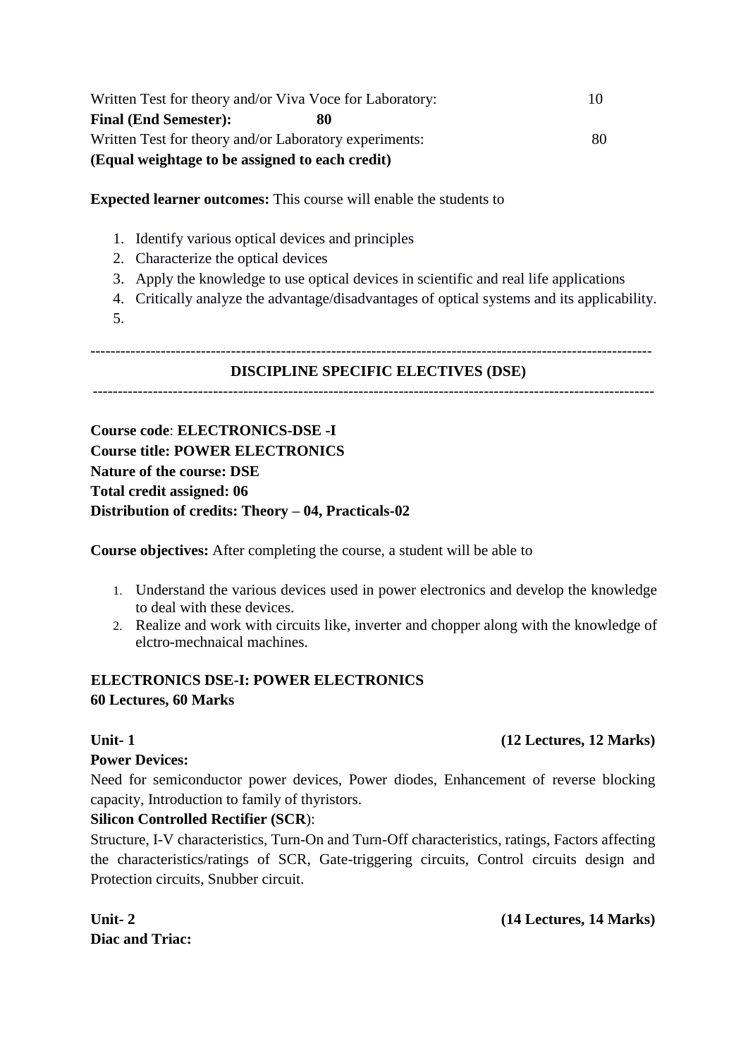Written Test for theory and/or Viva Voce for Laboratory: 10

**Final (End Semester): 80**

Written Test for theory and/or Laboratory experiments: 80

**(Equal weightage to be assigned to each credit)**

**Expected learner outcomes:** This course will enable the students to

1. Identify various optical devices and principles
2. Characterize the optical devices
3. Apply the knowledge to use optical devices in scientific and real life applications
4. Critically analyze the advantage/disadvantages of optical systems and its applicability.
5.

---

**DISCIPLINE SPECIFIC ELECTIVES (DSE)**

---

**Course code**: **ELECTRONICS-DSE -I**
**Course title: POWER ELECTRONICS**
**Nature of the course: DSE**
**Total credit assigned: 06**
**Distribution of credits: Theory – 04, Practicals-02**

**Course objectives:** After completing the course, a student will be able to

1. Understand the various devices used in power electronics and develop the knowledge to deal with these devices.
2. Realize and work with circuits like, inverter and chopper along with the knowledge of elctro-mechnaical machines.

**ELECTRONICS DSE-I: POWER ELECTRONICS**
**60 Lectures, 60 Marks**

**Unit- 1 (12 Lectures, 12 Marks)**

**Power Devices:**

Need for semiconductor power devices, Power diodes, Enhancement of reverse blocking capacity, Introduction to family of thyristors.

**Silicon Controlled Rectifier (SCR)**:

Structure, I-V characteristics, Turn-On and Turn-Off characteristics, ratings, Factors affecting the characteristics/ratings of SCR, Gate-triggering circuits, Control circuits design and Protection circuits, Snubber circuit.

**Unit- 2 (14 Lectures, 14 Marks)**

**Diac and Triac:**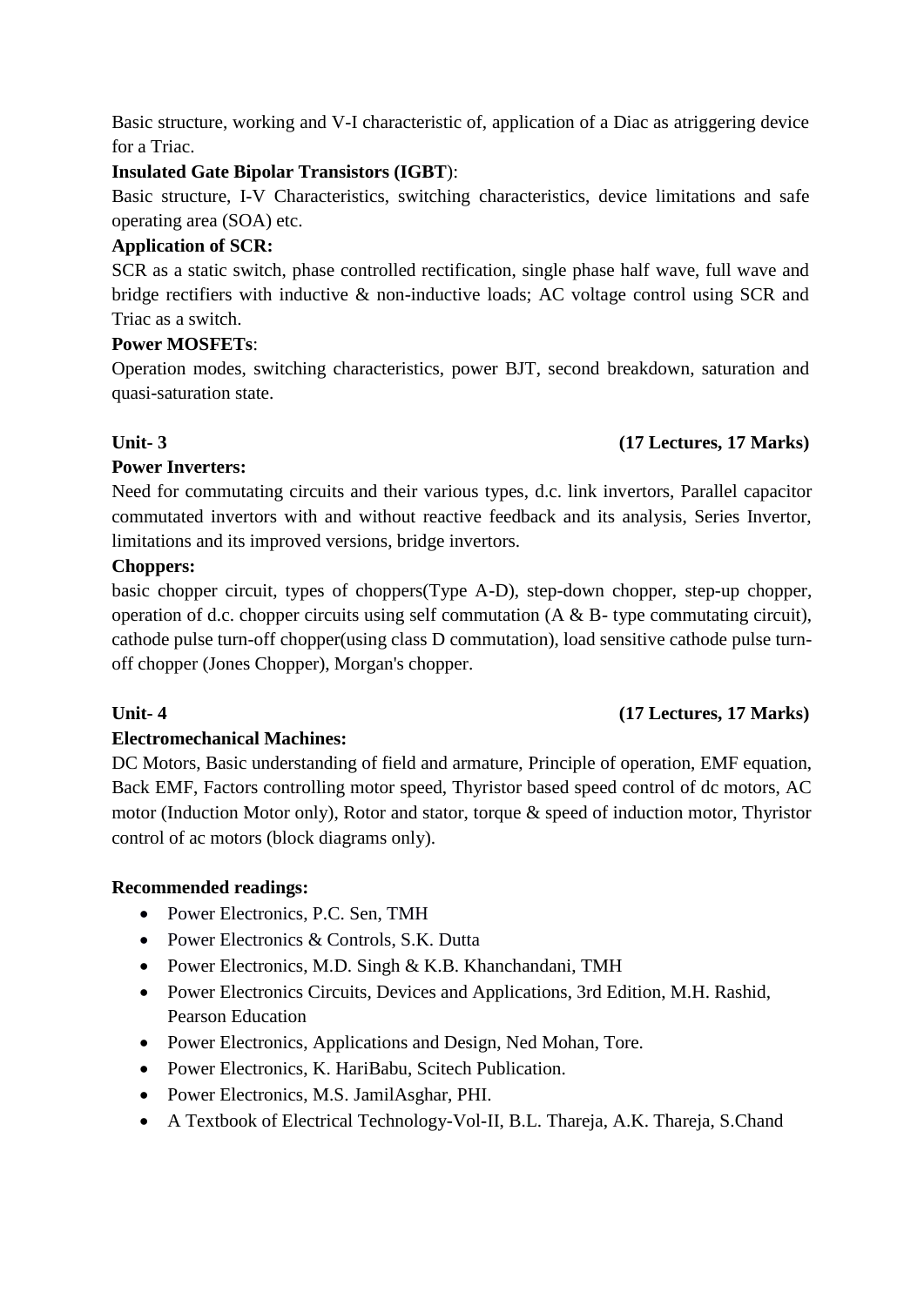Basic structure, working and V-I characteristic of, application of a Diac as atriggering device for a Triac.

**Insulated Gate Bipolar Transistors (IGBT)**:

Basic structure, I-V Characteristics, switching characteristics, device limitations and safe operating area (SOA) etc.

**Application of SCR:**

SCR as a static switch, phase controlled rectification, single phase half wave, full wave and bridge rectifiers with inductive & non-inductive loads; AC voltage control using SCR and Triac as a switch.

**Power MOSFETs**:

Operation modes, switching characteristics, power BJT, second breakdown, saturation and quasi-saturation state.

**Unit- 3** **(17 Lectures, 17 Marks)**

**Power Inverters:**

Need for commutating circuits and their various types, d.c. link invertors, Parallel capacitor commutated invertors with and without reactive feedback and its analysis, Series Invertor, limitations and its improved versions, bridge invertors.

**Choppers:**

basic chopper circuit, types of choppers(Type A-D), step-down chopper, step-up chopper, operation of d.c. chopper circuits using self commutation (A & B- type commutating circuit), cathode pulse turn-off chopper(using class D commutation), load sensitive cathode pulse turn-off chopper (Jones Chopper), Morgan's chopper.

**Unit- 4** **(17 Lectures, 17 Marks)**

**Electromechanical Machines:**

DC Motors, Basic understanding of field and armature, Principle of operation, EMF equation, Back EMF, Factors controlling motor speed, Thyristor based speed control of dc motors, AC motor (Induction Motor only), Rotor and stator, torque & speed of induction motor, Thyristor control of ac motors (block diagrams only).

**Recommended readings:**

- Power Electronics, P.C. Sen, TMH
- Power Electronics & Controls, S.K. Dutta
- Power Electronics, M.D. Singh & K.B. Khanchandani, TMH
- Power Electronics Circuits, Devices and Applications, 3rd Edition, M.H. Rashid, Pearson Education
- Power Electronics, Applications and Design, Ned Mohan, Tore.
- Power Electronics, K. HariBabu, Scitech Publication.
- Power Electronics, M.S. JamilAsghar, PHI.
- A Textbook of Electrical Technology-Vol-II, B.L. Thareja, A.K. Thareja, S.Chand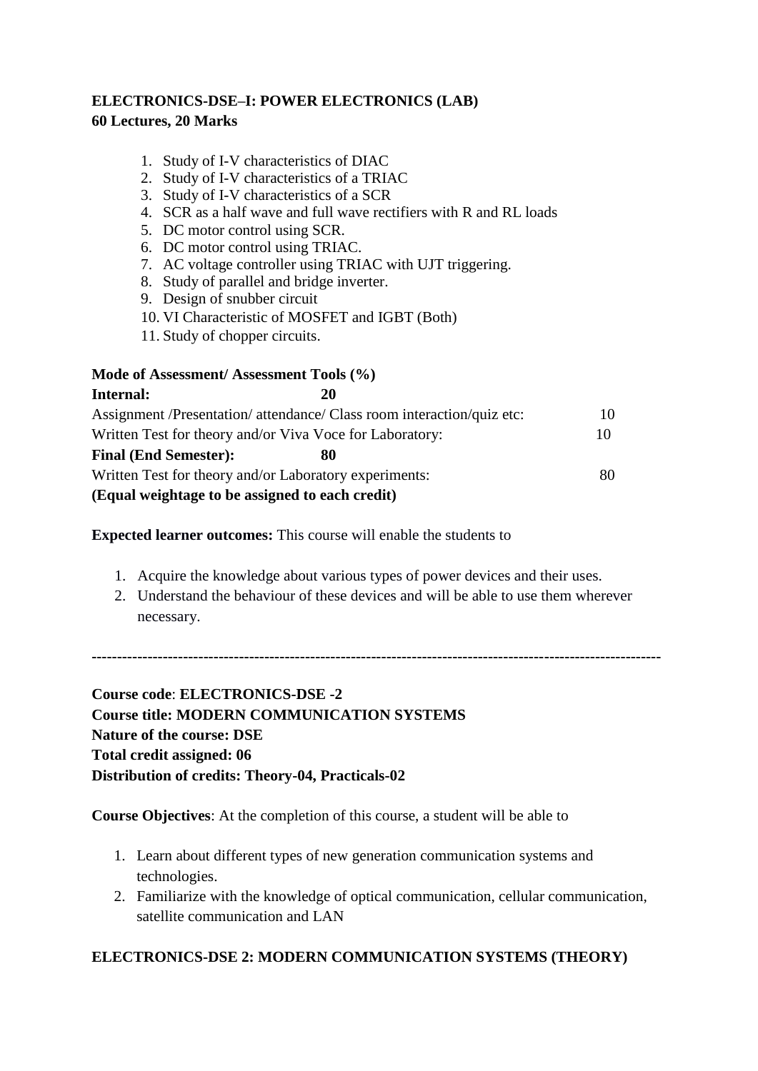**ELECTRONICS-DSE–I: POWER ELECTRONICS (LAB)**
**60 Lectures, 20 Marks**

1. Study of I-V characteristics of DIAC
2. Study of I-V characteristics of a TRIAC
3. Study of I-V characteristics of a SCR
4. SCR as a half wave and full wave rectifiers with R and RL loads
5. DC motor control using SCR.
6. DC motor control using TRIAC.
7. AC voltage controller using TRIAC with UJT triggering.
8. Study of parallel and bridge inverter.
9. Design of snubber circuit
10. VI Characteristic of MOSFET and IGBT (Both)
11. Study of chopper circuits.

**Mode of Assessment/ Assessment Tools (%)**

| | |
|---|---|
| **Internal: 20** | |
| Assignment /Presentation/ attendance/ Class room interaction/quiz etc: | 10 |
| Written Test for theory and/or Viva Voce for Laboratory: | 10 |
| **Final (End Semester): 80** | |
| Written Test for theory and/or Laboratory experiments: | 80 |

**(Equal weightage to be assigned to each credit)**

**Expected learner outcomes:** This course will enable the students to

1. Acquire the knowledge about various types of power devices and their uses.
2. Understand the behaviour of these devices and will be able to use them wherever necessary.

---

**Course code**: **ELECTRONICS-DSE -2**
**Course title: MODERN COMMUNICATION SYSTEMS**
**Nature of the course: DSE**
**Total credit assigned: 06**
**Distribution of credits: Theory-04, Practicals-02**

**Course Objectives**: At the completion of this course, a student will be able to

1. Learn about different types of new generation communication systems and technologies.
2. Familiarize with the knowledge of optical communication, cellular communication, satellite communication and LAN

**ELECTRONICS-DSE 2: MODERN COMMUNICATION SYSTEMS (THEORY)**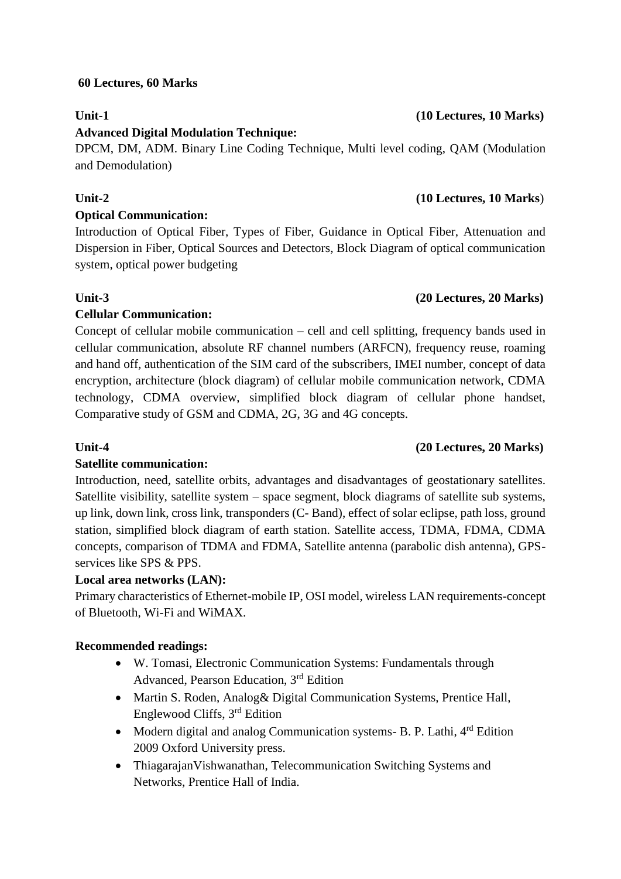**60 Lectures, 60 Marks**

**Unit-1** **(10 Lectures, 10 Marks)**

**Advanced Digital Modulation Technique:**

DPCM, DM, ADM. Binary Line Coding Technique, Multi level coding, QAM (Modulation and Demodulation)

**Unit-2** **(10 Lectures, 10 Marks)**

**Optical Communication:**

Introduction of Optical Fiber, Types of Fiber, Guidance in Optical Fiber, Attenuation and Dispersion in Fiber, Optical Sources and Detectors, Block Diagram of optical communication system, optical power budgeting

**Unit-3** **(20 Lectures, 20 Marks)**

**Cellular Communication:**

Concept of cellular mobile communication – cell and cell splitting, frequency bands used in cellular communication, absolute RF channel numbers (ARFCN), frequency reuse, roaming and hand off, authentication of the SIM card of the subscribers, IMEI number, concept of data encryption, architecture (block diagram) of cellular mobile communication network, CDMA technology, CDMA overview, simplified block diagram of cellular phone handset, Comparative study of GSM and CDMA, 2G, 3G and 4G concepts.

**Unit-4** **(20 Lectures, 20 Marks)**

**Satellite communication:**

Introduction, need, satellite orbits, advantages and disadvantages of geostationary satellites. Satellite visibility, satellite system – space segment, block diagrams of satellite sub systems, up link, down link, cross link, transponders (C- Band), effect of solar eclipse, path loss, ground station, simplified block diagram of earth station. Satellite access, TDMA, FDMA, CDMA concepts, comparison of TDMA and FDMA, Satellite antenna (parabolic dish antenna), GPS-services like SPS & PPS.

**Local area networks (LAN):**

Primary characteristics of Ethernet-mobile IP, OSI model, wireless LAN requirements-concept of Bluetooth, Wi-Fi and WiMAX.

**Recommended readings:**

- W. Tomasi, Electronic Communication Systems: Fundamentals through Advanced, Pearson Education, 3rd Edition
- Martin S. Roden, Analog& Digital Communication Systems, Prentice Hall, Englewood Cliffs, 3rd Edition
- Modern digital and analog Communication systems- B. P. Lathi, 4rd Edition 2009 Oxford University press.
- ThiagarajanVishwanathan, Telecommunication Switching Systems and Networks, Prentice Hall of India.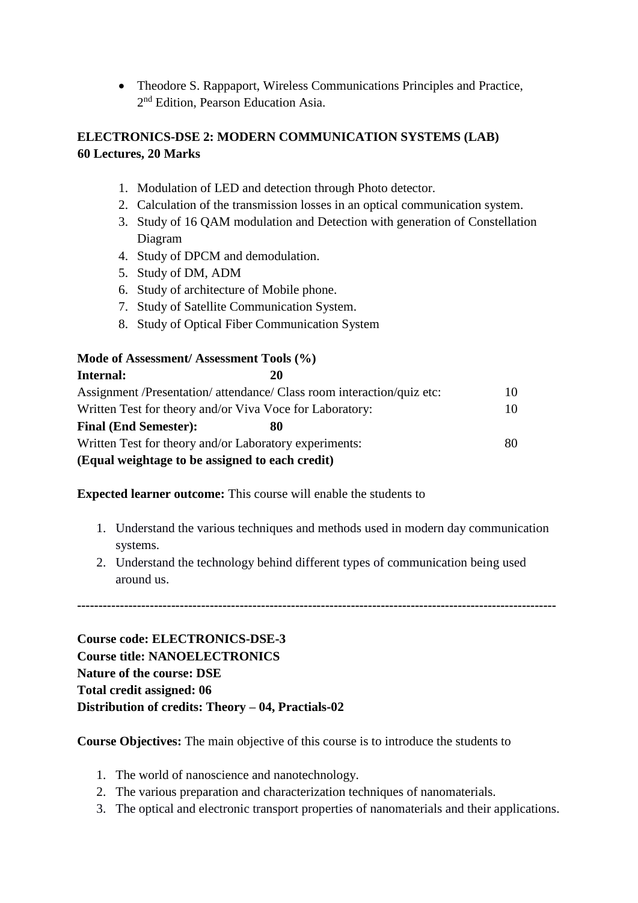- Theodore S. Rappaport, Wireless Communications Principles and Practice, 2nd Edition, Pearson Education Asia.

**ELECTRONICS-DSE 2: MODERN COMMUNICATION SYSTEMS (LAB)**
**60 Lectures, 20 Marks**

1. Modulation of LED and detection through Photo detector.
2. Calculation of the transmission losses in an optical communication system.
3. Study of 16 QAM modulation and Detection with generation of Constellation Diagram
4. Study of DPCM and demodulation.
5. Study of DM, ADM
6. Study of architecture of Mobile phone.
7. Study of Satellite Communication System.
8. Study of Optical Fiber Communication System

**Mode of Assessment/ Assessment Tools (%)**

| | |
|---|---|
| **Internal: 20** | |
| Assignment /Presentation/ attendance/ Class room interaction/quiz etc: | 10 |
| Written Test for theory and/or Viva Voce for Laboratory: | 10 |
| **Final (End Semester): 80** | |
| Written Test for theory and/or Laboratory experiments: | 80 |

**(Equal weightage to be assigned to each credit)**

**Expected learner outcome:** This course will enable the students to

1. Understand the various techniques and methods used in modern day communication systems.
2. Understand the technology behind different types of communication being used around us.

---

**Course code: ELECTRONICS-DSE-3**
**Course title: NANOELECTRONICS**
**Nature of the course: DSE**
**Total credit assigned: 06**
**Distribution of credits: Theory – 04, Practials-02**

**Course Objectives:** The main objective of this course is to introduce the students to

1. The world of nanoscience and nanotechnology.
2. The various preparation and characterization techniques of nanomaterials.
3. The optical and electronic transport properties of nanomaterials and their applications.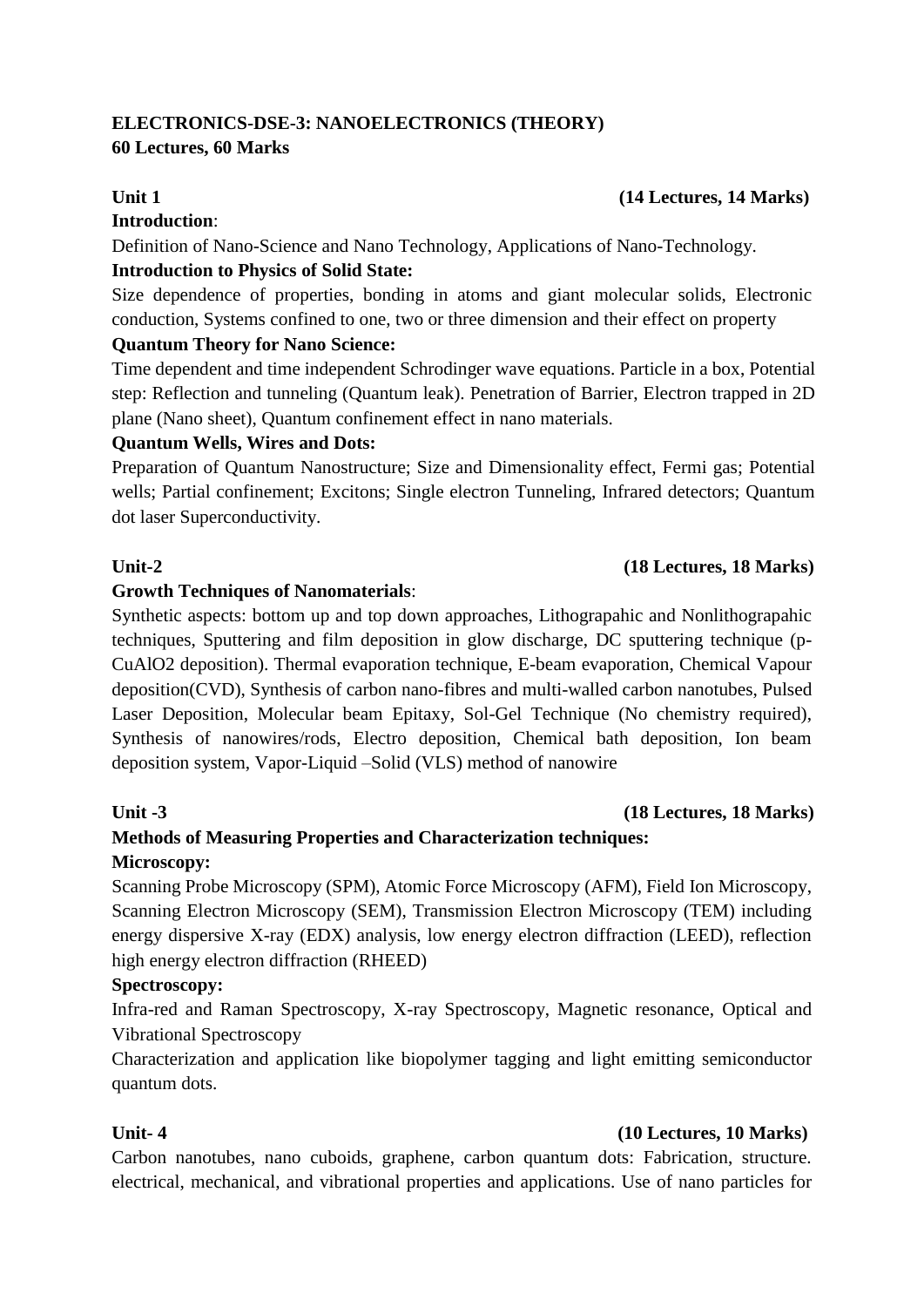**ELECTRONICS-DSE-3: NANOELECTRONICS (THEORY)**
**60 Lectures, 60 Marks**

**Unit 1** **(14 Lectures, 14 Marks)**

**Introduction**:

Definition of Nano-Science and Nano Technology, Applications of Nano-Technology.

**Introduction to Physics of Solid State:**

Size dependence of properties, bonding in atoms and giant molecular solids, Electronic conduction, Systems confined to one, two or three dimension and their effect on property

**Quantum Theory for Nano Science:**

Time dependent and time independent Schrodinger wave equations. Particle in a box, Potential step: Reflection and tunneling (Quantum leak). Penetration of Barrier, Electron trapped in 2D plane (Nano sheet), Quantum confinement effect in nano materials.

**Quantum Wells, Wires and Dots:**

Preparation of Quantum Nanostructure; Size and Dimensionality effect, Fermi gas; Potential wells; Partial confinement; Excitons; Single electron Tunneling, Infrared detectors; Quantum dot laser Superconductivity.

**Unit-2** **(18 Lectures, 18 Marks)**

**Growth Techniques of Nanomaterials**:

Synthetic aspects: bottom up and top down approaches, Lithograpahic and Nonlithograpahic techniques, Sputtering and film deposition in glow discharge, DC sputtering technique (p-CuAlO2 deposition). Thermal evaporation technique, E-beam evaporation, Chemical Vapour deposition(CVD), Synthesis of carbon nano-fibres and multi-walled carbon nanotubes, Pulsed Laser Deposition, Molecular beam Epitaxy, Sol-Gel Technique (No chemistry required), Synthesis of nanowires/rods, Electro deposition, Chemical bath deposition, Ion beam deposition system, Vapor-Liquid –Solid (VLS) method of nanowire

**Unit -3** **(18 Lectures, 18 Marks)**

**Methods of Measuring Properties and Characterization techniques:**

**Microscopy:**

Scanning Probe Microscopy (SPM), Atomic Force Microscopy (AFM), Field Ion Microscopy, Scanning Electron Microscopy (SEM), Transmission Electron Microscopy (TEM) including energy dispersive X-ray (EDX) analysis, low energy electron diffraction (LEED), reflection high energy electron diffraction (RHEED)

**Spectroscopy:**

Infra-red and Raman Spectroscopy, X-ray Spectroscopy, Magnetic resonance, Optical and Vibrational Spectroscopy

Characterization and application like biopolymer tagging and light emitting semiconductor quantum dots.

**Unit- 4** **(10 Lectures, 10 Marks)**

Carbon nanotubes, nano cuboids, graphene, carbon quantum dots: Fabrication, structure. electrical, mechanical, and vibrational properties and applications. Use of nano particles for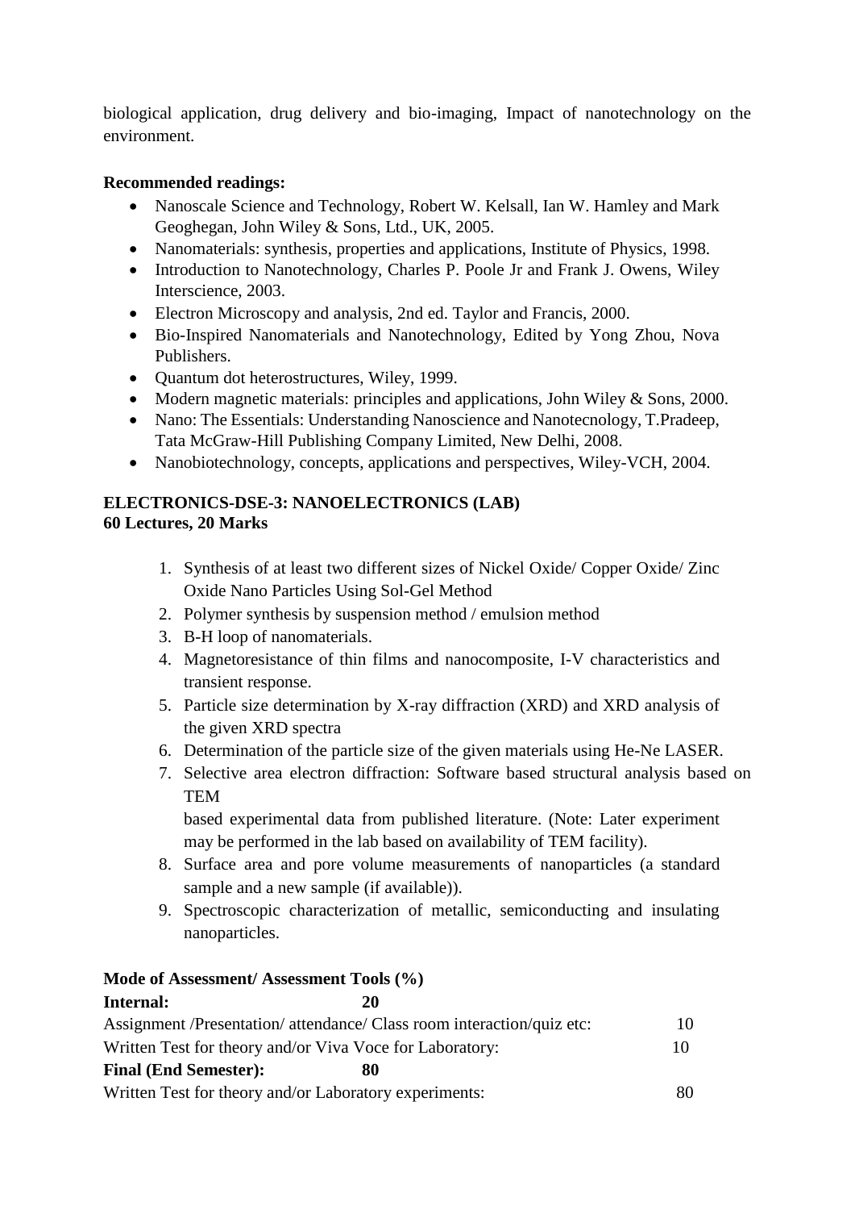biological application, drug delivery and bio-imaging, Impact of nanotechnology on the environment.

**Recommended readings:**

- Nanoscale Science and Technology, Robert W. Kelsall, Ian W. Hamley and Mark Geoghegan, John Wiley & Sons, Ltd., UK, 2005.
- Nanomaterials: synthesis, properties and applications, Institute of Physics, 1998.
- Introduction to Nanotechnology, Charles P. Poole Jr and Frank J. Owens, Wiley Interscience, 2003.
- Electron Microscopy and analysis, 2nd ed. Taylor and Francis, 2000.
- Bio-Inspired Nanomaterials and Nanotechnology, Edited by Yong Zhou, Nova Publishers.
- Quantum dot heterostructures, Wiley, 1999.
- Modern magnetic materials: principles and applications, John Wiley & Sons, 2000.
- Nano: The Essentials: Understanding Nanoscience and Nanotecnology, T.Pradeep, Tata McGraw-Hill Publishing Company Limited, New Delhi, 2008.
- Nanobiotechnology, concepts, applications and perspectives, Wiley-VCH, 2004.

**ELECTRONICS-DSE-3: NANOELECTRONICS (LAB)**
**60 Lectures, 20 Marks**

1. Synthesis of at least two different sizes of Nickel Oxide/ Copper Oxide/ Zinc Oxide Nano Particles Using Sol-Gel Method
2. Polymer synthesis by suspension method / emulsion method
3. B-H loop of nanomaterials.
4. Magnetoresistance of thin films and nanocomposite, I-V characteristics and transient response.
5. Particle size determination by X-ray diffraction (XRD) and XRD analysis of the given XRD spectra
6. Determination of the particle size of the given materials using He-Ne LASER.
7. Selective area electron diffraction: Software based structural analysis based on TEM
   based experimental data from published literature. (Note: Later experiment may be performed in the lab based on availability of TEM facility).
8. Surface area and pore volume measurements of nanoparticles (a standard sample and a new sample (if available)).
9. Spectroscopic characterization of metallic, semiconducting and insulating nanoparticles.

**Mode of Assessment/ Assessment Tools (%)**

**Internal: 20**

Assignment /Presentation/ attendance/ Class room interaction/quiz etc: 10

Written Test for theory and/or Viva Voce for Laboratory: 10

**Final (End Semester): 80**

Written Test for theory and/or Laboratory experiments: 80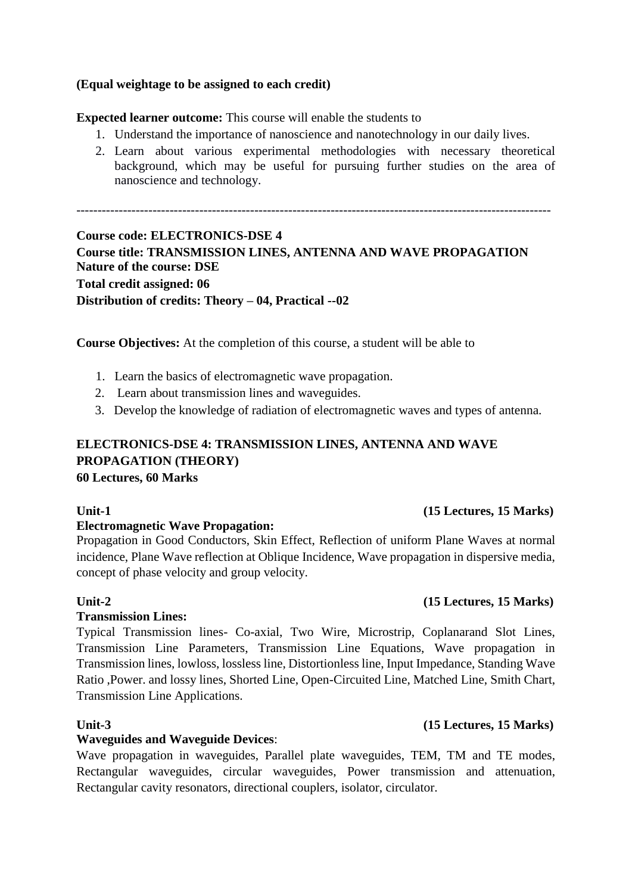**(Equal weightage to be assigned to each credit)**

**Expected learner outcome:** This course will enable the students to

1. Understand the importance of nanoscience and nanotechnology in our daily lives.
2. Learn about various experimental methodologies with necessary theoretical background, which may be useful for pursuing further studies on the area of nanoscience and technology.

---

**Course code: ELECTRONICS-DSE 4**
**Course title: TRANSMISSION LINES, ANTENNA AND WAVE PROPAGATION**
**Nature of the course: DSE**
**Total credit assigned: 06**
**Distribution of credits: Theory – 04, Practical --02**

**Course Objectives:** At the completion of this course, a student will be able to

1. Learn the basics of electromagnetic wave propagation.
2. Learn about transmission lines and waveguides.
3. Develop the knowledge of radiation of electromagnetic waves and types of antenna.

## ELECTRONICS-DSE 4: TRANSMISSION LINES, ANTENNA AND WAVE PROPAGATION (THEORY)

**60 Lectures, 60 Marks**

**Unit-1 (15 Lectures, 15 Marks)**

**Electromagnetic Wave Propagation:**

Propagation in Good Conductors, Skin Effect, Reflection of uniform Plane Waves at normal incidence, Plane Wave reflection at Oblique Incidence, Wave propagation in dispersive media, concept of phase velocity and group velocity.

**Unit-2 (15 Lectures, 15 Marks)**

**Transmission Lines:**

Typical Transmission lines- Co-axial, Two Wire, Microstrip, Coplanarand Slot Lines, Transmission Line Parameters, Transmission Line Equations, Wave propagation in Transmission lines, lowloss, lossless line, Distortionless line, Input Impedance, Standing Wave Ratio ,Power. and lossy lines, Shorted Line, Open-Circuited Line, Matched Line, Smith Chart, Transmission Line Applications.

**Unit-3 (15 Lectures, 15 Marks)**

**Waveguides and Waveguide Devices**:

Wave propagation in waveguides, Parallel plate waveguides, TEM, TM and TE modes, Rectangular waveguides, circular waveguides, Power transmission and attenuation, Rectangular cavity resonators, directional couplers, isolator, circulator.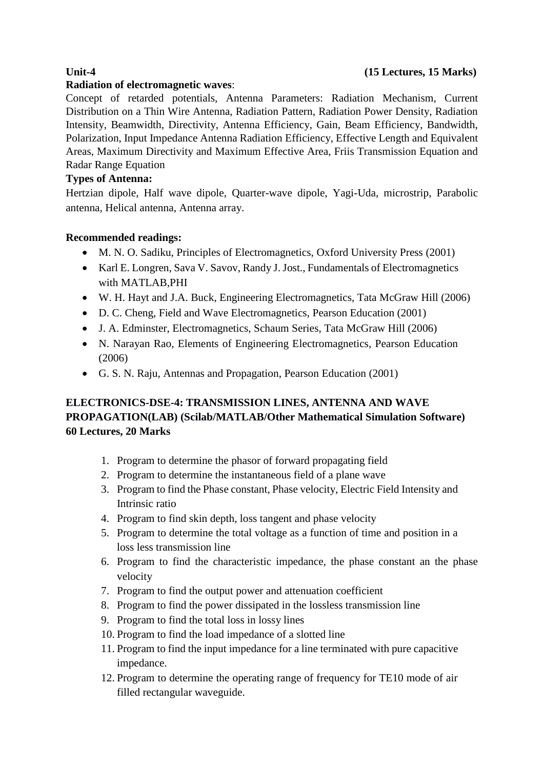**Unit-4** **(15 Lectures, 15 Marks)**

**Radiation of electromagnetic waves**:

Concept of retarded potentials, Antenna Parameters: Radiation Mechanism, Current Distribution on a Thin Wire Antenna, Radiation Pattern, Radiation Power Density, Radiation Intensity, Beamwidth, Directivity, Antenna Efficiency, Gain, Beam Efficiency, Bandwidth, Polarization, Input Impedance Antenna Radiation Efficiency, Effective Length and Equivalent Areas, Maximum Directivity and Maximum Effective Area, Friis Transmission Equation and Radar Range Equation

**Types of Antenna:**

Hertzian dipole, Half wave dipole, Quarter-wave dipole, Yagi-Uda, microstrip, Parabolic antenna, Helical antenna, Antenna array.

**Recommended readings:**

- M. N. O. Sadiku, Principles of Electromagnetics, Oxford University Press (2001)
- Karl E. Longren, Sava V. Savov, Randy J. Jost., Fundamentals of Electromagnetics with MATLAB,PHI
- W. H. Hayt and J.A. Buck, Engineering Electromagnetics, Tata McGraw Hill (2006)
- D. C. Cheng, Field and Wave Electromagnetics, Pearson Education (2001)
- J. A. Edminster, Electromagnetics, Schaum Series, Tata McGraw Hill (2006)
- N. Narayan Rao, Elements of Engineering Electromagnetics, Pearson Education (2006)
- G. S. N. Raju, Antennas and Propagation, Pearson Education (2001)

**ELECTRONICS-DSE-4: TRANSMISSION LINES, ANTENNA AND WAVE PROPAGATION(LAB) (Scilab/MATLAB/Other Mathematical Simulation Software)**
**60 Lectures, 20 Marks**

1. Program to determine the phasor of forward propagating field
2. Program to determine the instantaneous field of a plane wave
3. Program to find the Phase constant, Phase velocity, Electric Field Intensity and Intrinsic ratio
4. Program to find skin depth, loss tangent and phase velocity
5. Program to determine the total voltage as a function of time and position in a loss less transmission line
6. Program to find the characteristic impedance, the phase constant an the phase velocity
7. Program to find the output power and attenuation coefficient
8. Program to find the power dissipated in the lossless transmission line
9. Program to find the total loss in lossy lines
10. Program to find the load impedance of a slotted line
11. Program to find the input impedance for a line terminated with pure capacitive impedance.
12. Program to determine the operating range of frequency for TE10 mode of air filled rectangular waveguide.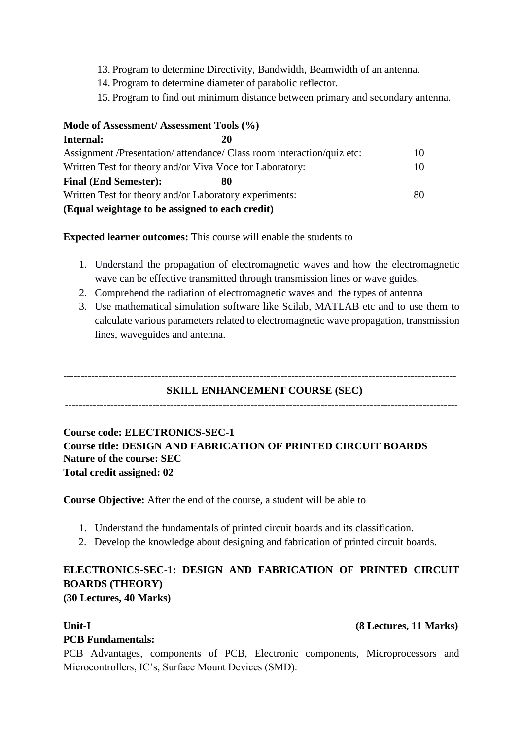13. Program to determine Directivity, Bandwidth, Beamwidth of an antenna.
14. Program to determine diameter of parabolic reflector.
15. Program to find out minimum distance between primary and secondary antenna.

**Mode of Assessment/ Assessment Tools (%)**

| | |
|---|---|
| **Internal: 20** | |
| Assignment /Presentation/ attendance/ Class room interaction/quiz etc: | 10 |
| Written Test for theory and/or Viva Voce for Laboratory: | 10 |
| **Final (End Semester): 80** | |
| Written Test for theory and/or Laboratory experiments: | 80 |

**(Equal weightage to be assigned to each credit)**

**Expected learner outcomes:** This course will enable the students to

1. Understand the propagation of electromagnetic waves and how the electromagnetic wave can be effective transmitted through transmission lines or wave guides.
2. Comprehend the radiation of electromagnetic waves and the types of antenna
3. Use mathematical simulation software like Scilab, MATLAB etc and to use them to calculate various parameters related to electromagnetic wave propagation, transmission lines, waveguides and antenna.

---

## SKILL ENHANCEMENT COURSE (SEC)

---

**Course code: ELECTRONICS-SEC-1**
**Course title: DESIGN AND FABRICATION OF PRINTED CIRCUIT BOARDS**
**Nature of the course: SEC**
**Total credit assigned: 02**

**Course Objective:** After the end of the course, a student will be able to

1. Understand the fundamentals of printed circuit boards and its classification.
2. Develop the knowledge about designing and fabrication of printed circuit boards.

### ELECTRONICS-SEC-1: DESIGN AND FABRICATION OF PRINTED CIRCUIT BOARDS (THEORY)

**(30 Lectures, 40 Marks)**

**Unit-I** **(8 Lectures, 11 Marks)**

**PCB Fundamentals:**

PCB Advantages, components of PCB, Electronic components, Microprocessors and Microcontrollers, IC's, Surface Mount Devices (SMD).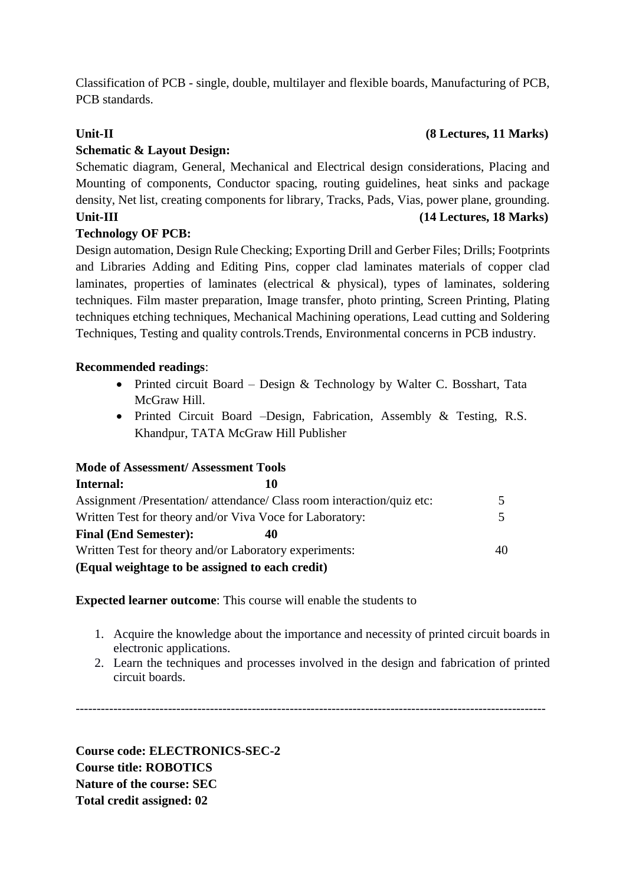Classification of PCB - single, double, multilayer and flexible boards, Manufacturing of PCB, PCB standards.

**Unit-II** **(8 Lectures, 11 Marks)**

**Schematic & Layout Design:**

Schematic diagram, General, Mechanical and Electrical design considerations, Placing and Mounting of components, Conductor spacing, routing guidelines, heat sinks and package density, Net list, creating components for library, Tracks, Pads, Vias, power plane, grounding.

**Unit-III** **(14 Lectures, 18 Marks)**

**Technology OF PCB:**

Design automation, Design Rule Checking; Exporting Drill and Gerber Files; Drills; Footprints and Libraries Adding and Editing Pins, copper clad laminates materials of copper clad laminates, properties of laminates (electrical & physical), types of laminates, soldering techniques. Film master preparation, Image transfer, photo printing, Screen Printing, Plating techniques etching techniques, Mechanical Machining operations, Lead cutting and Soldering Techniques, Testing and quality controls.Trends, Environmental concerns in PCB industry.

**Recommended readings**:

- Printed circuit Board – Design & Technology by Walter C. Bosshart, Tata McGraw Hill.
- Printed Circuit Board –Design, Fabrication, Assembly & Testing, R.S. Khandpur, TATA McGraw Hill Publisher

**Mode of Assessment/ Assessment Tools**

**Internal: 10**

Assignment /Presentation/ attendance/ Class room interaction/quiz etc: 5

Written Test for theory and/or Viva Voce for Laboratory: 5

**Final (End Semester): 40**

Written Test for theory and/or Laboratory experiments: 40

**(Equal weightage to be assigned to each credit)**

**Expected learner outcome**: This course will enable the students to

1. Acquire the knowledge about the importance and necessity of printed circuit boards in electronic applications.
2. Learn the techniques and processes involved in the design and fabrication of printed circuit boards.

---

**Course code: ELECTRONICS-SEC-2**
**Course title: ROBOTICS**
**Nature of the course: SEC**
**Total credit assigned: 02**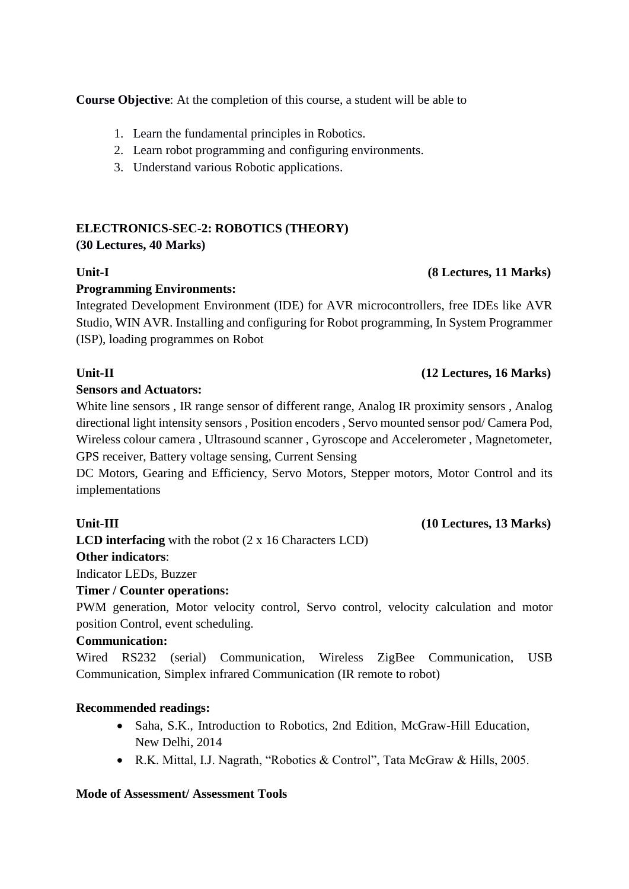**Course Objective**: At the completion of this course, a student will be able to

1. Learn the fundamental principles in Robotics.
2. Learn robot programming and configuring environments.
3. Understand various Robotic applications.

## ELECTRONICS-SEC-2: ROBOTICS (THEORY)
**(30 Lectures, 40 Marks)**

**Unit-I** **(8 Lectures, 11 Marks)**

**Programming Environments:**

Integrated Development Environment (IDE) for AVR microcontrollers, free IDEs like AVR Studio, WIN AVR. Installing and configuring for Robot programming, In System Programmer (ISP), loading programmes on Robot

**Unit-II** **(12 Lectures, 16 Marks)**

**Sensors and Actuators:**

White line sensors , IR range sensor of different range, Analog IR proximity sensors , Analog directional light intensity sensors , Position encoders , Servo mounted sensor pod/ Camera Pod, Wireless colour camera , Ultrasound scanner , Gyroscope and Accelerometer , Magnetometer, GPS receiver, Battery voltage sensing, Current Sensing

DC Motors, Gearing and Efficiency, Servo Motors, Stepper motors, Motor Control and its implementations

**Unit-III** **(10 Lectures, 13 Marks)**

**LCD interfacing** with the robot (2 x 16 Characters LCD)

**Other indicators**:

Indicator LEDs, Buzzer

**Timer / Counter operations:**

PWM generation, Motor velocity control, Servo control, velocity calculation and motor position Control, event scheduling.

**Communication:**

Wired RS232 (serial) Communication, Wireless ZigBee Communication, USB Communication, Simplex infrared Communication (IR remote to robot)

**Recommended readings:**

- Saha, S.K., Introduction to Robotics, 2nd Edition, McGraw-Hill Education, New Delhi, 2014
- R.K. Mittal, I.J. Nagrath, "Robotics & Control", Tata McGraw & Hills, 2005.

**Mode of Assessment/ Assessment Tools**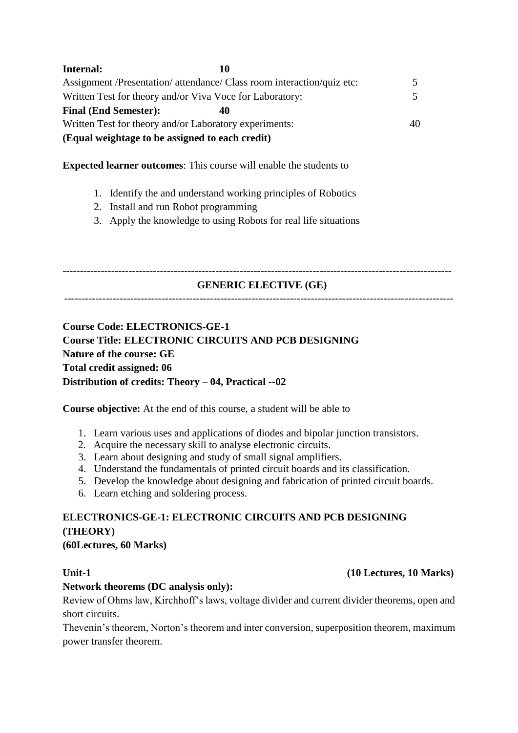**Internal: 10**

Assignment /Presentation/ attendance/ Class room interaction/quiz etc: 5

Written Test for theory and/or Viva Voce for Laboratory: 5

**Final (End Semester): 40**

Written Test for theory and/or Laboratory experiments: 40

**(Equal weightage to be assigned to each credit)**

**Expected learner outcomes**: This course will enable the students to

1. Identify the and understand working principles of Robotics
2. Install and run Robot programming
3. Apply the knowledge to using Robots for real life situations

---

## GENERIC ELECTIVE (GE)

---

**Course Code: ELECTRONICS-GE-1**
**Course Title: ELECTRONIC CIRCUITS AND PCB DESIGNING**
**Nature of the course: GE**
**Total credit assigned: 06**
**Distribution of credits: Theory – 04, Practical --02**

**Course objective:** At the end of this course, a student will be able to

1. Learn various uses and applications of diodes and bipolar junction transistors.
2. Acquire the necessary skill to analyse electronic circuits.
3. Learn about designing and study of small signal amplifiers.
4. Understand the fundamentals of printed circuit boards and its classification.
5. Develop the knowledge about designing and fabrication of printed circuit boards.
6. Learn etching and soldering process.

### ELECTRONICS-GE-1: ELECTRONIC CIRCUITS AND PCB DESIGNING (THEORY)
**(60Lectures, 60 Marks)**

**Unit-1 (10 Lectures, 10 Marks)**

**Network theorems (DC analysis only):**

Review of Ohms law, Kirchhoff's laws, voltage divider and current divider theorems, open and short circuits.

Thevenin's theorem, Norton's theorem and inter conversion, superposition theorem, maximum power transfer theorem.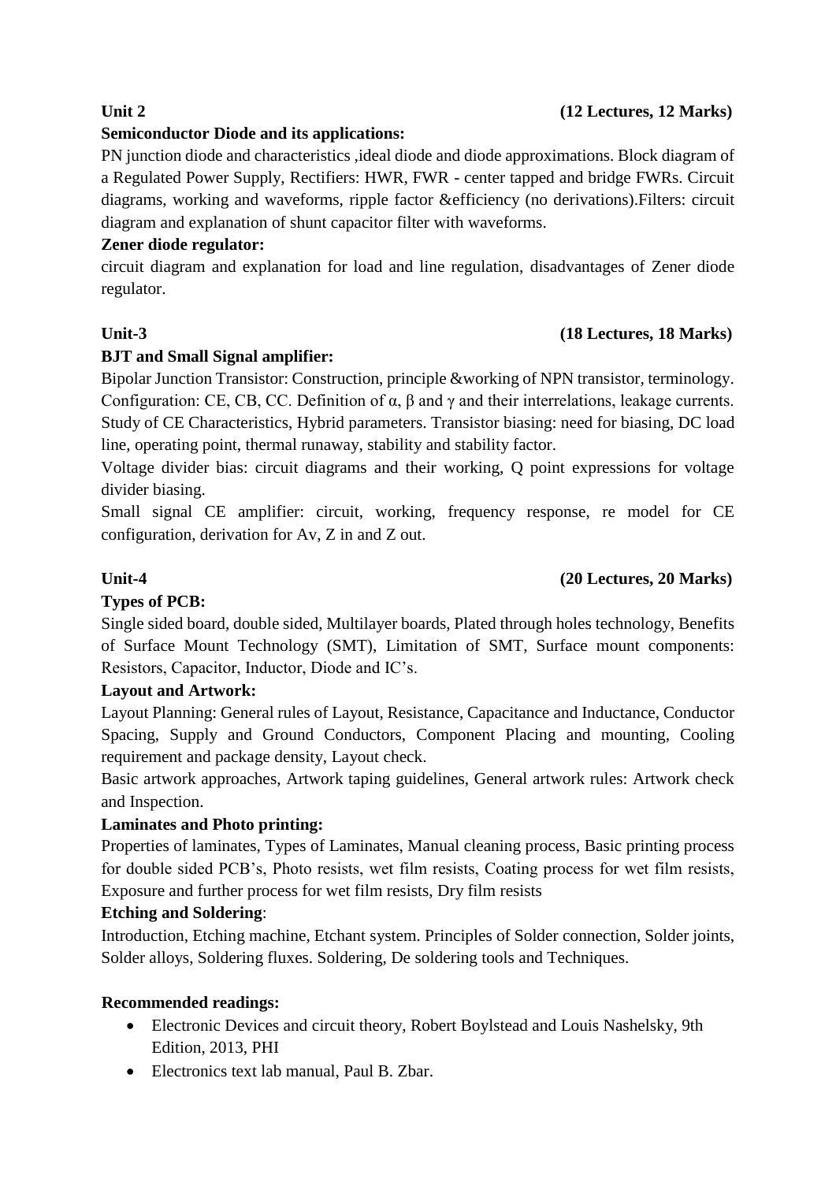**Unit 2** **(12 Lectures, 12 Marks)**

**Semiconductor Diode and its applications:**

PN junction diode and characteristics ,ideal diode and diode approximations. Block diagram of a Regulated Power Supply, Rectifiers: HWR, FWR - center tapped and bridge FWRs. Circuit diagrams, working and waveforms, ripple factor &efficiency (no derivations).Filters: circuit diagram and explanation of shunt capacitor filter with waveforms.

**Zener diode regulator:**

circuit diagram and explanation for load and line regulation, disadvantages of Zener diode regulator.

**Unit-3** **(18 Lectures, 18 Marks)**

**BJT and Small Signal amplifier:**

Bipolar Junction Transistor: Construction, principle &working of NPN transistor, terminology. Configuration: CE, CB, CC. Definition of $\alpha$, $\beta$ and $\gamma$ and their interrelations, leakage currents. Study of CE Characteristics, Hybrid parameters. Transistor biasing: need for biasing, DC load line, operating point, thermal runaway, stability and stability factor.

Voltage divider bias: circuit diagrams and their working, Q point expressions for voltage divider biasing.

Small signal CE amplifier: circuit, working, frequency response, re model for CE configuration, derivation for Av, Z in and Z out.

**Unit-4** **(20 Lectures, 20 Marks)**

**Types of PCB:**

Single sided board, double sided, Multilayer boards, Plated through holes technology, Benefits of Surface Mount Technology (SMT), Limitation of SMT, Surface mount components: Resistors, Capacitor, Inductor, Diode and IC's.

**Layout and Artwork:**

Layout Planning: General rules of Layout, Resistance, Capacitance and Inductance, Conductor Spacing, Supply and Ground Conductors, Component Placing and mounting, Cooling requirement and package density, Layout check.

Basic artwork approaches, Artwork taping guidelines, General artwork rules: Artwork check and Inspection.

**Laminates and Photo printing:**

Properties of laminates, Types of Laminates, Manual cleaning process, Basic printing process for double sided PCB's, Photo resists, wet film resists, Coating process for wet film resists, Exposure and further process for wet film resists, Dry film resists

**Etching and Soldering**:

Introduction, Etching machine, Etchant system. Principles of Solder connection, Solder joints, Solder alloys, Soldering fluxes. Soldering, De soldering tools and Techniques.

**Recommended readings:**

- Electronic Devices and circuit theory, Robert Boylstead and Louis Nashelsky, 9th Edition, 2013, PHI
- Electronics text lab manual, Paul B. Zbar.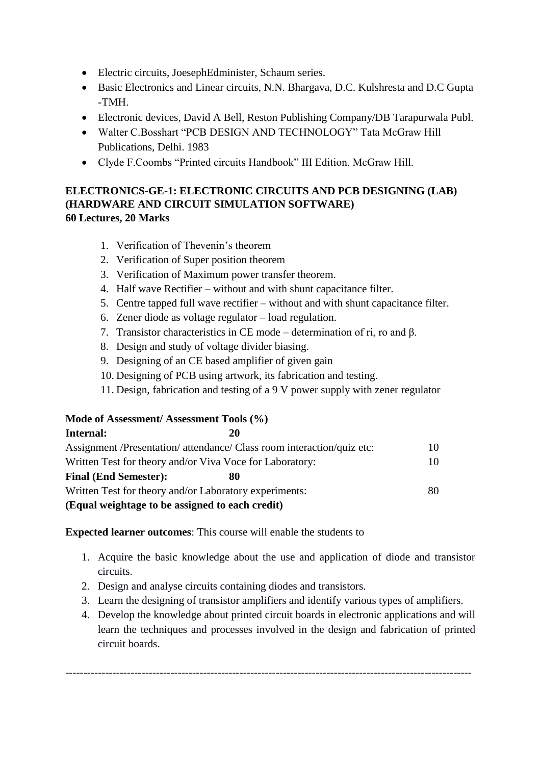- Electric circuits, JoesephEdminister, Schaum series.
- Basic Electronics and Linear circuits, N.N. Bhargava, D.C. Kulshresta and D.C Gupta -TMH.
- Electronic devices, David A Bell, Reston Publishing Company/DB Tarapurwala Publ.
- Walter C.Bosshart "PCB DESIGN AND TECHNOLOGY" Tata McGraw Hill Publications, Delhi. 1983
- Clyde F.Coombs "Printed circuits Handbook" III Edition, McGraw Hill.

**ELECTRONICS-GE-1: ELECTRONIC CIRCUITS AND PCB DESIGNING (LAB) (HARDWARE AND CIRCUIT SIMULATION SOFTWARE)**
**60 Lectures, 20 Marks**

1. Verification of Thevenin's theorem
2. Verification of Super position theorem
3. Verification of Maximum power transfer theorem.
4. Half wave Rectifier – without and with shunt capacitance filter.
5. Centre tapped full wave rectifier – without and with shunt capacitance filter.
6. Zener diode as voltage regulator – load regulation.
7. Transistor characteristics in CE mode – determination of ri, ro and β.
8. Design and study of voltage divider biasing.
9. Designing of an CE based amplifier of given gain
10. Designing of PCB using artwork, its fabrication and testing.
11. Design, fabrication and testing of a 9 V power supply with zener regulator

**Mode of Assessment/ Assessment Tools (%)**

| | |
|---|---|
| **Internal:** **20** | |
| Assignment /Presentation/ attendance/ Class room interaction/quiz etc: | 10 |
| Written Test for theory and/or Viva Voce for Laboratory: | 10 |
| **Final (End Semester):** **80** | |
| Written Test for theory and/or Laboratory experiments: | 80 |

**(Equal weightage to be assigned to each credit)**

**Expected learner outcomes**: This course will enable the students to

1. Acquire the basic knowledge about the use and application of diode and transistor circuits.
2. Design and analyse circuits containing diodes and transistors.
3. Learn the designing of transistor amplifiers and identify various types of amplifiers.
4. Develop the knowledge about printed circuit boards in electronic applications and will learn the techniques and processes involved in the design and fabrication of printed circuit boards.

---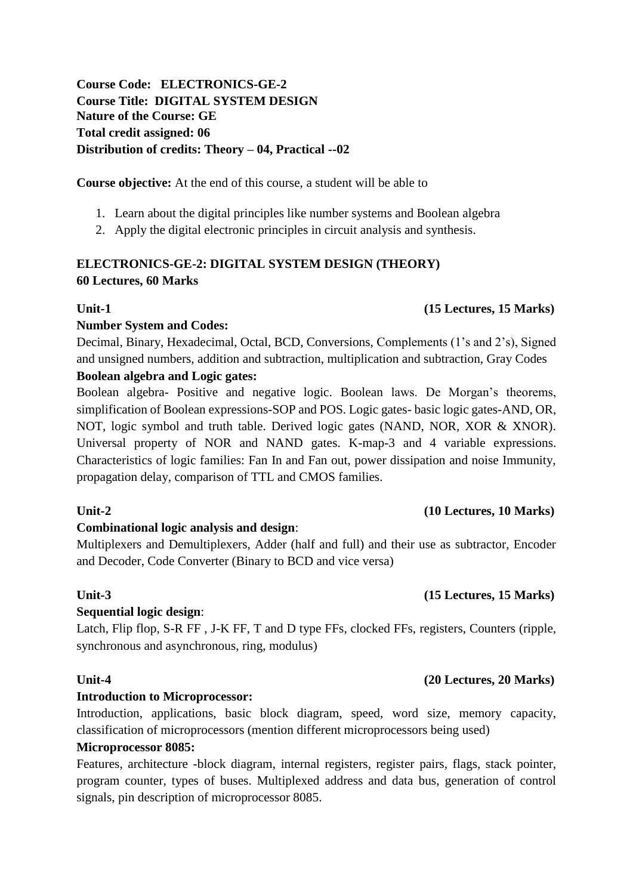**Course Code: ELECTRONICS-GE-2**
**Course Title: DIGITAL SYSTEM DESIGN**
**Nature of the Course: GE**
**Total credit assigned: 06**
**Distribution of credits: Theory – 04, Practical --02**

**Course objective:** At the end of this course, a student will be able to

1. Learn about the digital principles like number systems and Boolean algebra
2. Apply the digital electronic principles in circuit analysis and synthesis.

**ELECTRONICS-GE-2: DIGITAL SYSTEM DESIGN (THEORY)**
**60 Lectures, 60 Marks**

**Unit-1 (15 Lectures, 15 Marks)**

**Number System and Codes:**

Decimal, Binary, Hexadecimal, Octal, BCD, Conversions, Complements (1's and 2's), Signed and unsigned numbers, addition and subtraction, multiplication and subtraction, Gray Codes

**Boolean algebra and Logic gates:**

Boolean algebra- Positive and negative logic. Boolean laws. De Morgan's theorems, simplification of Boolean expressions-SOP and POS. Logic gates- basic logic gates-AND, OR, NOT, logic symbol and truth table. Derived logic gates (NAND, NOR, XOR & XNOR). Universal property of NOR and NAND gates. K-map-3 and 4 variable expressions. Characteristics of logic families: Fan In and Fan out, power dissipation and noise Immunity, propagation delay, comparison of TTL and CMOS families.

**Unit-2 (10 Lectures, 10 Marks)**

**Combinational logic analysis and design**:

Multiplexers and Demultiplexers, Adder (half and full) and their use as subtractor, Encoder and Decoder, Code Converter (Binary to BCD and vice versa)

**Unit-3 (15 Lectures, 15 Marks)**

**Sequential logic design**:

Latch, Flip flop, S-R FF , J-K FF, T and D type FFs, clocked FFs, registers, Counters (ripple, synchronous and asynchronous, ring, modulus)

**Unit-4 (20 Lectures, 20 Marks)**

**Introduction to Microprocessor:**

Introduction, applications, basic block diagram, speed, word size, memory capacity, classification of microprocessors (mention different microprocessors being used)

**Microprocessor 8085:**

Features, architecture -block diagram, internal registers, register pairs, flags, stack pointer, program counter, types of buses. Multiplexed address and data bus, generation of control signals, pin description of microprocessor 8085.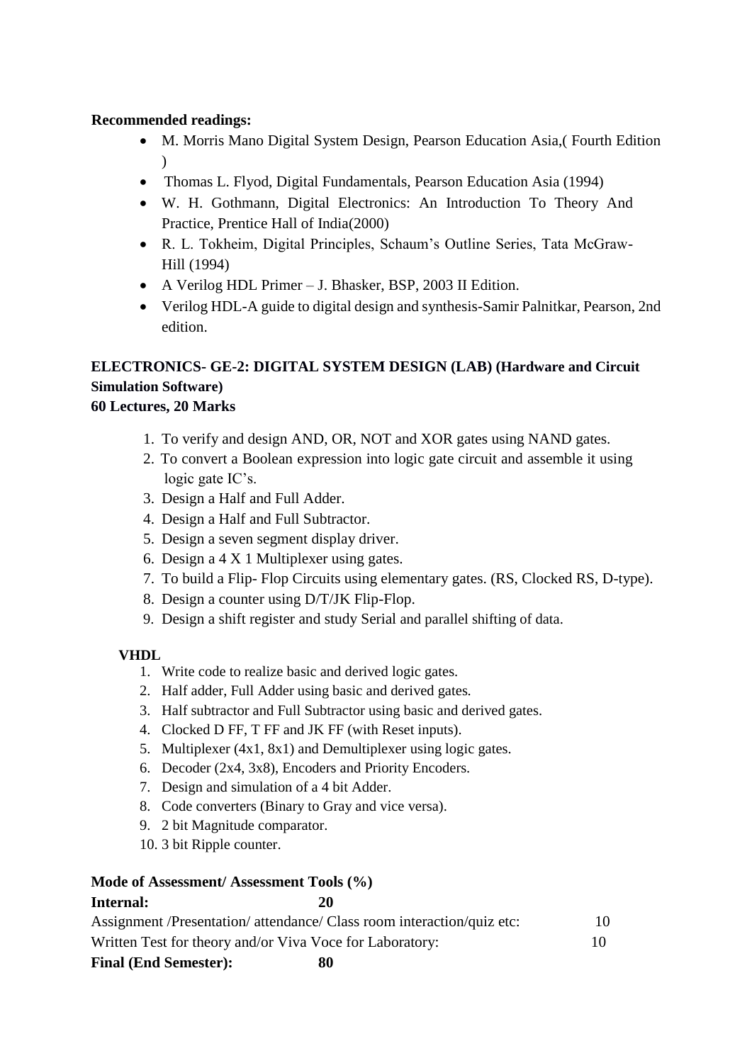**Recommended readings:**

- M. Morris Mano Digital System Design, Pearson Education Asia,( Fourth Edition )
- Thomas L. Flyod, Digital Fundamentals, Pearson Education Asia (1994)
- W. H. Gothmann, Digital Electronics: An Introduction To Theory And Practice, Prentice Hall of India(2000)
- R. L. Tokheim, Digital Principles, Schaum's Outline Series, Tata McGraw-Hill (1994)
- A Verilog HDL Primer – J. Bhasker, BSP, 2003 II Edition.
- Verilog HDL-A guide to digital design and synthesis-Samir Palnitkar, Pearson, 2nd edition.

## ELECTRONICS- GE-2: DIGITAL SYSTEM DESIGN (LAB) (Hardware and Circuit Simulation Software)

**60 Lectures, 20 Marks**

1. To verify and design AND, OR, NOT and XOR gates using NAND gates.
2. To convert a Boolean expression into logic gate circuit and assemble it using logic gate IC's.
3. Design a Half and Full Adder.
4. Design a Half and Full Subtractor.
5. Design a seven segment display driver.
6. Design a 4 X 1 Multiplexer using gates.
7. To build a Flip- Flop Circuits using elementary gates. (RS, Clocked RS, D-type).
8. Design a counter using D/T/JK Flip-Flop.
9. Design a shift register and study Serial and parallel shifting of data.

**VHDL**

1. Write code to realize basic and derived logic gates.
2. Half adder, Full Adder using basic and derived gates.
3. Half subtractor and Full Subtractor using basic and derived gates.
4. Clocked D FF, T FF and JK FF (with Reset inputs).
5. Multiplexer (4x1, 8x1) and Demultiplexer using logic gates.
6. Decoder (2x4, 3x8), Encoders and Priority Encoders.
7. Design and simulation of a 4 bit Adder.
8. Code converters (Binary to Gray and vice versa).
9. 2 bit Magnitude comparator.
10. 3 bit Ripple counter.

**Mode of Assessment/ Assessment Tools (%)**

**Internal: 20**

Assignment /Presentation/ attendance/ Class room interaction/quiz etc: 10

Written Test for theory and/or Viva Voce for Laboratory: 10

**Final (End Semester): 80**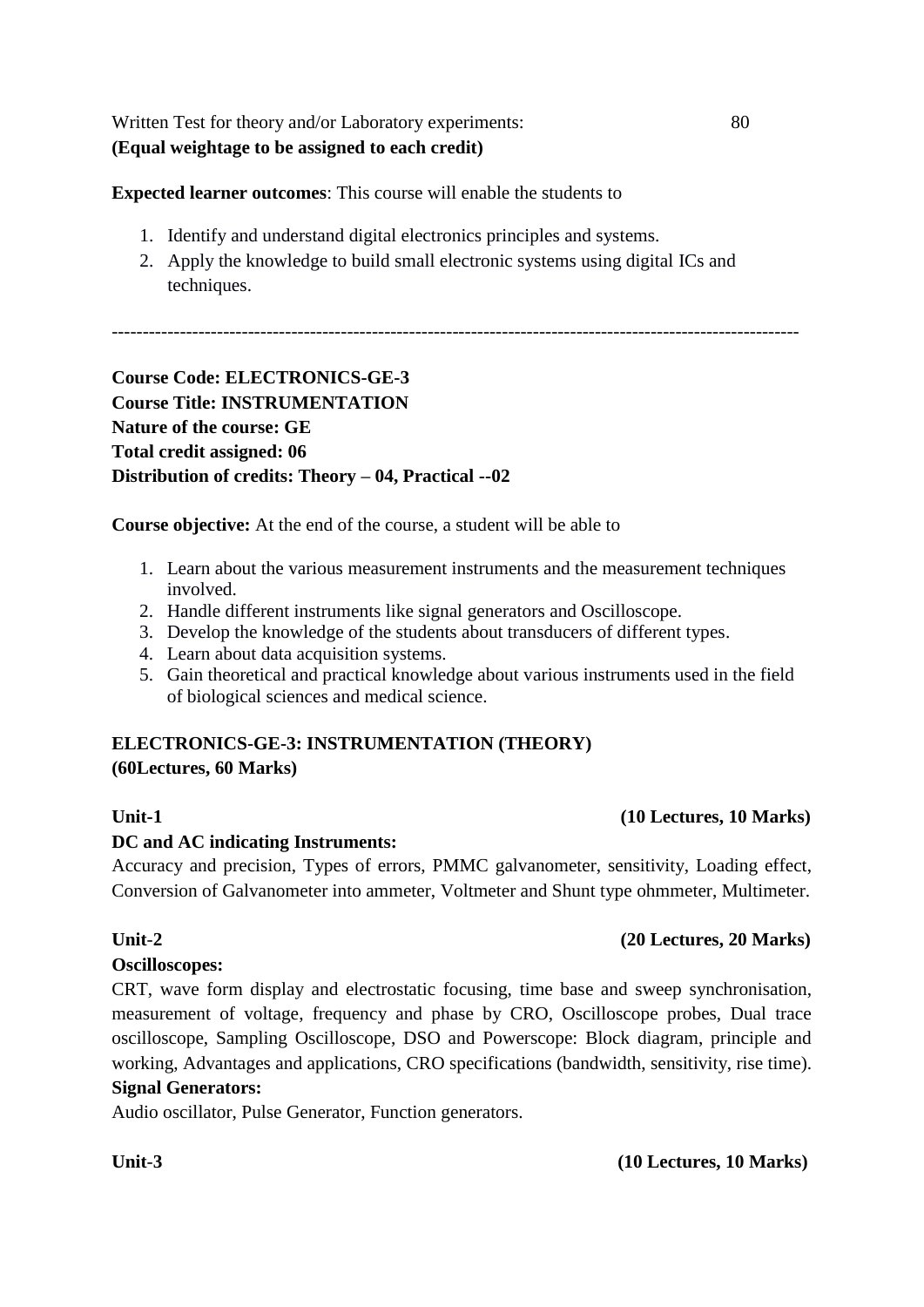Written Test for theory and/or Laboratory experiments: 80
**(Equal weightage to be assigned to each credit)**

**Expected learner outcomes**: This course will enable the students to

1. Identify and understand digital electronics principles and systems.
2. Apply the knowledge to build small electronic systems using digital ICs and techniques.

---

**Course Code: ELECTRONICS-GE-3**
**Course Title: INSTRUMENTATION**
**Nature of the course: GE**
**Total credit assigned: 06**
**Distribution of credits: Theory – 04, Practical --02**

**Course objective:** At the end of the course, a student will be able to

1. Learn about the various measurement instruments and the measurement techniques involved.
2. Handle different instruments like signal generators and Oscilloscope.
3. Develop the knowledge of the students about transducers of different types.
4. Learn about data acquisition systems.
5. Gain theoretical and practical knowledge about various instruments used in the field of biological sciences and medical science.

**ELECTRONICS-GE-3: INSTRUMENTATION (THEORY)**
**(60Lectures, 60 Marks)**

**Unit-1** **(10 Lectures, 10 Marks)**

**DC and AC indicating Instruments:**
Accuracy and precision, Types of errors, PMMC galvanometer, sensitivity, Loading effect, Conversion of Galvanometer into ammeter, Voltmeter and Shunt type ohmmeter, Multimeter.

**Unit-2** **(20 Lectures, 20 Marks)**

**Oscilloscopes:**
CRT, wave form display and electrostatic focusing, time base and sweep synchronisation, measurement of voltage, frequency and phase by CRO, Oscilloscope probes, Dual trace oscilloscope, Sampling Oscilloscope, DSO and Powerscope: Block diagram, principle and working, Advantages and applications, CRO specifications (bandwidth, sensitivity, rise time).

**Signal Generators:**
Audio oscillator, Pulse Generator, Function generators.

**Unit-3** **(10 Lectures, 10 Marks)**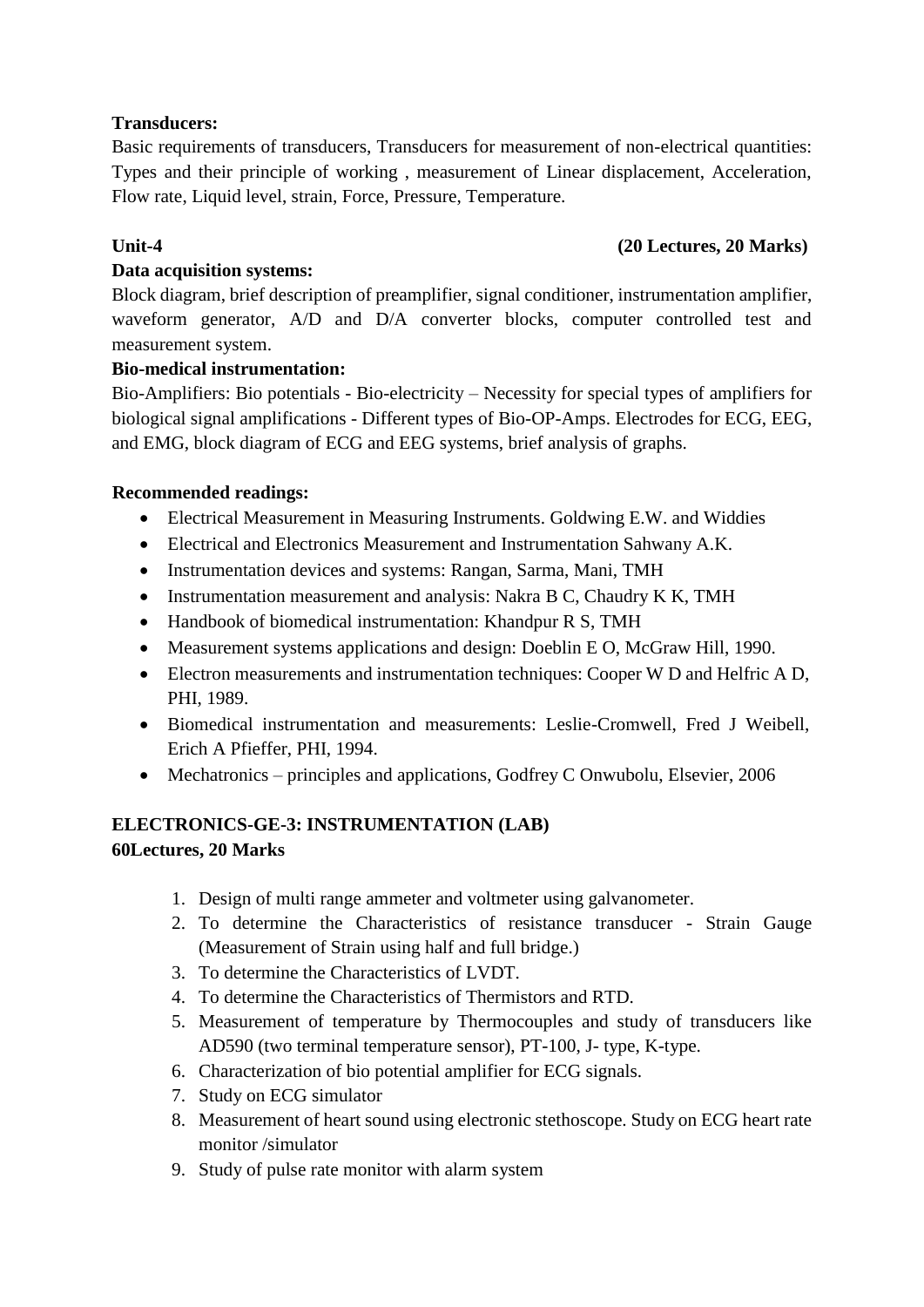**Transducers:**

Basic requirements of transducers, Transducers for measurement of non-electrical quantities: Types and their principle of working , measurement of Linear displacement, Acceleration, Flow rate, Liquid level, strain, Force, Pressure, Temperature.

**Unit-4 (20 Lectures, 20 Marks)**

**Data acquisition systems:**

Block diagram, brief description of preamplifier, signal conditioner, instrumentation amplifier, waveform generator, A/D and D/A converter blocks, computer controlled test and measurement system.

**Bio-medical instrumentation:**

Bio-Amplifiers: Bio potentials - Bio-electricity – Necessity for special types of amplifiers for biological signal amplifications - Different types of Bio-OP-Amps. Electrodes for ECG, EEG, and EMG, block diagram of ECG and EEG systems, brief analysis of graphs.

**Recommended readings:**

- Electrical Measurement in Measuring Instruments. Goldwing E.W. and Widdies
- Electrical and Electronics Measurement and Instrumentation Sahwany A.K.
- Instrumentation devices and systems: Rangan, Sarma, Mani, TMH
- Instrumentation measurement and analysis: Nakra B C, Chaudry K K, TMH
- Handbook of biomedical instrumentation: Khandpur R S, TMH
- Measurement systems applications and design: Doeblin E O, McGraw Hill, 1990.
- Electron measurements and instrumentation techniques: Cooper W D and Helfric A D, PHI, 1989.
- Biomedical instrumentation and measurements: Leslie-Cromwell, Fred J Weibell, Erich A Pfieffer, PHI, 1994.
- Mechatronics – principles and applications, Godfrey C Onwubolu, Elsevier, 2006

**ELECTRONICS-GE-3: INSTRUMENTATION (LAB)**
**60Lectures, 20 Marks**

1. Design of multi range ammeter and voltmeter using galvanometer.
2. To determine the Characteristics of resistance transducer - Strain Gauge (Measurement of Strain using half and full bridge.)
3. To determine the Characteristics of LVDT.
4. To determine the Characteristics of Thermistors and RTD.
5. Measurement of temperature by Thermocouples and study of transducers like AD590 (two terminal temperature sensor), PT-100, J- type, K-type.
6. Characterization of bio potential amplifier for ECG signals.
7. Study on ECG simulator
8. Measurement of heart sound using electronic stethoscope. Study on ECG heart rate monitor /simulator
9. Study of pulse rate monitor with alarm system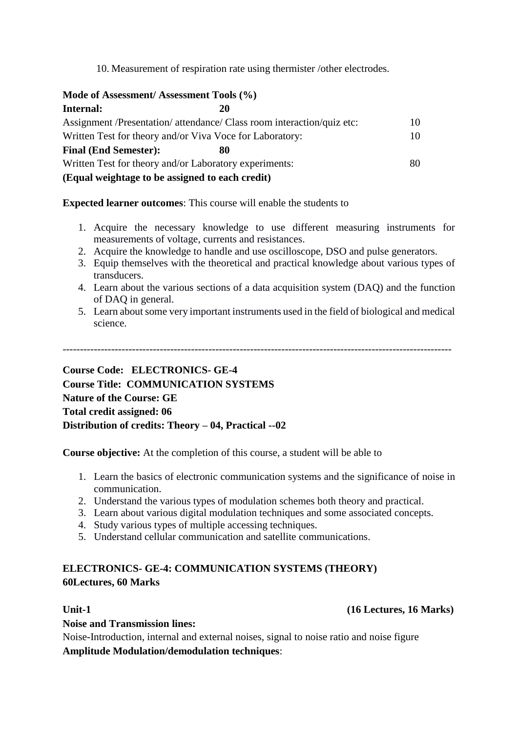10. Measurement of respiration rate using thermister /other electrodes.

**Mode of Assessment/ Assessment Tools (%)**

| | |
|---|---|
| **Internal: 20** | |
| Assignment /Presentation/ attendance/ Class room interaction/quiz etc: | 10 |
| Written Test for theory and/or Viva Voce for Laboratory: | 10 |
| **Final (End Semester): 80** | |
| Written Test for theory and/or Laboratory experiments: | 80 |

**(Equal weightage to be assigned to each credit)**

**Expected learner outcomes**: This course will enable the students to

1. Acquire the necessary knowledge to use different measuring instruments for measurements of voltage, currents and resistances.
2. Acquire the knowledge to handle and use oscilloscope, DSO and pulse generators.
3. Equip themselves with the theoretical and practical knowledge about various types of transducers.
4. Learn about the various sections of a data acquisition system (DAQ) and the function of DAQ in general.
5. Learn about some very important instruments used in the field of biological and medical science.

---

**Course Code: ELECTRONICS- GE-4**
**Course Title: COMMUNICATION SYSTEMS**
**Nature of the Course: GE**
**Total credit assigned: 06**
**Distribution of credits: Theory – 04, Practical --02**

**Course objective:** At the completion of this course, a student will be able to

1. Learn the basics of electronic communication systems and the significance of noise in communication.
2. Understand the various types of modulation schemes both theory and practical.
3. Learn about various digital modulation techniques and some associated concepts.
4. Study various types of multiple accessing techniques.
5. Understand cellular communication and satellite communications.

**ELECTRONICS- GE-4: COMMUNICATION SYSTEMS (THEORY)**
**60Lectures, 60 Marks**

**Unit-1** **(16 Lectures, 16 Marks)**

**Noise and Transmission lines:**
Noise-Introduction, internal and external noises, signal to noise ratio and noise figure

**Amplitude Modulation/demodulation techniques**: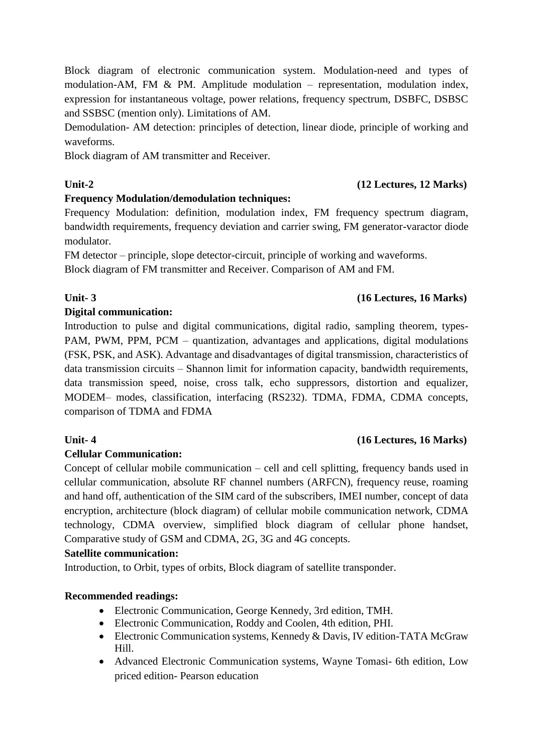Block diagram of electronic communication system. Modulation-need and types of modulation-AM, FM & PM. Amplitude modulation – representation, modulation index, expression for instantaneous voltage, power relations, frequency spectrum, DSBFC, DSBSC and SSBSC (mention only). Limitations of AM.

Demodulation- AM detection: principles of detection, linear diode, principle of working and waveforms.

Block diagram of AM transmitter and Receiver.

**Unit-2** **(12 Lectures, 12 Marks)**

**Frequency Modulation/demodulation techniques:**

Frequency Modulation: definition, modulation index, FM frequency spectrum diagram, bandwidth requirements, frequency deviation and carrier swing, FM generator-varactor diode modulator.

FM detector – principle, slope detector-circuit, principle of working and waveforms.

Block diagram of FM transmitter and Receiver. Comparison of AM and FM.

**Unit- 3** **(16 Lectures, 16 Marks)**

**Digital communication:**

Introduction to pulse and digital communications, digital radio, sampling theorem, types- PAM, PWM, PPM, PCM – quantization, advantages and applications, digital modulations (FSK, PSK, and ASK). Advantage and disadvantages of digital transmission, characteristics of data transmission circuits – Shannon limit for information capacity, bandwidth requirements, data transmission speed, noise, cross talk, echo suppressors, distortion and equalizer, MODEM– modes, classification, interfacing (RS232). TDMA, FDMA, CDMA concepts, comparison of TDMA and FDMA

**Unit- 4** **(16 Lectures, 16 Marks)**

**Cellular Communication:**

Concept of cellular mobile communication – cell and cell splitting, frequency bands used in cellular communication, absolute RF channel numbers (ARFCN), frequency reuse, roaming and hand off, authentication of the SIM card of the subscribers, IMEI number, concept of data encryption, architecture (block diagram) of cellular mobile communication network, CDMA technology, CDMA overview, simplified block diagram of cellular phone handset, Comparative study of GSM and CDMA, 2G, 3G and 4G concepts.

**Satellite communication:**

Introduction, to Orbit, types of orbits, Block diagram of satellite transponder.

**Recommended readings:**

- Electronic Communication, George Kennedy, 3rd edition, TMH.
- Electronic Communication, Roddy and Coolen, 4th edition, PHI.
- Electronic Communication systems, Kennedy & Davis, IV edition-TATA McGraw Hill.
- Advanced Electronic Communication systems, Wayne Tomasi- 6th edition, Low priced edition- Pearson education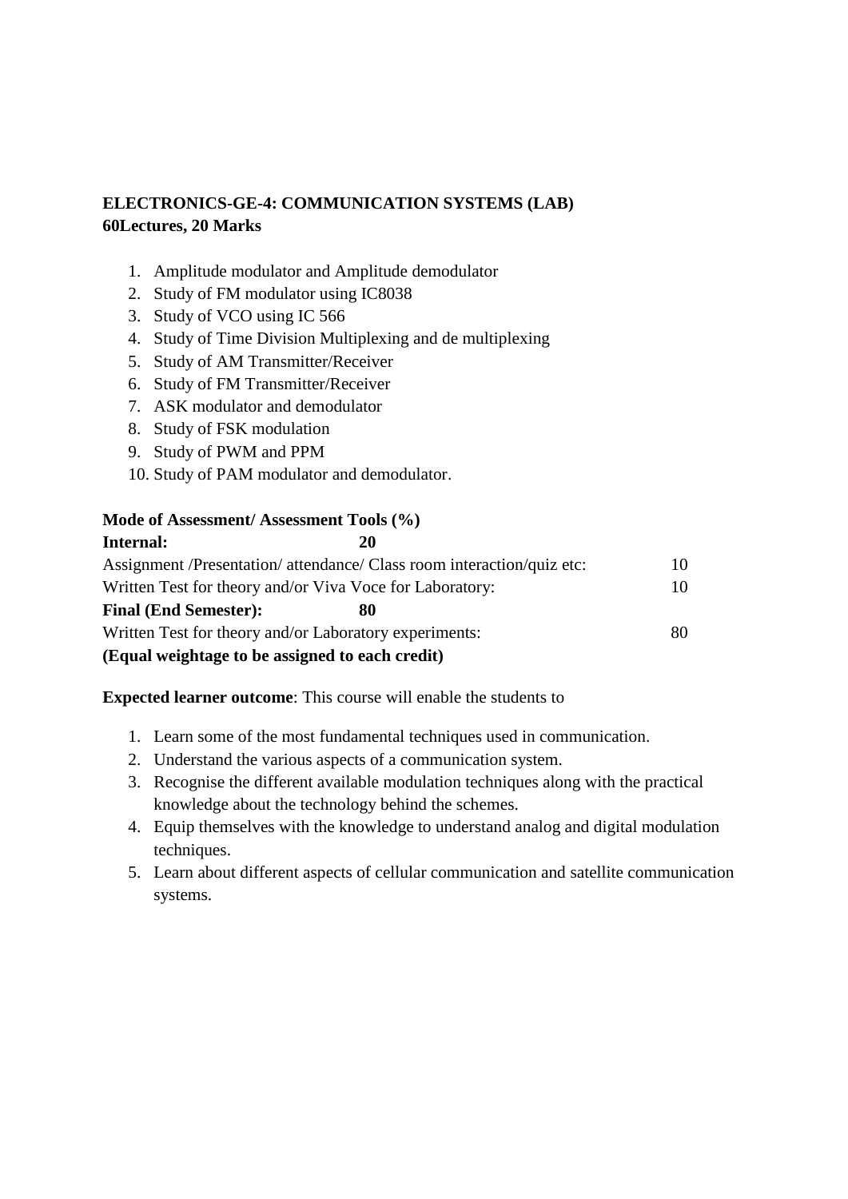**ELECTRONICS-GE-4: COMMUNICATION SYSTEMS (LAB)**
**60Lectures, 20 Marks**

1. Amplitude modulator and Amplitude demodulator
2. Study of FM modulator using IC8038
3. Study of VCO using IC 566
4. Study of Time Division Multiplexing and de multiplexing
5. Study of AM Transmitter/Receiver
6. Study of FM Transmitter/Receiver
7. ASK modulator and demodulator
8. Study of FSK modulation
9. Study of PWM and PPM
10. Study of PAM modulator and demodulator.

**Mode of Assessment/ Assessment Tools (%)**

| | |
|---|---|
| **Internal:** **20** | |
| Assignment /Presentation/ attendance/ Class room interaction/quiz etc: | 10 |
| Written Test for theory and/or Viva Voce for Laboratory: | 10 |
| **Final (End Semester):** **80** | |
| Written Test for theory and/or Laboratory experiments: | 80 |

**(Equal weightage to be assigned to each credit)**

**Expected learner outcome**: This course will enable the students to

1. Learn some of the most fundamental techniques used in communication.
2. Understand the various aspects of a communication system.
3. Recognise the different available modulation techniques along with the practical knowledge about the technology behind the schemes.
4. Equip themselves with the knowledge to understand analog and digital modulation techniques.
5. Learn about different aspects of cellular communication and satellite communication systems.